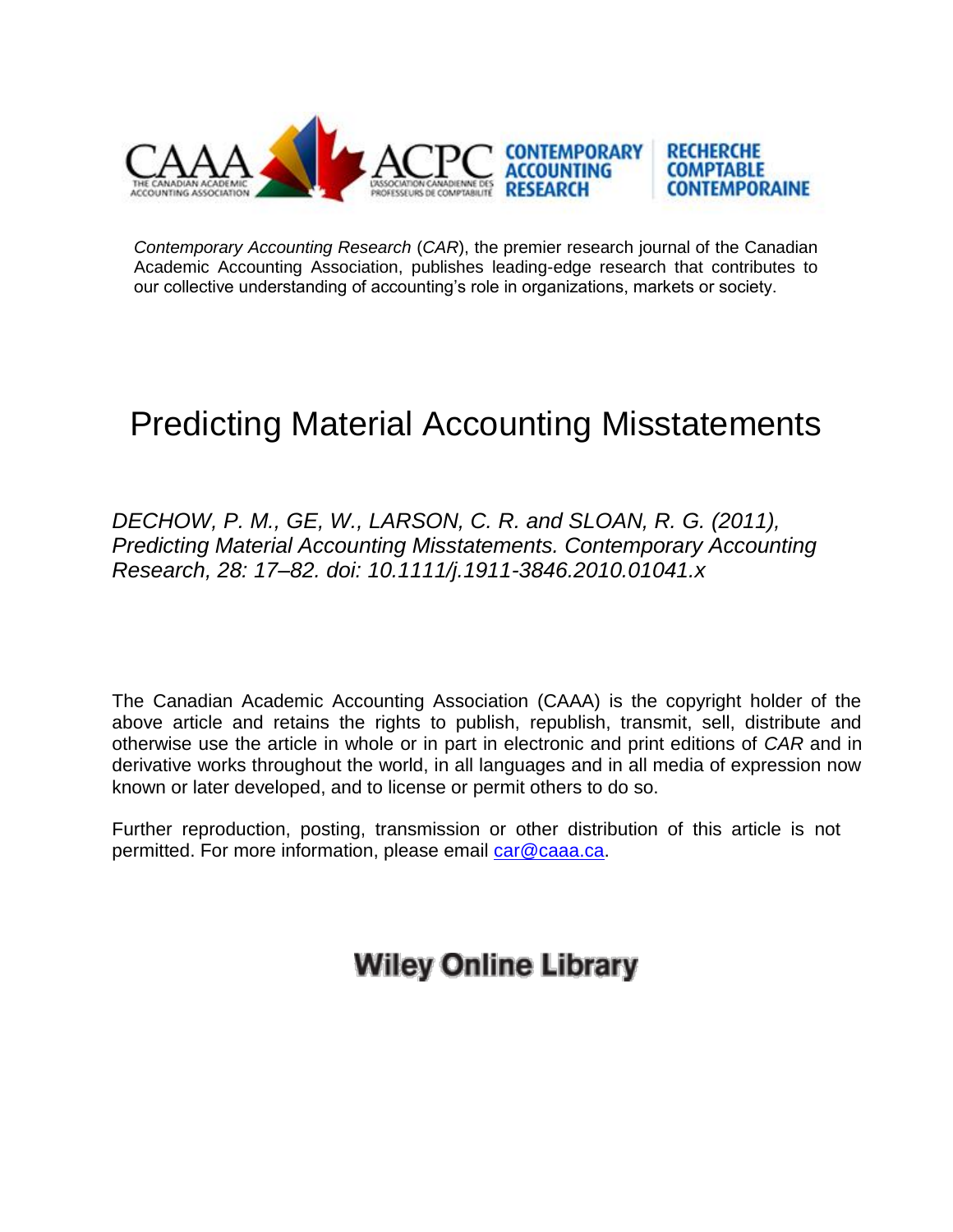*Contemporary Accounting Research* (*CAR*), the premier research journal of the Canadian Academic Accounting Association, publishes leading-edge research that contributes to our collective understanding of accounting's role in organizations, markets or society.

# Predicting Material Accounting Misstatements

*DECHOW, P. M., GE, W., LARSON, C. R. and SLOAN, R. G. (2011), Predicting Material Accounting Misstatements. Contemporary Accounting Research, 28: 17–82. doi: 10.1111/j.1911-3846.2010.01041.x*

The Canadian Academic Accounting Association (CAAA) is the copyright holder of the above article and retains the rights to publish, republish, transmit, sell, distribute and otherwise use the article in whole or in part in electronic and print editions of *CAR* and in derivative works throughout the world, in all languages and in all media of expression now known or later developed, and to license or permit others to do so.

Further reproduction, posting, transmission or other distribution of this article is not permitted. For more information, please email car@caaa.ca.

**Wiley Online Library**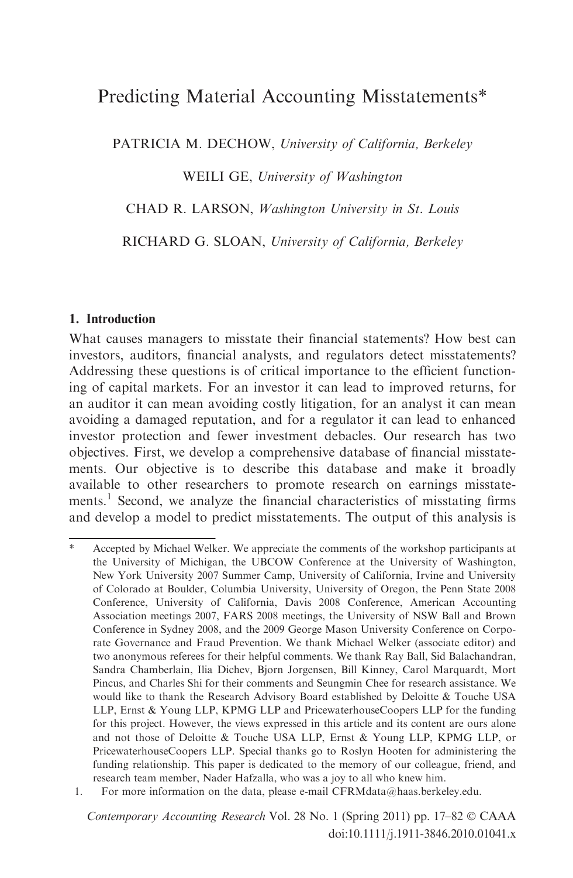# Predicting Material Accounting Misstatements*

PATRICIA M. DECHOW, *University of California, Berkeley*

WEILI GE, *University of Washington*

CHAD R. LARSON, *Washington University in St. Louis*

RICHARD G. SLOAN, *University of California, Berkeley*

## 1. Introduction

What causes managers to misstate their financial statements? How best can investors, auditors, financial analysts, and regulators detect misstatements? Addressing these questions is of critical importance to the efficient functioning of capital markets. For an investor it can lead to improved returns, for an auditor it can mean avoiding costly litigation, for an analyst it can mean avoiding a damaged reputation, and for a regulator it can lead to enhanced investor protection and fewer investment debacles. Our research has two objectives. First, we develop a comprehensive database of financial misstatements. Our objective is to describe this database and make it broadly available to other researchers to promote research on earnings misstatements.[1] Second, we analyze the financial characteristics of misstating firms and develop a model to predict misstatements. The output of this analysis is

---

\* Accepted by Michael Welker. We appreciate the comments of the workshop participants at the University of Michigan, the UBCOW Conference at the University of Washington, New York University 2007 Summer Camp, University of California, Irvine and University of Colorado at Boulder, Columbia University, University of Oregon, the Penn State 2008 Conference, University of California, Davis 2008 Conference, American Accounting Association meetings 2007, FARS 2008 meetings, the University of NSW Ball and Brown Conference in Sydney 2008, and the 2009 George Mason University Conference on Corporate Governance and Fraud Prevention. We thank Michael Welker (associate editor) and two anonymous referees for their helpful comments. We thank Ray Ball, Sid Balachandran, Sandra Chamberlain, Ilia Dichev, Bjorn Jorgensen, Bill Kinney, Carol Marquardt, Mort Pincus, and Charles Shi for their comments and Seungmin Chee for research assistance. We would like to thank the Research Advisory Board established by Deloitte & Touche USA LLP, Ernst & Young LLP, KPMG LLP and PricewaterhouseCoopers LLP for the funding for this project. However, the views expressed in this article and its content are ours alone and not those of Deloitte & Touche USA LLP, Ernst & Young LLP, KPMG LLP, or PricewaterhouseCoopers LLP. Special thanks go to Roslyn Hooten for administering the funding relationship. This paper is dedicated to the memory of our colleague, friend, and research team member, Nader Hafzalla, who was a joy to all who knew him.

1. For more information on the data, please e-mail CFRMdata@haas.berkeley.edu.

*Contemporary Accounting Research* Vol. 28 No. 1 (Spring 2011) pp. 17–82 © CAAA
doi:10.1111/j.1911-3846.2010.01041.x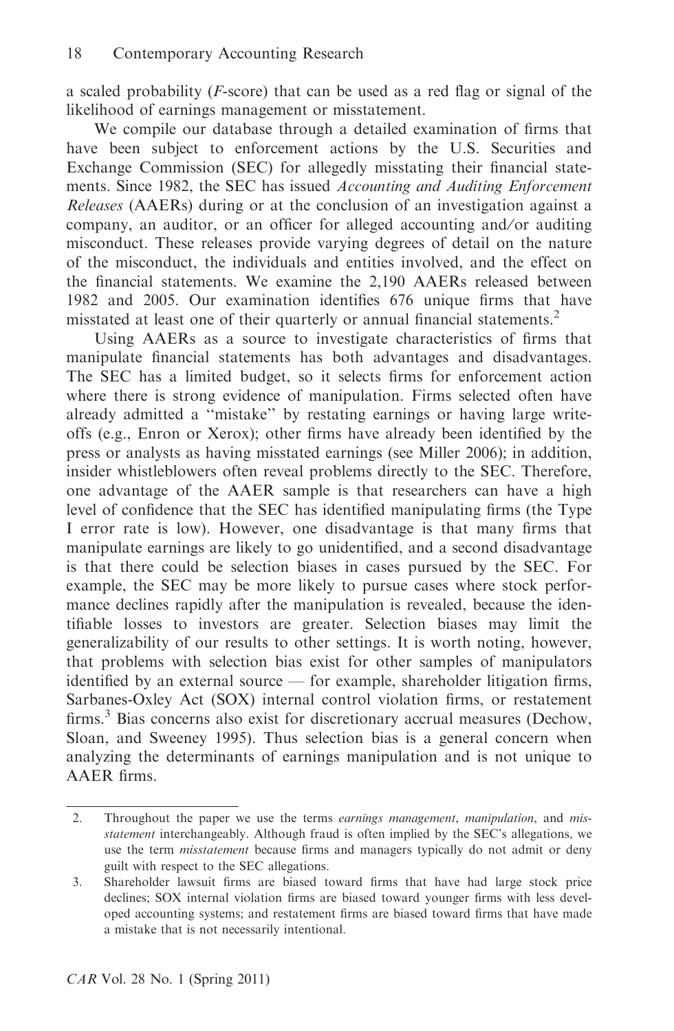a scaled probability (*F*-score) that can be used as a red flag or signal of the likelihood of earnings management or misstatement.

We compile our database through a detailed examination of firms that have been subject to enforcement actions by the U.S. Securities and Exchange Commission (SEC) for allegedly misstating their financial statements. Since 1982, the SEC has issued *Accounting and Auditing Enforcement Releases* (AAERs) during or at the conclusion of an investigation against a company, an auditor, or an officer for alleged accounting and/or auditing misconduct. These releases provide varying degrees of detail on the nature of the misconduct, the individuals and entities involved, and the effect on the financial statements. We examine the 2,190 AAERs released between 1982 and 2005. Our examination identifies 676 unique firms that have misstated at least one of their quarterly or annual financial statements.[2]

Using AAERs as a source to investigate characteristics of firms that manipulate financial statements has both advantages and disadvantages. The SEC has a limited budget, so it selects firms for enforcement action where there is strong evidence of manipulation. Firms selected often have already admitted a "mistake" by restating earnings or having large write-offs (e.g., Enron or Xerox); other firms have already been identified by the press or analysts as having misstated earnings (see Miller 2006); in addition, insider whistleblowers often reveal problems directly to the SEC. Therefore, one advantage of the AAER sample is that researchers can have a high level of confidence that the SEC has identified manipulating firms (the Type I error rate is low). However, one disadvantage is that many firms that manipulate earnings are likely to go unidentified, and a second disadvantage is that there could be selection biases in cases pursued by the SEC. For example, the SEC may be more likely to pursue cases where stock performance declines rapidly after the manipulation is revealed, because the identifiable losses to investors are greater. Selection biases may limit the generalizability of our results to other settings. It is worth noting, however, that problems with selection bias exist for other samples of manipulators identified by an external source — for example, shareholder litigation firms, Sarbanes-Oxley Act (SOX) internal control violation firms, or restatement firms.[3] Bias concerns also exist for discretionary accrual measures (Dechow, Sloan, and Sweeney 1995). Thus selection bias is a general concern when analyzing the determinants of earnings manipulation and is not unique to AAER firms.

---

2. Throughout the paper we use the terms *earnings management*, *manipulation*, and *misstatement* interchangeably. Although fraud is often implied by the SEC's allegations, we use the term *misstatement* because firms and managers typically do not admit or deny guilt with respect to the SEC allegations.

3. Shareholder lawsuit firms are biased toward firms that have had large stock price declines; SOX internal violation firms are biased toward younger firms with less developed accounting systems; and restatement firms are biased toward firms that have made a mistake that is not necessarily intentional.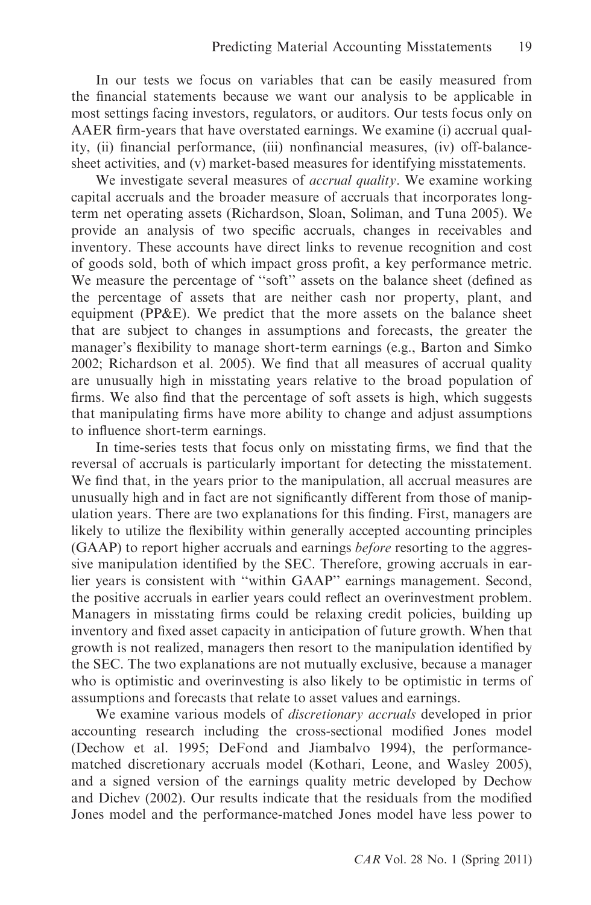In our tests we focus on variables that can be easily measured from the financial statements because we want our analysis to be applicable in most settings facing investors, regulators, or auditors. Our tests focus only on AAER firm-years that have overstated earnings. We examine (i) accrual quality, (ii) financial performance, (iii) nonfinancial measures, (iv) off-balance-sheet activities, and (v) market-based measures for identifying misstatements.

We investigate several measures of *accrual quality*. We examine working capital accruals and the broader measure of accruals that incorporates long-term net operating assets (Richardson, Sloan, Soliman, and Tuna 2005). We provide an analysis of two specific accruals, changes in receivables and inventory. These accounts have direct links to revenue recognition and cost of goods sold, both of which impact gross profit, a key performance metric. We measure the percentage of "soft" assets on the balance sheet (defined as the percentage of assets that are neither cash nor property, plant, and equipment (PP&E). We predict that the more assets on the balance sheet that are subject to changes in assumptions and forecasts, the greater the manager's flexibility to manage short-term earnings (e.g., Barton and Simko 2002; Richardson et al. 2005). We find that all measures of accrual quality are unusually high in misstating years relative to the broad population of firms. We also find that the percentage of soft assets is high, which suggests that manipulating firms have more ability to change and adjust assumptions to influence short-term earnings.

In time-series tests that focus only on misstating firms, we find that the reversal of accruals is particularly important for detecting the misstatement. We find that, in the years prior to the manipulation, all accrual measures are unusually high and in fact are not significantly different from those of manipulation years. There are two explanations for this finding. First, managers are likely to utilize the flexibility within generally accepted accounting principles (GAAP) to report higher accruals and earnings *before* resorting to the aggressive manipulation identified by the SEC. Therefore, growing accruals in earlier years is consistent with "within GAAP" earnings management. Second, the positive accruals in earlier years could reflect an overinvestment problem. Managers in misstating firms could be relaxing credit policies, building up inventory and fixed asset capacity in anticipation of future growth. When that growth is not realized, managers then resort to the manipulation identified by the SEC. The two explanations are not mutually exclusive, because a manager who is optimistic and overinvesting is also likely to be optimistic in terms of assumptions and forecasts that relate to asset values and earnings.

We examine various models of *discretionary accruals* developed in prior accounting research including the cross-sectional modified Jones model (Dechow et al. 1995; DeFond and Jiambalvo 1994), the performance-matched discretionary accruals model (Kothari, Leone, and Wasley 2005), and a signed version of the earnings quality metric developed by Dechow and Dichev (2002). Our results indicate that the residuals from the modified Jones model and the performance-matched Jones model have less power to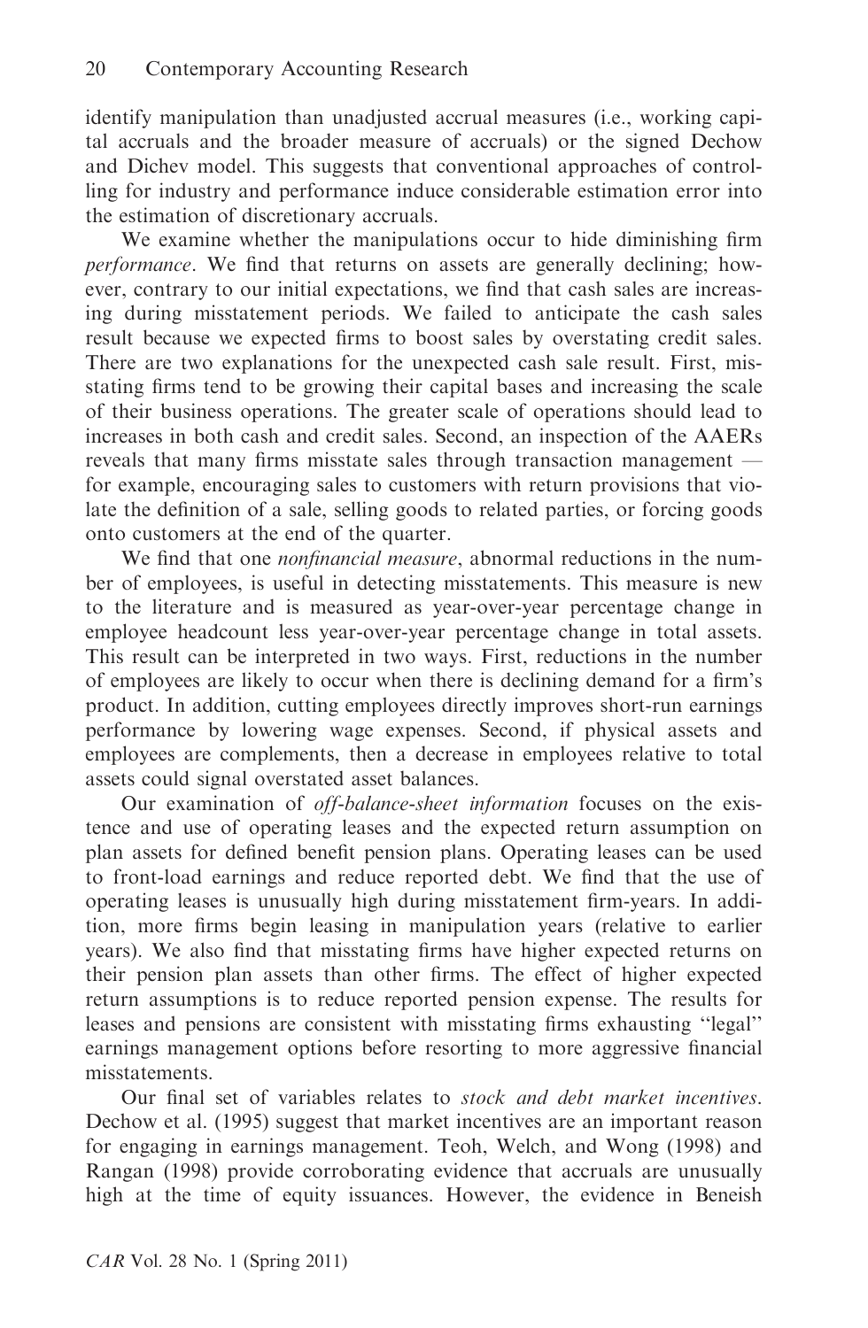identify manipulation than unadjusted accrual measures (i.e., working capital accruals and the broader measure of accruals) or the signed Dechow and Dichev model. This suggests that conventional approaches of controlling for industry and performance induce considerable estimation error into the estimation of discretionary accruals.

We examine whether the manipulations occur to hide diminishing firm *performance*. We find that returns on assets are generally declining; however, contrary to our initial expectations, we find that cash sales are increasing during misstatement periods. We failed to anticipate the cash sales result because we expected firms to boost sales by overstating credit sales. There are two explanations for the unexpected cash sale result. First, misstating firms tend to be growing their capital bases and increasing the scale of their business operations. The greater scale of operations should lead to increases in both cash and credit sales. Second, an inspection of the AAERs reveals that many firms misstate sales through transaction management — for example, encouraging sales to customers with return provisions that violate the definition of a sale, selling goods to related parties, or forcing goods onto customers at the end of the quarter.

We find that one *nonfinancial measure*, abnormal reductions in the number of employees, is useful in detecting misstatements. This measure is new to the literature and is measured as year-over-year percentage change in employee headcount less year-over-year percentage change in total assets. This result can be interpreted in two ways. First, reductions in the number of employees are likely to occur when there is declining demand for a firm's product. In addition, cutting employees directly improves short-run earnings performance by lowering wage expenses. Second, if physical assets and employees are complements, then a decrease in employees relative to total assets could signal overstated asset balances.

Our examination of *off-balance-sheet information* focuses on the existence and use of operating leases and the expected return assumption on plan assets for defined benefit pension plans. Operating leases can be used to front-load earnings and reduce reported debt. We find that the use of operating leases is unusually high during misstatement firm-years. In addition, more firms begin leasing in manipulation years (relative to earlier years). We also find that misstating firms have higher expected returns on their pension plan assets than other firms. The effect of higher expected return assumptions is to reduce reported pension expense. The results for leases and pensions are consistent with misstating firms exhausting "legal" earnings management options before resorting to more aggressive financial misstatements.

Our final set of variables relates to *stock and debt market incentives*. Dechow et al. (1995) suggest that market incentives are an important reason for engaging in earnings management. Teoh, Welch, and Wong (1998) and Rangan (1998) provide corroborating evidence that accruals are unusually high at the time of equity issuances. However, the evidence in Beneish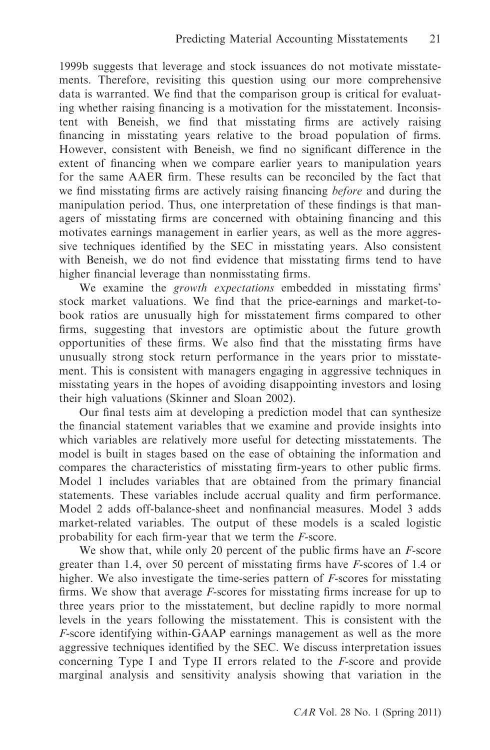1999b suggests that leverage and stock issuances do not motivate misstatements. Therefore, revisiting this question using our more comprehensive data is warranted. We find that the comparison group is critical for evaluating whether raising financing is a motivation for the misstatement. Inconsistent with Beneish, we find that misstating firms are actively raising financing in misstating years relative to the broad population of firms. However, consistent with Beneish, we find no significant difference in the extent of financing when we compare earlier years to manipulation years for the same AAER firm. These results can be reconciled by the fact that we find misstating firms are actively raising financing *before* and during the manipulation period. Thus, one interpretation of these findings is that managers of misstating firms are concerned with obtaining financing and this motivates earnings management in earlier years, as well as the more aggressive techniques identified by the SEC in misstating years. Also consistent with Beneish, we do not find evidence that misstating firms tend to have higher financial leverage than nonmisstating firms.

We examine the *growth expectations* embedded in misstating firms' stock market valuations. We find that the price-earnings and market-to-book ratios are unusually high for misstatement firms compared to other firms, suggesting that investors are optimistic about the future growth opportunities of these firms. We also find that the misstating firms have unusually strong stock return performance in the years prior to misstatement. This is consistent with managers engaging in aggressive techniques in misstating years in the hopes of avoiding disappointing investors and losing their high valuations (Skinner and Sloan 2002).

Our final tests aim at developing a prediction model that can synthesize the financial statement variables that we examine and provide insights into which variables are relatively more useful for detecting misstatements. The model is built in stages based on the ease of obtaining the information and compares the characteristics of misstating firm-years to other public firms. Model 1 includes variables that are obtained from the primary financial statements. These variables include accrual quality and firm performance. Model 2 adds off-balance-sheet and nonfinancial measures. Model 3 adds market-related variables. The output of these models is a scaled logistic probability for each firm-year that we term the *F*-score.

We show that, while only 20 percent of the public firms have an *F*-score greater than 1.4, over 50 percent of misstating firms have *F*-scores of 1.4 or higher. We also investigate the time-series pattern of *F*-scores for misstating firms. We show that average *F*-scores for misstating firms increase for up to three years prior to the misstatement, but decline rapidly to more normal levels in the years following the misstatement. This is consistent with the *F*-score identifying within-GAAP earnings management as well as the more aggressive techniques identified by the SEC. We discuss interpretation issues concerning Type I and Type II errors related to the *F*-score and provide marginal analysis and sensitivity analysis showing that variation in the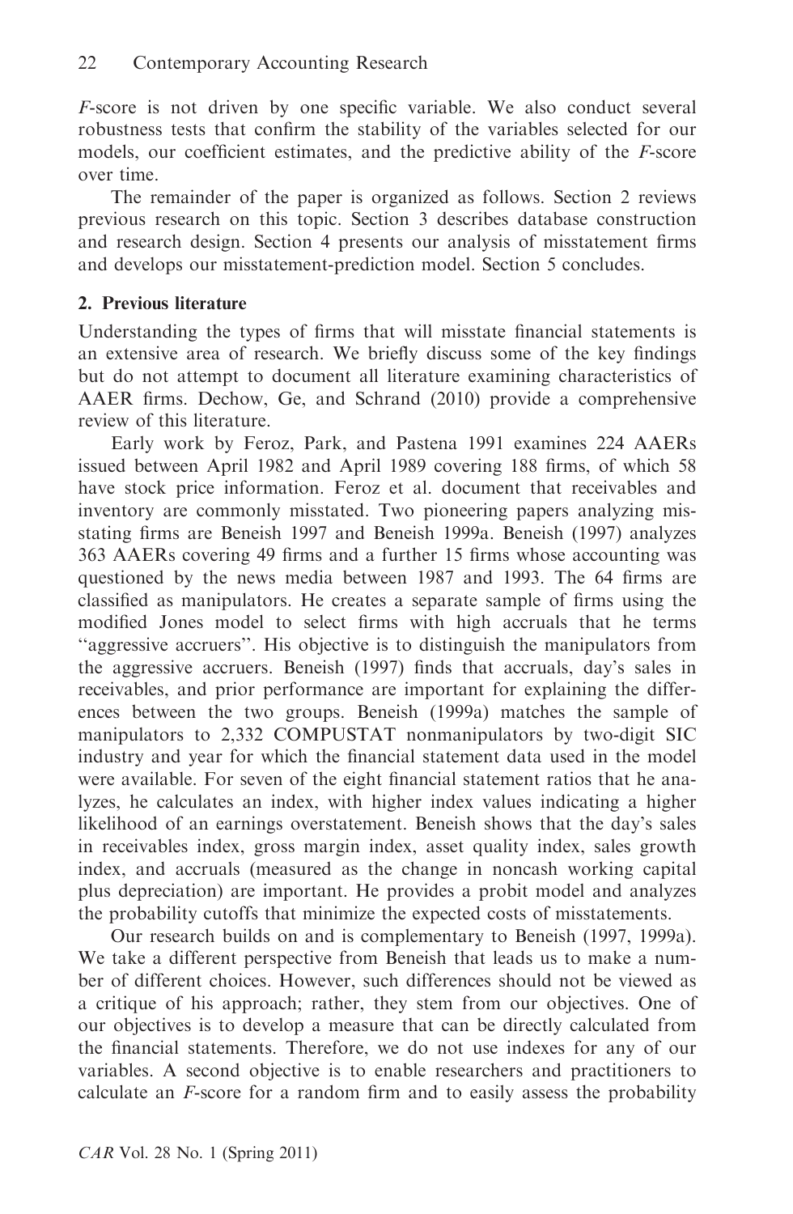*F*-score is not driven by one specific variable. We also conduct several robustness tests that confirm the stability of the variables selected for our models, our coefficient estimates, and the predictive ability of the *F*-score over time.

The remainder of the paper is organized as follows. Section 2 reviews previous research on this topic. Section 3 describes database construction and research design. Section 4 presents our analysis of misstatement firms and develops our misstatement-prediction model. Section 5 concludes.

## 2. Previous literature

Understanding the types of firms that will misstate financial statements is an extensive area of research. We briefly discuss some of the key findings but do not attempt to document all literature examining characteristics of AAER firms. Dechow, Ge, and Schrand (2010) provide a comprehensive review of this literature.

Early work by Feroz, Park, and Pastena 1991 examines 224 AAERs issued between April 1982 and April 1989 covering 188 firms, of which 58 have stock price information. Feroz et al. document that receivables and inventory are commonly misstated. Two pioneering papers analyzing misstating firms are Beneish 1997 and Beneish 1999a. Beneish (1997) analyzes 363 AAERs covering 49 firms and a further 15 firms whose accounting was questioned by the news media between 1987 and 1993. The 64 firms are classified as manipulators. He creates a separate sample of firms using the modified Jones model to select firms with high accruals that he terms "aggressive accruers". His objective is to distinguish the manipulators from the aggressive accruers. Beneish (1997) finds that accruals, day's sales in receivables, and prior performance are important for explaining the differences between the two groups. Beneish (1999a) matches the sample of manipulators to 2,332 COMPUSTAT nonmanipulators by two-digit SIC industry and year for which the financial statement data used in the model were available. For seven of the eight financial statement ratios that he analyzes, he calculates an index, with higher index values indicating a higher likelihood of an earnings overstatement. Beneish shows that the day's sales in receivables index, gross margin index, asset quality index, sales growth index, and accruals (measured as the change in noncash working capital plus depreciation) are important. He provides a probit model and analyzes the probability cutoffs that minimize the expected costs of misstatements.

Our research builds on and is complementary to Beneish (1997, 1999a). We take a different perspective from Beneish that leads us to make a number of different choices. However, such differences should not be viewed as a critique of his approach; rather, they stem from our objectives. One of our objectives is to develop a measure that can be directly calculated from the financial statements. Therefore, we do not use indexes for any of our variables. A second objective is to enable researchers and practitioners to calculate an *F*-score for a random firm and to easily assess the probability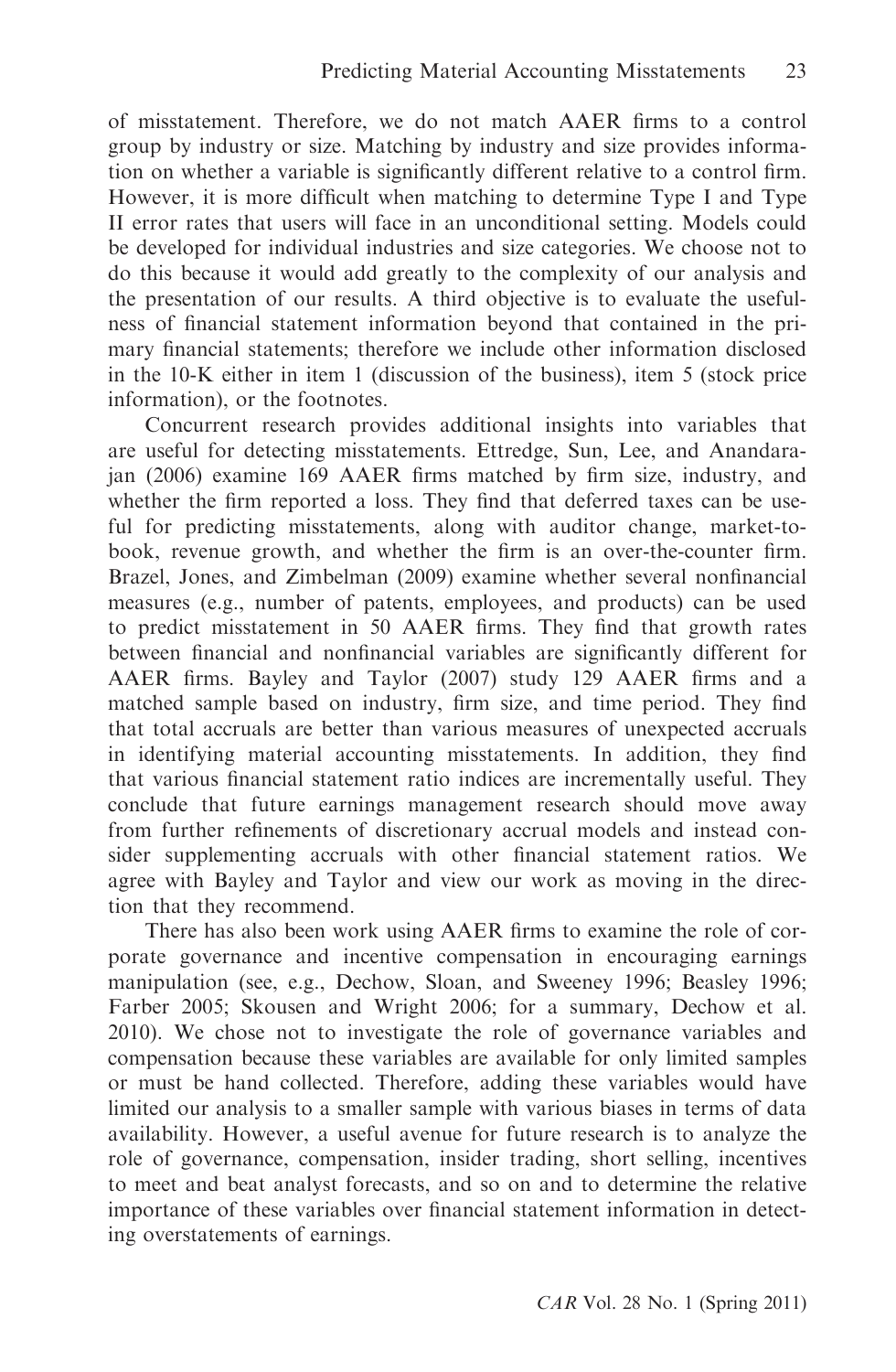of misstatement. Therefore, we do not match AAER firms to a control group by industry or size. Matching by industry and size provides information on whether a variable is significantly different relative to a control firm. However, it is more difficult when matching to determine Type I and Type II error rates that users will face in an unconditional setting. Models could be developed for individual industries and size categories. We choose not to do this because it would add greatly to the complexity of our analysis and the presentation of our results. A third objective is to evaluate the usefulness of financial statement information beyond that contained in the primary financial statements; therefore we include other information disclosed in the 10-K either in item 1 (discussion of the business), item 5 (stock price information), or the footnotes.

Concurrent research provides additional insights into variables that are useful for detecting misstatements. Ettredge, Sun, Lee, and Anandarajan (2006) examine 169 AAER firms matched by firm size, industry, and whether the firm reported a loss. They find that deferred taxes can be useful for predicting misstatements, along with auditor change, market-to-book, revenue growth, and whether the firm is an over-the-counter firm. Brazel, Jones, and Zimbelman (2009) examine whether several nonfinancial measures (e.g., number of patents, employees, and products) can be used to predict misstatement in 50 AAER firms. They find that growth rates between financial and nonfinancial variables are significantly different for AAER firms. Bayley and Taylor (2007) study 129 AAER firms and a matched sample based on industry, firm size, and time period. They find that total accruals are better than various measures of unexpected accruals in identifying material accounting misstatements. In addition, they find that various financial statement ratio indices are incrementally useful. They conclude that future earnings management research should move away from further refinements of discretionary accrual models and instead consider supplementing accruals with other financial statement ratios. We agree with Bayley and Taylor and view our work as moving in the direction that they recommend.

There has also been work using AAER firms to examine the role of corporate governance and incentive compensation in encouraging earnings manipulation (see, e.g., Dechow, Sloan, and Sweeney 1996; Beasley 1996; Farber 2005; Skousen and Wright 2006; for a summary, Dechow et al. 2010). We chose not to investigate the role of governance variables and compensation because these variables are available for only limited samples or must be hand collected. Therefore, adding these variables would have limited our analysis to a smaller sample with various biases in terms of data availability. However, a useful avenue for future research is to analyze the role of governance, compensation, insider trading, short selling, incentives to meet and beat analyst forecasts, and so on and to determine the relative importance of these variables over financial statement information in detecting overstatements of earnings.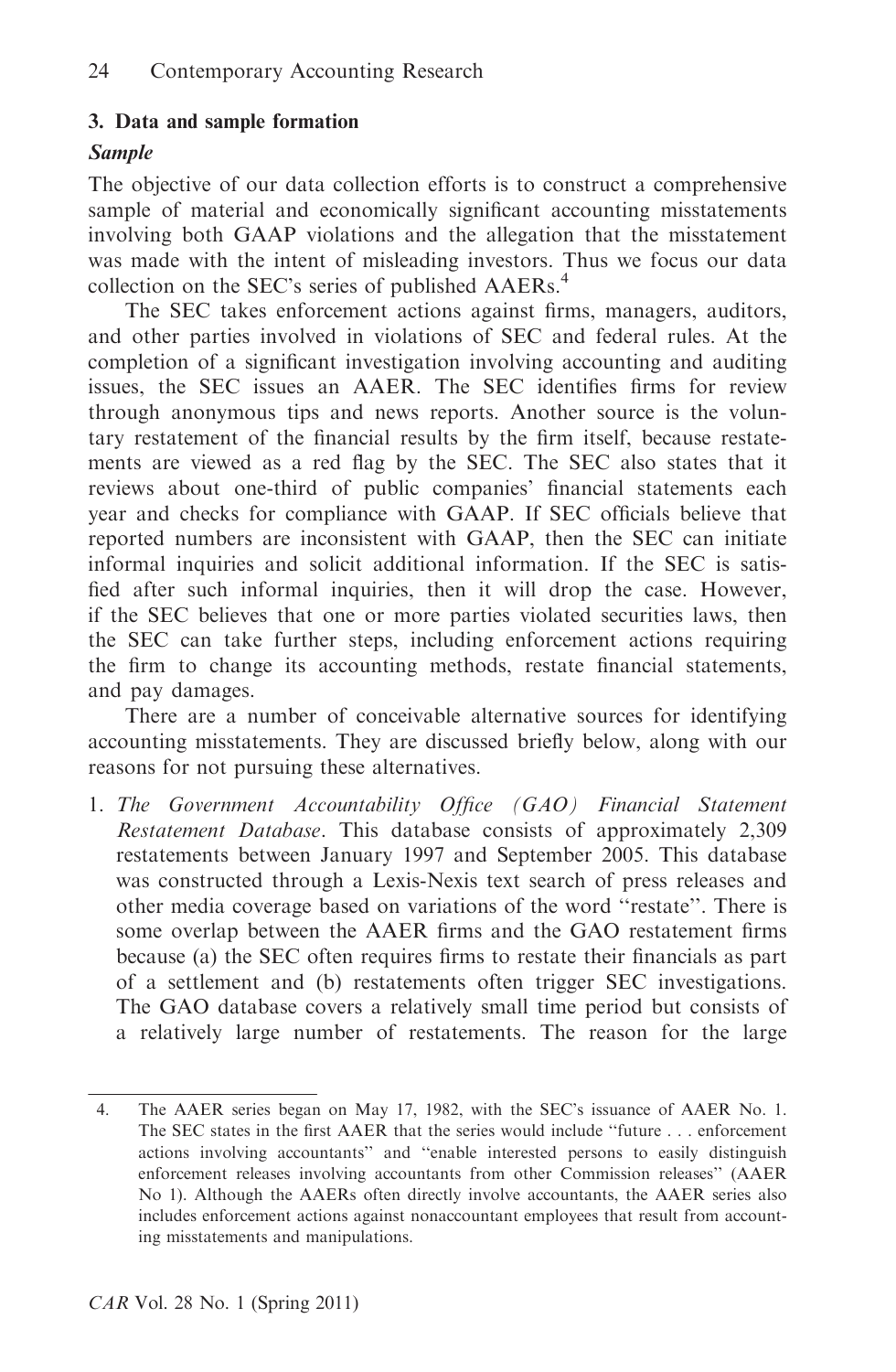## 3. Data and sample formation

### *Sample*

The objective of our data collection efforts is to construct a comprehensive sample of material and economically significant accounting misstatements involving both GAAP violations and the allegation that the misstatement was made with the intent of misleading investors. Thus we focus our data collection on the SEC's series of published AAERs.[4]

The SEC takes enforcement actions against firms, managers, auditors, and other parties involved in violations of SEC and federal rules. At the completion of a significant investigation involving accounting and auditing issues, the SEC issues an AAER. The SEC identifies firms for review through anonymous tips and news reports. Another source is the voluntary restatement of the financial results by the firm itself, because restatements are viewed as a red flag by the SEC. The SEC also states that it reviews about one-third of public companies' financial statements each year and checks for compliance with GAAP. If SEC officials believe that reported numbers are inconsistent with GAAP, then the SEC can initiate informal inquiries and solicit additional information. If the SEC is satisfied after such informal inquiries, then it will drop the case. However, if the SEC believes that one or more parties violated securities laws, then the SEC can take further steps, including enforcement actions requiring the firm to change its accounting methods, restate financial statements, and pay damages.

There are a number of conceivable alternative sources for identifying accounting misstatements. They are discussed briefly below, along with our reasons for not pursuing these alternatives.

1. *The Government Accountability Office (GAO) Financial Statement Restatement Database*. This database consists of approximately 2,309 restatements between January 1997 and September 2005. This database was constructed through a Lexis-Nexis text search of press releases and other media coverage based on variations of the word "restate". There is some overlap between the AAER firms and the GAO restatement firms because (a) the SEC often requires firms to restate their financials as part of a settlement and (b) restatements often trigger SEC investigations. The GAO database covers a relatively small time period but consists of a relatively large number of restatements. The reason for the large

---

4. The AAER series began on May 17, 1982, with the SEC's issuance of AAER No. 1. The SEC states in the first AAER that the series would include "future . . . enforcement actions involving accountants" and "enable interested persons to easily distinguish enforcement releases involving accountants from other Commission releases" (AAER No 1). Although the AAERs often directly involve accountants, the AAER series also includes enforcement actions against nonaccountant employees that result from accounting misstatements and manipulations.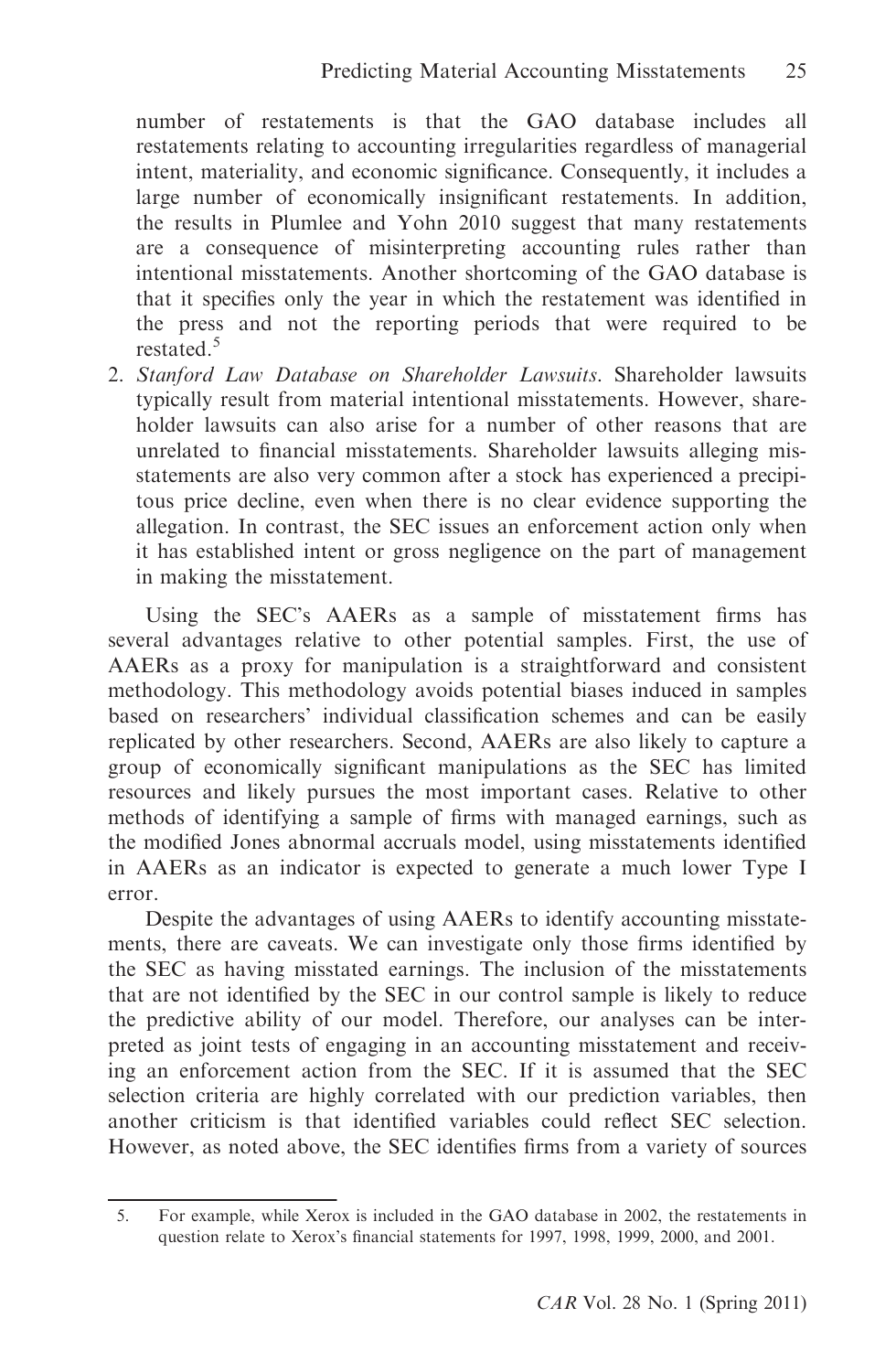number of restatements is that the GAO database includes all restatements relating to accounting irregularities regardless of managerial intent, materiality, and economic significance. Consequently, it includes a large number of economically insignificant restatements. In addition, the results in Plumlee and Yohn 2010 suggest that many restatements are a consequence of misinterpreting accounting rules rather than intentional misstatements. Another shortcoming of the GAO database is that it specifies only the year in which the restatement was identified in the press and not the reporting periods that were required to be restated.[5]

2. *Stanford Law Database on Shareholder Lawsuits*. Shareholder lawsuits typically result from material intentional misstatements. However, shareholder lawsuits can also arise for a number of other reasons that are unrelated to financial misstatements. Shareholder lawsuits alleging misstatements are also very common after a stock has experienced a precipitous price decline, even when there is no clear evidence supporting the allegation. In contrast, the SEC issues an enforcement action only when it has established intent or gross negligence on the part of management in making the misstatement.

Using the SEC's AAERs as a sample of misstatement firms has several advantages relative to other potential samples. First, the use of AAERs as a proxy for manipulation is a straightforward and consistent methodology. This methodology avoids potential biases induced in samples based on researchers' individual classification schemes and can be easily replicated by other researchers. Second, AAERs are also likely to capture a group of economically significant manipulations as the SEC has limited resources and likely pursues the most important cases. Relative to other methods of identifying a sample of firms with managed earnings, such as the modified Jones abnormal accruals model, using misstatements identified in AAERs as an indicator is expected to generate a much lower Type I error.

Despite the advantages of using AAERs to identify accounting misstatements, there are caveats. We can investigate only those firms identified by the SEC as having misstated earnings. The inclusion of the misstatements that are not identified by the SEC in our control sample is likely to reduce the predictive ability of our model. Therefore, our analyses can be interpreted as joint tests of engaging in an accounting misstatement and receiving an enforcement action from the SEC. If it is assumed that the SEC selection criteria are highly correlated with our prediction variables, then another criticism is that identified variables could reflect SEC selection. However, as noted above, the SEC identifies firms from a variety of sources

5. For example, while Xerox is included in the GAO database in 2002, the restatements in question relate to Xerox's financial statements for 1997, 1998, 1999, 2000, and 2001.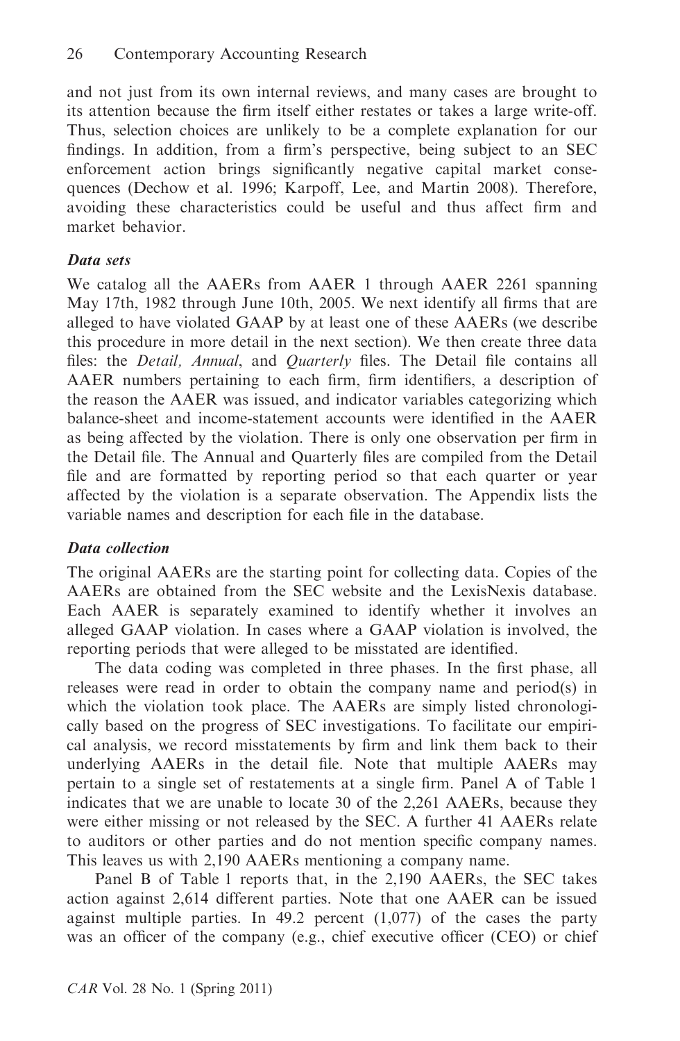and not just from its own internal reviews, and many cases are brought to its attention because the firm itself either restates or takes a large write-off. Thus, selection choices are unlikely to be a complete explanation for our findings. In addition, from a firm's perspective, being subject to an SEC enforcement action brings significantly negative capital market consequences (Dechow et al. 1996; Karpoff, Lee, and Martin 2008). Therefore, avoiding these characteristics could be useful and thus affect firm and market behavior.

### *Data sets*

We catalog all the AAERs from AAER 1 through AAER 2261 spanning May 17th, 1982 through June 10th, 2005. We next identify all firms that are alleged to have violated GAAP by at least one of these AAERs (we describe this procedure in more detail in the next section). We then create three data files: the *Detail, Annual*, and *Quarterly* files. The Detail file contains all AAER numbers pertaining to each firm, firm identifiers, a description of the reason the AAER was issued, and indicator variables categorizing which balance-sheet and income-statement accounts were identified in the AAER as being affected by the violation. There is only one observation per firm in the Detail file. The Annual and Quarterly files are compiled from the Detail file and are formatted by reporting period so that each quarter or year affected by the violation is a separate observation. The Appendix lists the variable names and description for each file in the database.

### *Data collection*

The original AAERs are the starting point for collecting data. Copies of the AAERs are obtained from the SEC website and the LexisNexis database. Each AAER is separately examined to identify whether it involves an alleged GAAP violation. In cases where a GAAP violation is involved, the reporting periods that were alleged to be misstated are identified.

The data coding was completed in three phases. In the first phase, all releases were read in order to obtain the company name and period(s) in which the violation took place. The AAERs are simply listed chronologically based on the progress of SEC investigations. To facilitate our empirical analysis, we record misstatements by firm and link them back to their underlying AAERs in the detail file. Note that multiple AAERs may pertain to a single set of restatements at a single firm. Panel A of Table 1 indicates that we are unable to locate 30 of the 2,261 AAERs, because they were either missing or not released by the SEC. A further 41 AAERs relate to auditors or other parties and do not mention specific company names. This leaves us with 2,190 AAERs mentioning a company name.

Panel B of Table 1 reports that, in the 2,190 AAERs, the SEC takes action against 2,614 different parties. Note that one AAER can be issued against multiple parties. In 49.2 percent (1,077) of the cases the party was an officer of the company (e.g., chief executive officer (CEO) or chief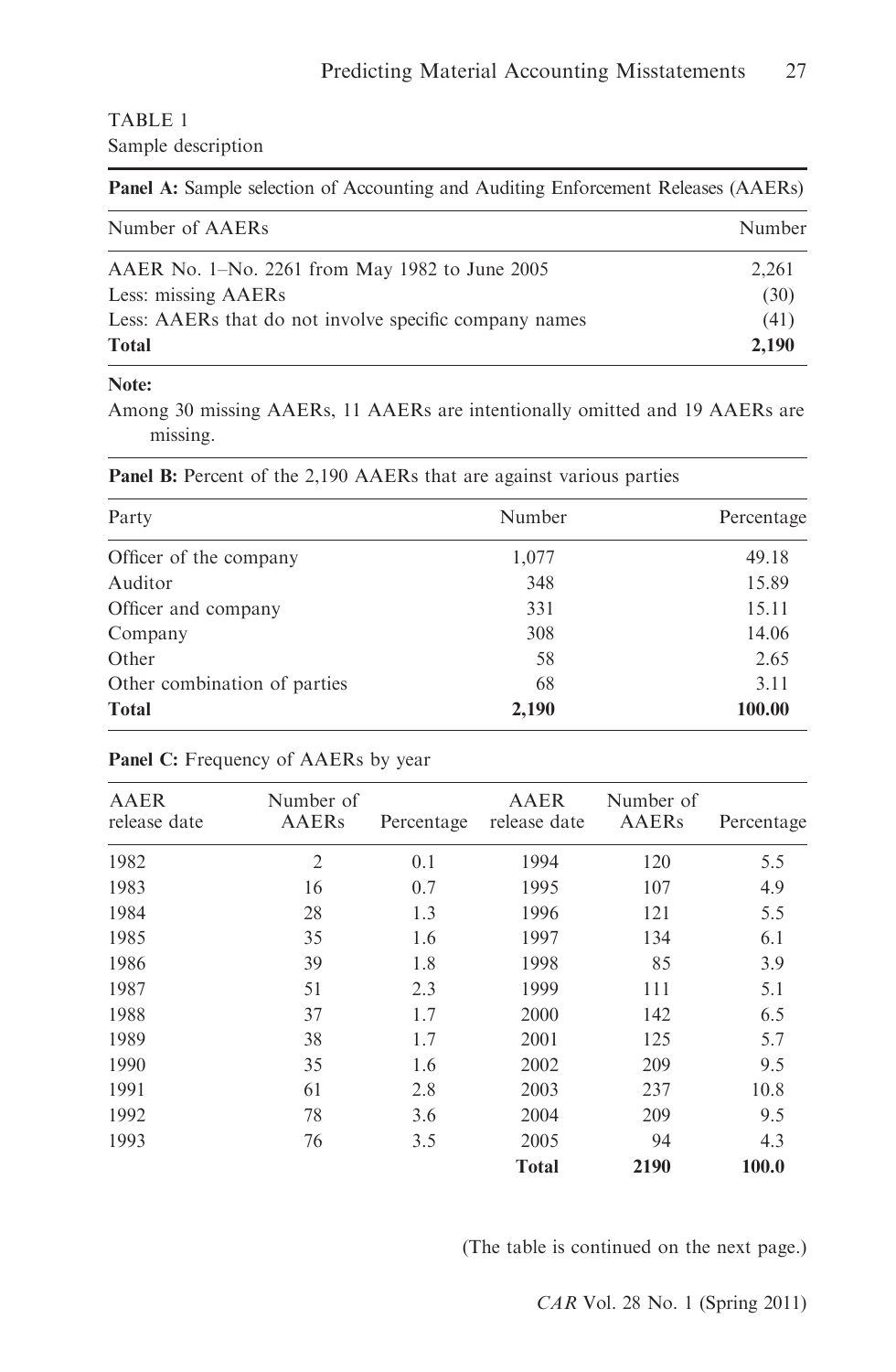TABLE 1

Sample description

| **Panel A:** Sample selection of Accounting and Auditing Enforcement Releases (AAERs) | |
|---|---|
| Number of AAERs | Number |
| AAER No. 1–No. 2261 from May 1982 to June 2005 | 2,261 |
| Less: missing AAERs | (30) |
| Less: AAERs that do not involve specific company names | (41) |
| **Total** | **2,190** |

**Note:**

Among 30 missing AAERs, 11 AAERs are intentionally omitted and 19 AAERs are missing.

**Panel B:** Percent of the 2,190 AAERs that are against various parties

| Party | Number | Percentage |
|---|---|---|
| Officer of the company | 1,077 | 49.18 |
| Auditor | 348 | 15.89 |
| Officer and company | 331 | 15.11 |
| Company | 308 | 14.06 |
| Other | 58 | 2.65 |
| Other combination of parties | 68 | 3.11 |
| **Total** | **2,190** | **100.00** |

**Panel C:** Frequency of AAERs by year

| AAER release date | Number of AAERs | Percentage | AAER release date | Number of AAERs | Percentage |
|---|---|---|---|---|---|
| 1982 | 2 | 0.1 | 1994 | 120 | 5.5 |
| 1983 | 16 | 0.7 | 1995 | 107 | 4.9 |
| 1984 | 28 | 1.3 | 1996 | 121 | 5.5 |
| 1985 | 35 | 1.6 | 1997 | 134 | 6.1 |
| 1986 | 39 | 1.8 | 1998 | 85 | 3.9 |
| 1987 | 51 | 2.3 | 1999 | 111 | 5.1 |
| 1988 | 37 | 1.7 | 2000 | 142 | 6.5 |
| 1989 | 38 | 1.7 | 2001 | 125 | 5.7 |
| 1990 | 35 | 1.6 | 2002 | 209 | 9.5 |
| 1991 | 61 | 2.8 | 2003 | 237 | 10.8 |
| 1992 | 78 | 3.6 | 2004 | 209 | 9.5 |
| 1993 | 76 | 3.5 | 2005 | 94 | 4.3 |
| | | | **Total** | **2190** | **100.0** |

(The table is continued on the next page.)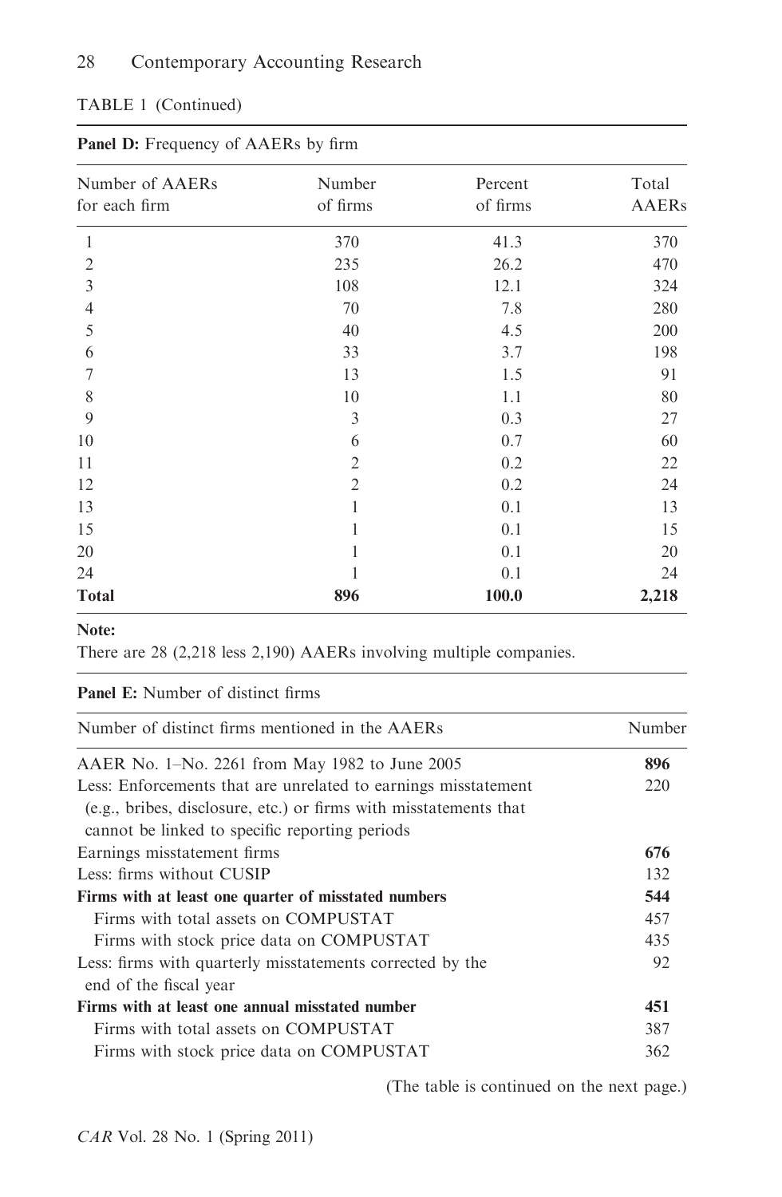TABLE 1 (Continued)

**Panel D:** Frequency of AAERs by firm

| Number of AAERs for each firm | Number of firms | Percent of firms | Total AAERs |
|---|---|---|---|
| 1 | 370 | 41.3 | 370 |
| 2 | 235 | 26.2 | 470 |
| 3 | 108 | 12.1 | 324 |
| 4 | 70 | 7.8 | 280 |
| 5 | 40 | 4.5 | 200 |
| 6 | 33 | 3.7 | 198 |
| 7 | 13 | 1.5 | 91 |
| 8 | 10 | 1.1 | 80 |
| 9 | 3 | 0.3 | 27 |
| 10 | 6 | 0.7 | 60 |
| 11 | 2 | 0.2 | 22 |
| 12 | 2 | 0.2 | 24 |
| 13 | 1 | 0.1 | 13 |
| 15 | 1 | 0.1 | 15 |
| 20 | 1 | 0.1 | 20 |
| 24 | 1 | 0.1 | 24 |
| **Total** | **896** | **100.0** | **2,218** |

**Note:**

There are 28 (2,218 less 2,190) AAERs involving multiple companies.

**Panel E:** Number of distinct firms

| Number of distinct firms mentioned in the AAERs | Number |
|---|---|
| AAER No. 1–No. 2261 from May 1982 to June 2005 | **896** |
| Less: Enforcements that are unrelated to earnings misstatement (e.g., bribes, disclosure, etc.) or firms with misstatements that cannot be linked to specific reporting periods | 220 |
| Earnings misstatement firms | **676** |
| Less: firms without CUSIP | 132 |
| **Firms with at least one quarter of misstated numbers** | **544** |
| Firms with total assets on COMPUSTAT | 457 |
| Firms with stock price data on COMPUSTAT | 435 |
| Less: firms with quarterly misstatements corrected by the end of the fiscal year | 92 |
| **Firms with at least one annual misstated number** | **451** |
| Firms with total assets on COMPUSTAT | 387 |
| Firms with stock price data on COMPUSTAT | 362 |

(The table is continued on the next page.)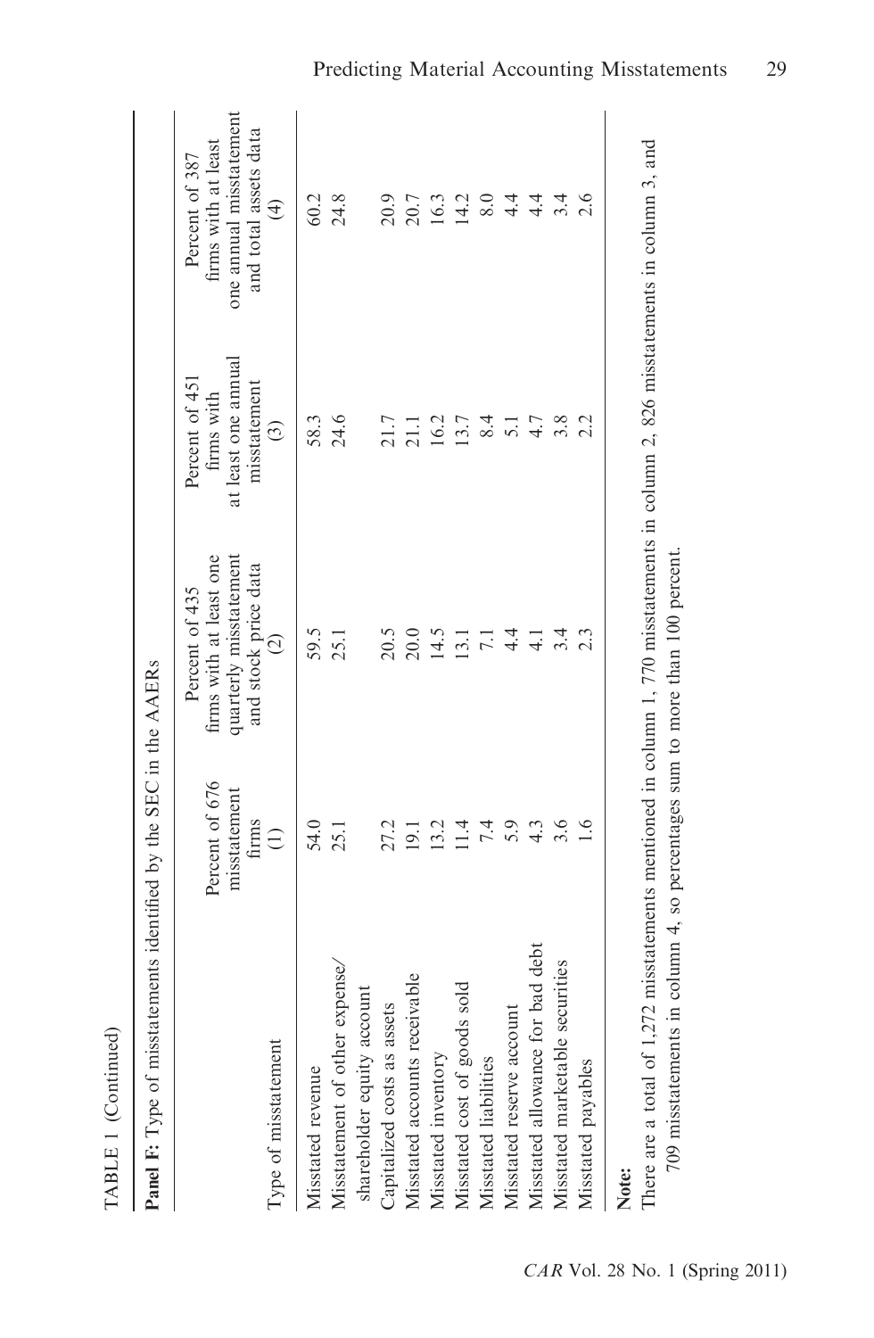TABLE 1 (Continued)

**Panel F:** Type of misstatements identified by the SEC in the AAERs

| Type of misstatement | Percent of 676 misstatement firms (1) | Percent of 435 firms with at least one quarterly misstatement and stock price data (2) | Percent of 451 firms with at least one annual misstatement (3) | Percent of 387 firms with at least one annual misstatement and total assets data (4) |
|---|---|---|---|---|
| Misstated revenue | 54.0 | 59.5 | 58.3 | 60.2 |
| Misstatement of other expense/shareholder equity account | 25.1 | 25.1 | 24.6 | 24.8 |
| Capitalized costs as assets | 27.2 | 20.5 | 21.7 | 20.9 |
| Misstated accounts receivable | 19.1 | 20.0 | 21.1 | 20.7 |
| Misstated inventory | 13.2 | 14.5 | 16.2 | 16.3 |
| Misstated cost of goods sold | 11.4 | 13.1 | 13.7 | 14.2 |
| Misstated liabilities | 7.4 | 7.1 | 8.4 | 8.0 |
| Misstated reserve account | 5.9 | 4.4 | 5.1 | 4.4 |
| Misstated allowance for bad debt | 4.3 | 4.1 | 4.7 | 4.4 |
| Misstated marketable securities | 3.6 | 3.4 | 3.8 | 3.4 |
| Misstated payables | 1.6 | 2.3 | 2.2 | 2.6 |

**Note:**

There are a total of 1,272 misstatements mentioned in column 1, 770 misstatements in column 2, 826 misstatements in column 3, and 709 misstatements in column 4, so percentages sum to more than 100 percent.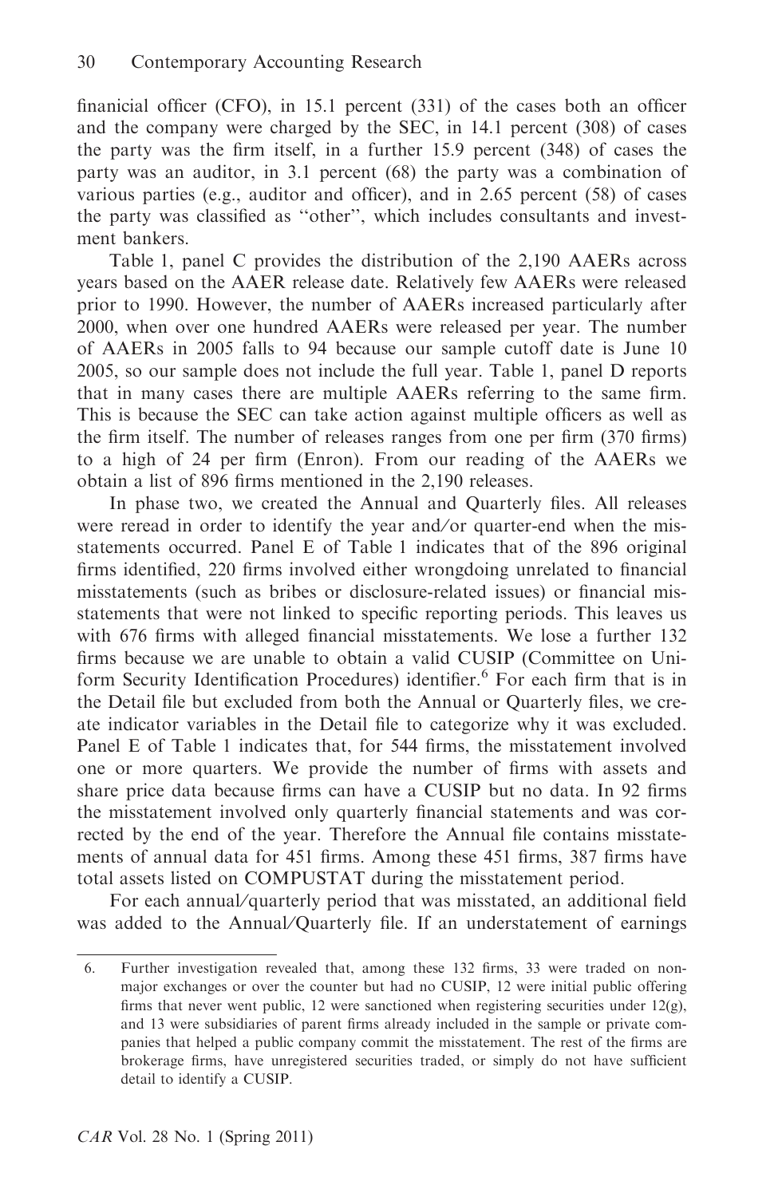finanicial officer (CFO), in 15.1 percent (331) of the cases both an officer and the company were charged by the SEC, in 14.1 percent (308) of cases the party was the firm itself, in a further 15.9 percent (348) of cases the party was an auditor, in 3.1 percent (68) the party was a combination of various parties (e.g., auditor and officer), and in 2.65 percent (58) of cases the party was classified as "other", which includes consultants and investment bankers.

Table 1, panel C provides the distribution of the 2,190 AAERs across years based on the AAER release date. Relatively few AAERs were released prior to 1990. However, the number of AAERs increased particularly after 2000, when over one hundred AAERs were released per year. The number of AAERs in 2005 falls to 94 because our sample cutoff date is June 10 2005, so our sample does not include the full year. Table 1, panel D reports that in many cases there are multiple AAERs referring to the same firm. This is because the SEC can take action against multiple officers as well as the firm itself. The number of releases ranges from one per firm (370 firms) to a high of 24 per firm (Enron). From our reading of the AAERs we obtain a list of 896 firms mentioned in the 2,190 releases.

In phase two, we created the Annual and Quarterly files. All releases were reread in order to identify the year and/or quarter-end when the misstatements occurred. Panel E of Table 1 indicates that of the 896 original firms identified, 220 firms involved either wrongdoing unrelated to financial misstatements (such as bribes or disclosure-related issues) or financial misstatements that were not linked to specific reporting periods. This leaves us with 676 firms with alleged financial misstatements. We lose a further 132 firms because we are unable to obtain a valid CUSIP (Committee on Uniform Security Identification Procedures) identifier.[6] For each firm that is in the Detail file but excluded from both the Annual or Quarterly files, we create indicator variables in the Detail file to categorize why it was excluded. Panel E of Table 1 indicates that, for 544 firms, the misstatement involved one or more quarters. We provide the number of firms with assets and share price data because firms can have a CUSIP but no data. In 92 firms the misstatement involved only quarterly financial statements and was corrected by the end of the year. Therefore the Annual file contains misstatements of annual data for 451 firms. Among these 451 firms, 387 firms have total assets listed on COMPUSTAT during the misstatement period.

For each annual/quarterly period that was misstated, an additional field was added to the Annual/Quarterly file. If an understatement of earnings

6. Further investigation revealed that, among these 132 firms, 33 were traded on non-major exchanges or over the counter but had no CUSIP, 12 were initial public offering firms that never went public, 12 were sanctioned when registering securities under 12(g), and 13 were subsidiaries of parent firms already included in the sample or private companies that helped a public company commit the misstatement. The rest of the firms are brokerage firms, have unregistered securities traded, or simply do not have sufficient detail to identify a CUSIP.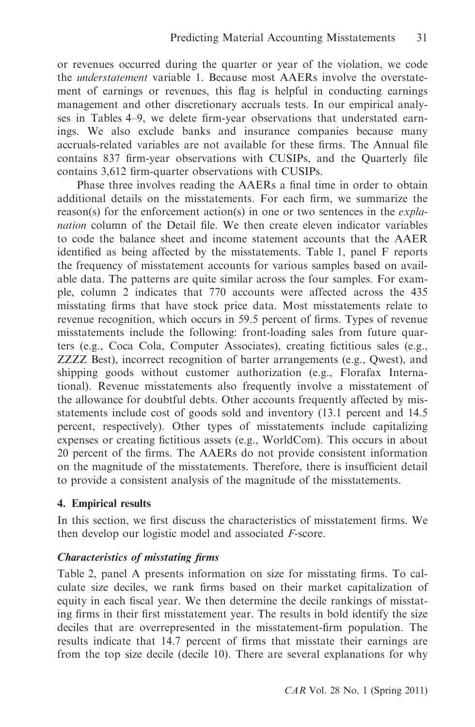or revenues occurred during the quarter or year of the violation, we code the *understatement* variable 1. Because most AAERs involve the overstatement of earnings or revenues, this flag is helpful in conducting earnings management and other discretionary accruals tests. In our empirical analyses in Tables 4–9, we delete firm-year observations that understated earnings. We also exclude banks and insurance companies because many accruals-related variables are not available for these firms. The Annual file contains 837 firm-year observations with CUSIPs, and the Quarterly file contains 3,612 firm-quarter observations with CUSIPs.

Phase three involves reading the AAERs a final time in order to obtain additional details on the misstatements. For each firm, we summarize the reason(s) for the enforcement action(s) in one or two sentences in the *explanation* column of the Detail file. We then create eleven indicator variables to code the balance sheet and income statement accounts that the AAER identified as being affected by the misstatements. Table 1, panel F reports the frequency of misstatement accounts for various samples based on available data. The patterns are quite similar across the four samples. For example, column 2 indicates that 770 accounts were affected across the 435 misstating firms that have stock price data. Most misstatements relate to revenue recognition, which occurs in 59.5 percent of firms. Types of revenue misstatements include the following: front-loading sales from future quarters (e.g., Coca Cola, Computer Associates), creating fictitious sales (e.g., ZZZZ Best), incorrect recognition of barter arrangements (e.g., Qwest), and shipping goods without customer authorization (e.g., Florafax International). Revenue misstatements also frequently involve a misstatement of the allowance for doubtful debts. Other accounts frequently affected by misstatements include cost of goods sold and inventory (13.1 percent and 14.5 percent, respectively). Other types of misstatements include capitalizing expenses or creating fictitious assets (e.g., WorldCom). This occurs in about 20 percent of the firms. The AAERs do not provide consistent information on the magnitude of the misstatements. Therefore, there is insufficient detail to provide a consistent analysis of the magnitude of the misstatements.

## 4. Empirical results

In this section, we first discuss the characteristics of misstatement firms. We then develop our logistic model and associated *F*-score.

### *Characteristics of misstating firms*

Table 2, panel A presents information on size for misstating firms. To calculate size deciles, we rank firms based on their market capitalization of equity in each fiscal year. We then determine the decile rankings of misstating firms in their first misstatement year. The results in bold identify the size deciles that are overrepresented in the misstatement-firm population. The results indicate that 14.7 percent of firms that misstate their earnings are from the top size decile (decile 10). There are several explanations for why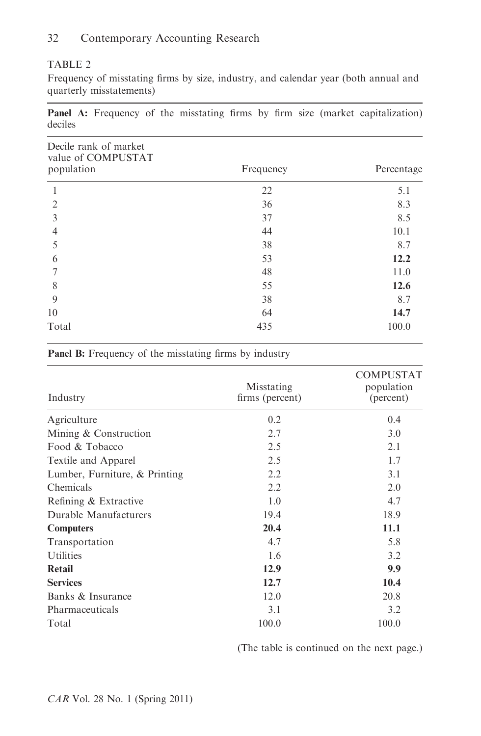TABLE 2

Frequency of misstating firms by size, industry, and calendar year (both annual and quarterly misstatements)

**Panel A:** Frequency of the misstating firms by firm size (market capitalization) deciles

| Decile rank of market value of COMPUSTAT population | Frequency | Percentage |
|---|---|---|
| 1 | 22 | 5.1 |
| 2 | 36 | 8.3 |
| 3 | 37 | 8.5 |
| 4 | 44 | 10.1 |
| 5 | 38 | 8.7 |
| 6 | 53 | **12.2** |
| 7 | 48 | 11.0 |
| 8 | 55 | **12.6** |
| 9 | 38 | 8.7 |
| 10 | 64 | **14.7** |
| Total | 435 | 100.0 |

**Panel B:** Frequency of the misstating firms by industry

| Industry | Misstating firms (percent) | COMPUSTAT population (percent) |
|---|---|---|
| Agriculture | 0.2 | 0.4 |
| Mining & Construction | 2.7 | 3.0 |
| Food & Tobacco | 2.5 | 2.1 |
| Textile and Apparel | 2.5 | 1.7 |
| Lumber, Furniture, & Printing | 2.2 | 3.1 |
| Chemicals | 2.2 | 2.0 |
| Refining & Extractive | 1.0 | 4.7 |
| Durable Manufacturers | 19.4 | 18.9 |
| **Computers** | **20.4** | **11.1** |
| Transportation | 4.7 | 5.8 |
| Utilities | 1.6 | 3.2 |
| **Retail** | **12.9** | **9.9** |
| **Services** | **12.7** | **10.4** |
| Banks & Insurance | 12.0 | 20.8 |
| Pharmaceuticals | 3.1 | 3.2 |
| Total | 100.0 | 100.0 |

(The table is continued on the next page.)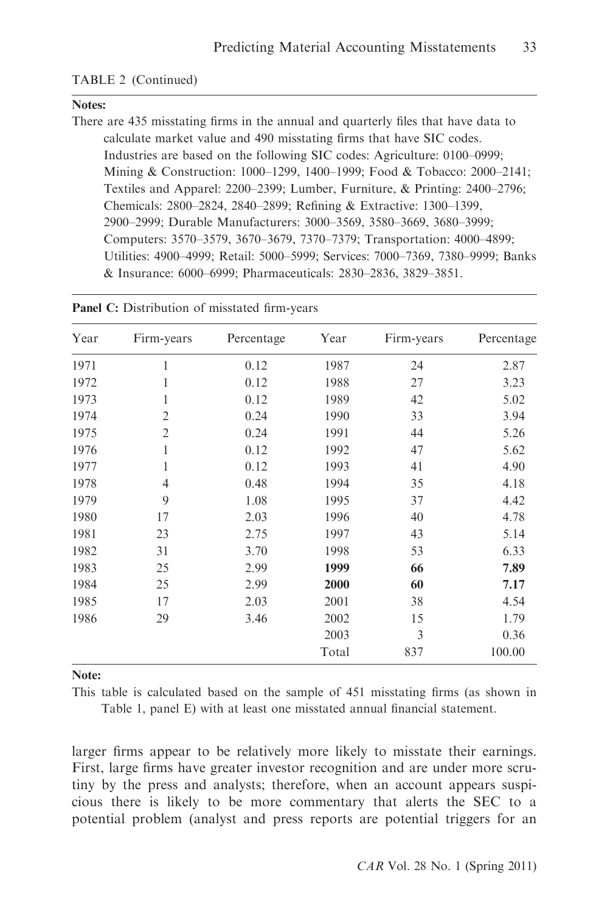TABLE 2 (Continued)

**Notes:**

There are 435 misstating firms in the annual and quarterly files that have data to calculate market value and 490 misstating firms that have SIC codes. Industries are based on the following SIC codes: Agriculture: 0100–0999; Mining & Construction: 1000–1299, 1400–1999; Food & Tobacco: 2000–2141; Textiles and Apparel: 2200–2399; Lumber, Furniture, & Printing: 2400–2796; Chemicals: 2800–2824, 2840–2899; Refining & Extractive: 1300–1399, 2900–2999; Durable Manufacturers: 3000–3569, 3580–3669, 3680–3999; Computers: 3570–3579, 3670–3679, 7370–7379; Transportation: 4000–4899; Utilities: 4900–4999; Retail: 5000–5999; Services: 7000–7369, 7380–9999; Banks & Insurance: 6000–6999; Pharmaceuticals: 2830–2836, 3829–3851.

**Panel C:** Distribution of misstated firm-years

| Year | Firm-years | Percentage | Year | Firm-years | Percentage |
|---|---|---|---|---|---|
| 1971 | 1 | 0.12 | 1987 | 24 | 2.87 |
| 1972 | 1 | 0.12 | 1988 | 27 | 3.23 |
| 1973 | 1 | 0.12 | 1989 | 42 | 5.02 |
| 1974 | 2 | 0.24 | 1990 | 33 | 3.94 |
| 1975 | 2 | 0.24 | 1991 | 44 | 5.26 |
| 1976 | 1 | 0.12 | 1992 | 47 | 5.62 |
| 1977 | 1 | 0.12 | 1993 | 41 | 4.90 |
| 1978 | 4 | 0.48 | 1994 | 35 | 4.18 |
| 1979 | 9 | 1.08 | 1995 | 37 | 4.42 |
| 1980 | 17 | 2.03 | 1996 | 40 | 4.78 |
| 1981 | 23 | 2.75 | 1997 | 43 | 5.14 |
| 1982 | 31 | 3.70 | 1998 | 53 | 6.33 |
| 1983 | 25 | 2.99 | **1999** | **66** | **7.89** |
| 1984 | 25 | 2.99 | **2000** | **60** | **7.17** |
| 1985 | 17 | 2.03 | 2001 | 38 | 4.54 |
| 1986 | 29 | 3.46 | 2002 | 15 | 1.79 |
| | | | 2003 | 3 | 0.36 |
| | | | Total | 837 | 100.00 |

**Note:**

This table is calculated based on the sample of 451 misstating firms (as shown in Table 1, panel E) with at least one misstated annual financial statement.

larger firms appear to be relatively more likely to misstate their earnings. First, large firms have greater investor recognition and are under more scrutiny by the press and analysts; therefore, when an account appears suspicious there is likely to be more commentary that alerts the SEC to a potential problem (analyst and press reports are potential triggers for an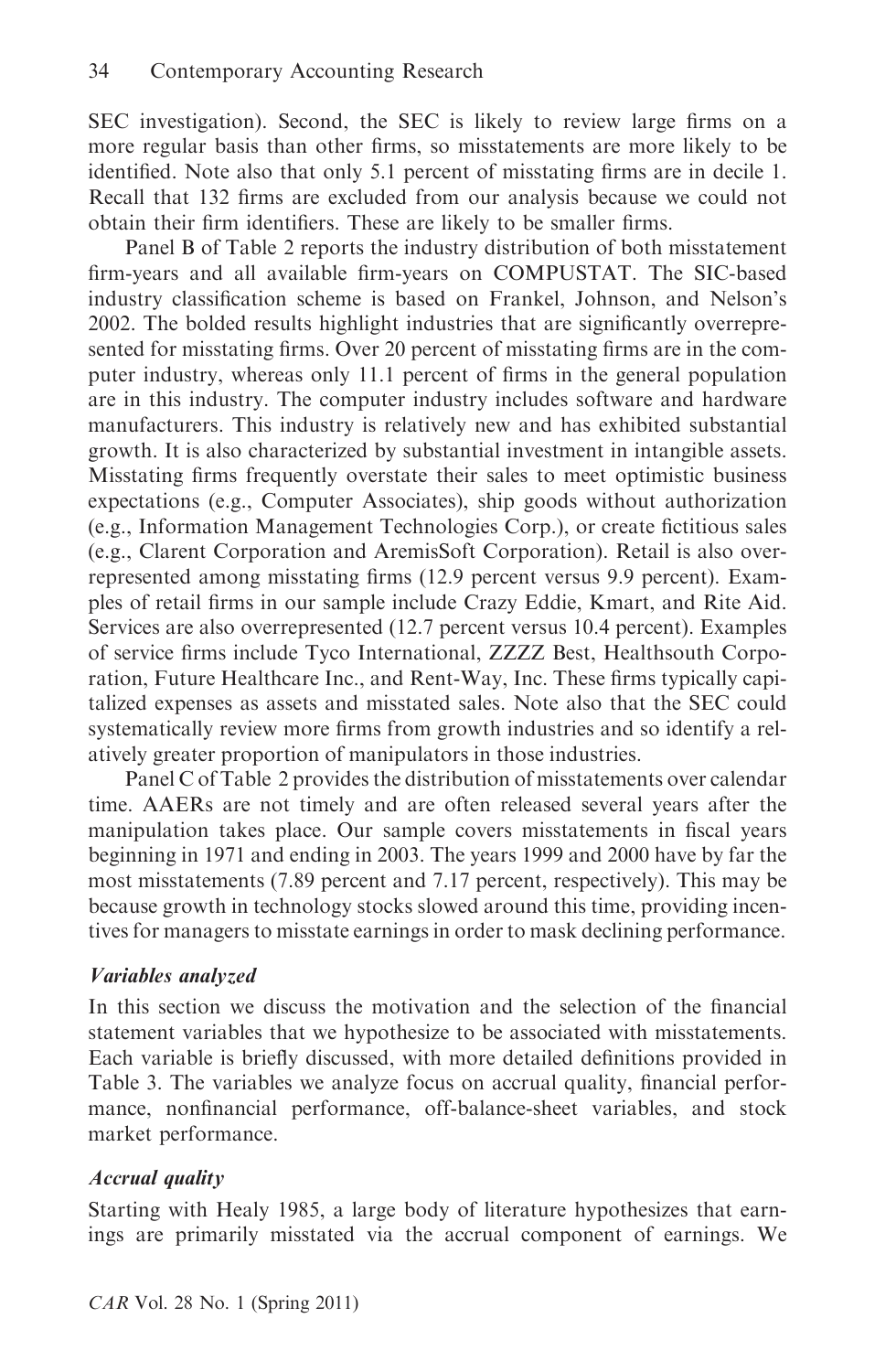SEC investigation). Second, the SEC is likely to review large firms on a more regular basis than other firms, so misstatements are more likely to be identified. Note also that only 5.1 percent of misstating firms are in decile 1. Recall that 132 firms are excluded from our analysis because we could not obtain their firm identifiers. These are likely to be smaller firms.

Panel B of Table 2 reports the industry distribution of both misstatement firm-years and all available firm-years on COMPUSTAT. The SIC-based industry classification scheme is based on Frankel, Johnson, and Nelson's 2002. The bolded results highlight industries that are significantly overrepresented for misstating firms. Over 20 percent of misstating firms are in the computer industry, whereas only 11.1 percent of firms in the general population are in this industry. The computer industry includes software and hardware manufacturers. This industry is relatively new and has exhibited substantial growth. It is also characterized by substantial investment in intangible assets. Misstating firms frequently overstate their sales to meet optimistic business expectations (e.g., Computer Associates), ship goods without authorization (e.g., Information Management Technologies Corp.), or create fictitious sales (e.g., Clarent Corporation and AremisSoft Corporation). Retail is also overrepresented among misstating firms (12.9 percent versus 9.9 percent). Examples of retail firms in our sample include Crazy Eddie, Kmart, and Rite Aid. Services are also overrepresented (12.7 percent versus 10.4 percent). Examples of service firms include Tyco International, ZZZZ Best, Healthsouth Corporation, Future Healthcare Inc., and Rent-Way, Inc. These firms typically capitalized expenses as assets and misstated sales. Note also that the SEC could systematically review more firms from growth industries and so identify a relatively greater proportion of manipulators in those industries.

Panel C of Table 2 provides the distribution of misstatements over calendar time. AAERs are not timely and are often released several years after the manipulation takes place. Our sample covers misstatements in fiscal years beginning in 1971 and ending in 2003. The years 1999 and 2000 have by far the most misstatements (7.89 percent and 7.17 percent, respectively). This may be because growth in technology stocks slowed around this time, providing incentives for managers to misstate earnings in order to mask declining performance.

### *Variables analyzed*

In this section we discuss the motivation and the selection of the financial statement variables that we hypothesize to be associated with misstatements. Each variable is briefly discussed, with more detailed definitions provided in Table 3. The variables we analyze focus on accrual quality, financial performance, nonfinancial performance, off-balance-sheet variables, and stock market performance.

### *Accrual quality*

Starting with Healy 1985, a large body of literature hypothesizes that earnings are primarily misstated via the accrual component of earnings. We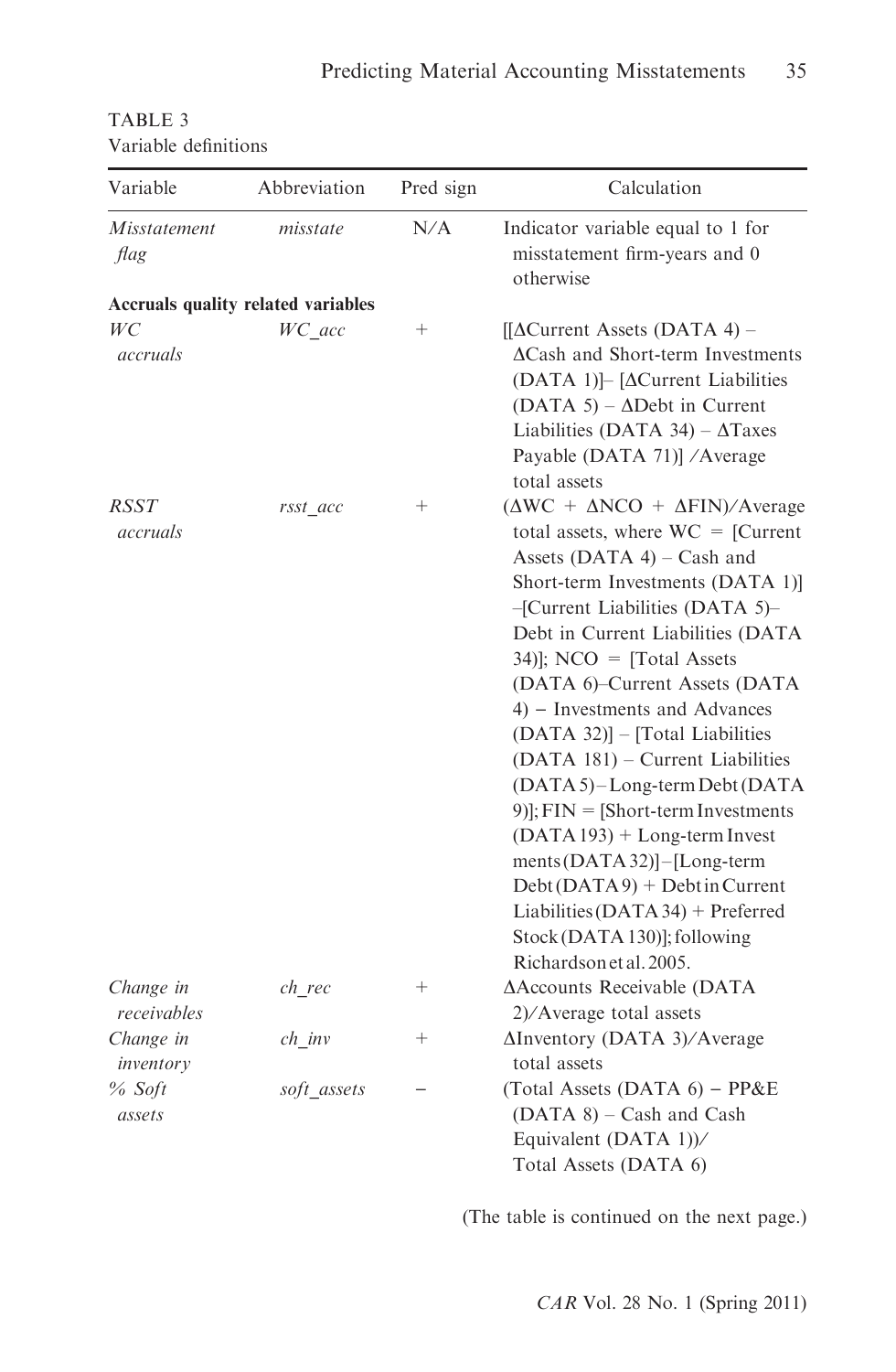TABLE 3
Variable definitions

| Variable | Abbreviation | Pred sign | Calculation |
|---|---|---|---|
| *Misstatement flag* | *misstate* | N/A | Indicator variable equal to 1 for misstatement firm-years and 0 otherwise |
| **Accruals quality related variables** | | | |
| *WC accruals* | *WC_acc* | + | [[ΔCurrent Assets (DATA 4) – ΔCash and Short-term Investments (DATA 1)]– [ΔCurrent Liabilities (DATA 5) – ΔDebt in Current Liabilities (DATA 34) – ΔTaxes Payable (DATA 71)] /Average total assets |
| *RSST accruals* | *rsst_acc* | + | (ΔWC + ΔNCO + ΔFIN)/Average total assets, where WC = [Current Assets (DATA 4) – Cash and Short-term Investments (DATA 1)] –[Current Liabilities (DATA 5)– Debt in Current Liabilities (DATA 34)]; NCO = [Total Assets (DATA 6)–Current Assets (DATA 4) – Investments and Advances (DATA 32)] – [Total Liabilities (DATA 181) – Current Liabilities (DATA 5) – Long-term Debt (DATA 9)]; FIN = [Short-term Investments (DATA 193) + Long-term Investments (DATA 32)] – [Long-term Debt (DATA 9) + Debt in Current Liabilities (DATA 34) + Preferred Stock (DATA 130)]; following Richardson et al. 2005. |
| *Change in receivables* | *ch_rec* | + | ΔAccounts Receivable (DATA 2)/Average total assets |
| *Change in inventory* | *ch_inv* | + | ΔInventory (DATA 3)/Average total assets |
| *% Soft assets* | *soft_assets* | – | (Total Assets (DATA 6) – PP&E (DATA 8) – Cash and Cash Equivalent (DATA 1))/ Total Assets (DATA 6) |

(The table is continued on the next page.)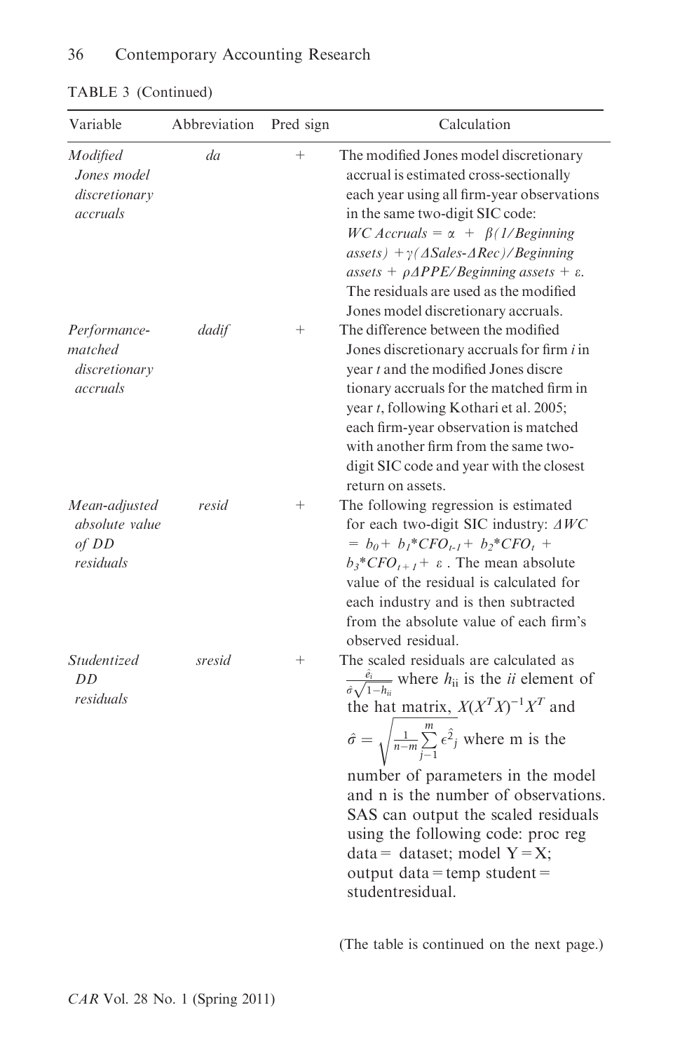TABLE 3 (Continued)

| Variable | Abbreviation | Pred sign | Calculation |
|---|---|---|---|
| *Modified Jones model discretionary accruals* | *da* | + | The modified Jones model discretionary accrual is estimated cross-sectionally each year using all firm-year observations in the same two-digit SIC code: *WC Accruals* = $\alpha$ + $\beta$*(1/Beginning assets)* + $\gamma$*(ΔSales-ΔRec)/Beginning assets* + $\rho$*ΔPPE/Beginning assets* + $\varepsilon$. The residuals are used as the modified Jones model discretionary accruals. |
| *Performance-matched discretionary accruals* | *dadif* | + | The difference between the modified Jones discretionary accruals for firm *i* in year *t* and the modified Jones discretionary accruals for the matched firm in year *t*, following Kothari et al. 2005; each firm-year observation is matched with another firm from the same two-digit SIC code and year with the closest return on assets. |
| *Mean-adjusted absolute value of DD residuals* | *resid* | + | The following regression is estimated for each two-digit SIC industry: $\Delta WC = b_0 + b_1{*}CFO_{t-1} + b_2{*}CFO_t + b_3{*}CFO_{t+1} + \varepsilon$. The mean absolute value of the residual is calculated for each industry and is then subtracted from the absolute value of each firm's observed residual. |
| *Studentized DD residuals* | *sresid* | + | The scaled residuals are calculated as $\frac{\hat{e}_i}{\hat{\sigma}\sqrt{1-h_{ii}}}$ where $h_{ii}$ is the *ii* element of the hat matrix, $X(X^TX)^{-1}X^T$ and $\hat{\sigma} = \sqrt{\frac{1}{n-m}\sum_{j-1}^{m}\hat{\epsilon^2}_j}$ where m is the number of parameters in the model and n is the number of observations. SAS can output the scaled residuals using the following code: proc reg data = dataset; model Y = X; output data = temp student = studentresidual. |

(The table is continued on the next page.)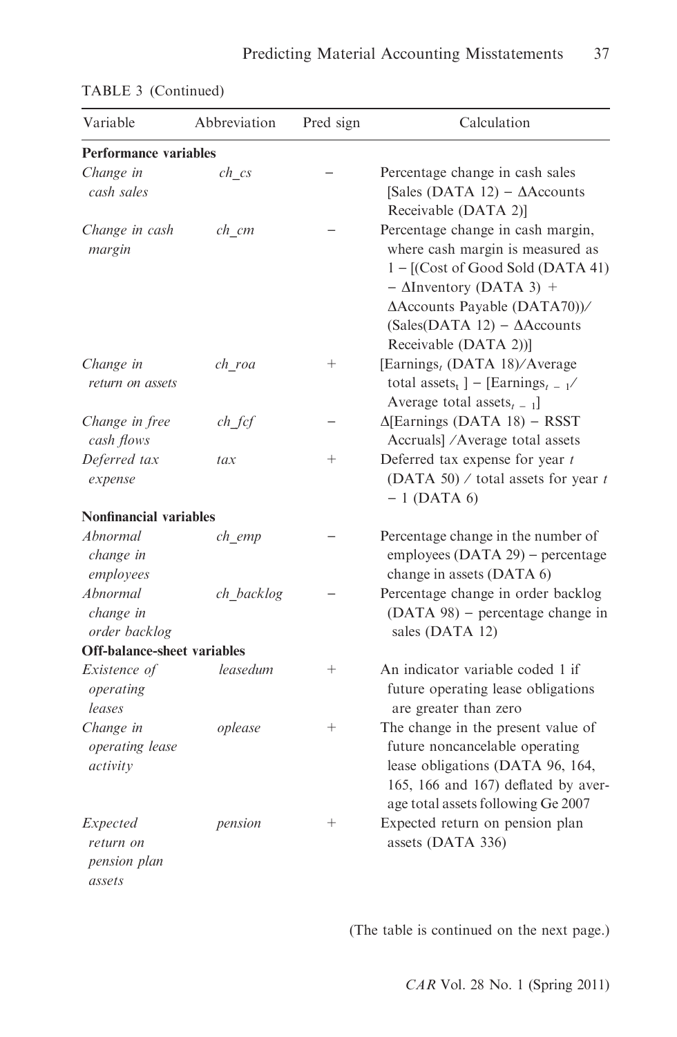TABLE 3 (Continued)

| Variable | Abbreviation | Pred sign | Calculation |
|---|---|---|---|
| **Performance variables** | | | |
| *Change in cash sales* | *ch_cs* | − | Percentage change in cash sales [Sales (DATA 12) − ΔAccounts Receivable (DATA 2)] |
| *Change in cash margin* | *ch_cm* | − | Percentage change in cash margin, where cash margin is measured as 1 − [(Cost of Good Sold (DATA 41) − ΔInventory (DATA 3) + ΔAccounts Payable (DATA70))/(Sales(DATA 12) − ΔAccounts Receivable (DATA 2))] |
| *Change in return on assets* | *ch_roa* | + | [Earnings$_t$ (DATA 18)/Average total assets$_t$ ] − [Earnings$_{t-1}$/ Average total assets$_{t-1}$] |
| *Change in free cash flows* | *ch_fcf* | − | Δ[Earnings (DATA 18) − RSST Accruals] /Average total assets |
| *Deferred tax expense* | *tax* | + | Deferred tax expense for year $t$ (DATA 50) / total assets for year $t-1$ (DATA 6) |
| **Nonfinancial variables** | | | |
| *Abnormal change in employees* | *ch_emp* | − | Percentage change in the number of employees (DATA 29) − percentage change in assets (DATA 6) |
| *Abnormal change in order backlog* | *ch_backlog* | − | Percentage change in order backlog (DATA 98) − percentage change in sales (DATA 12) |
| **Off-balance-sheet variables** | | | |
| *Existence of operating leases* | *leasedum* | + | An indicator variable coded 1 if future operating lease obligations are greater than zero |
| *Change in operating lease activity* | *oplease* | + | The change in the present value of future noncancelable operating lease obligations (DATA 96, 164, 165, 166 and 167) deflated by average total assets following Ge 2007 |
| *Expected return on pension plan assets* | *pension* | + | Expected return on pension plan assets (DATA 336) |

(The table is continued on the next page.)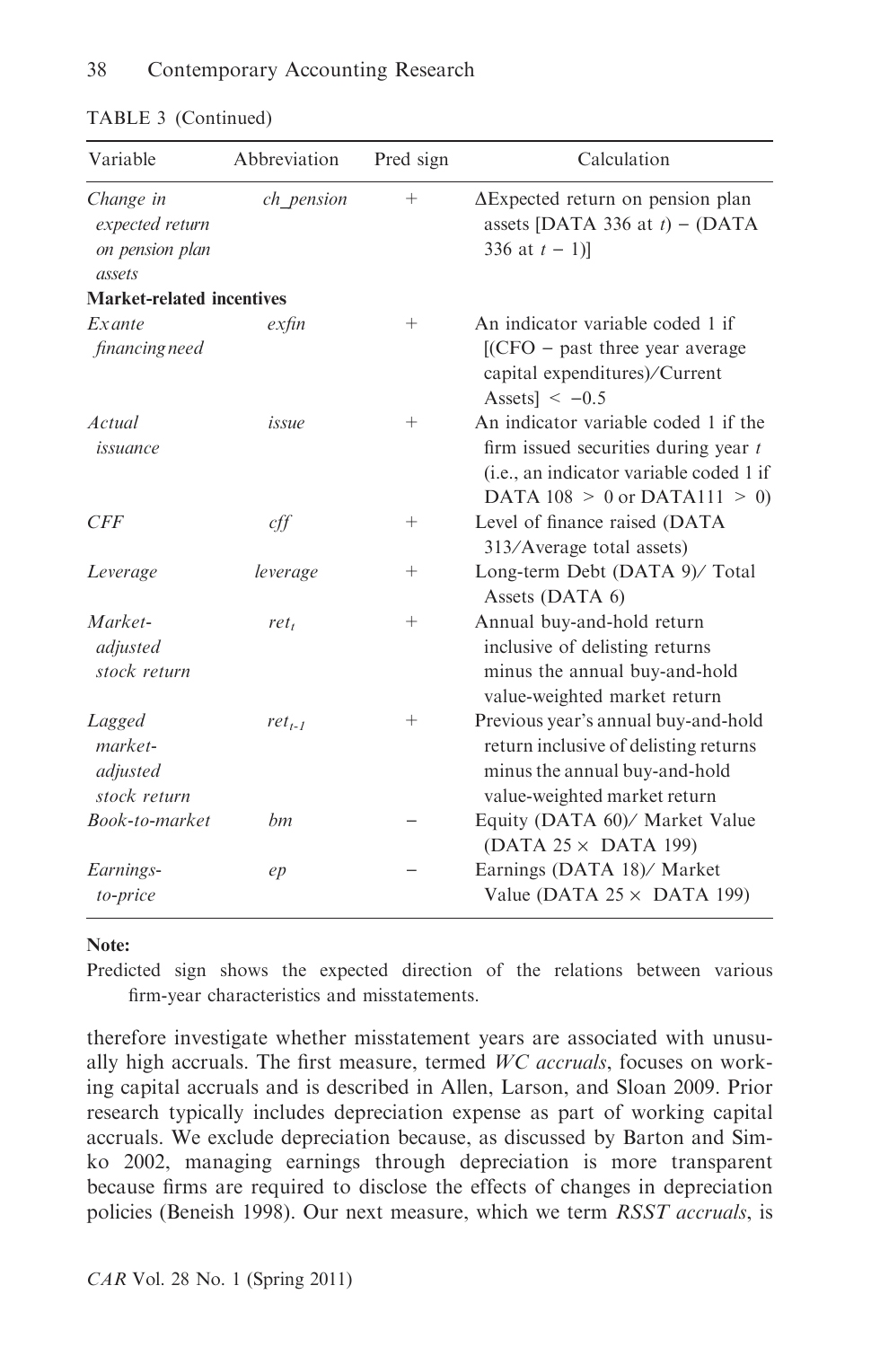TABLE 3 (Continued)

| Variable | Abbreviation | Pred sign | Calculation |
|---|---|---|---|
| *Change in expected return on pension plan assets* | *ch_pension* | + | ΔExpected return on pension plan assets [DATA 336 at $t$) − (DATA 336 at $t-1$)] |
| **Market-related incentives** | | | |
| *Ex ante financing need* | *exfin* | + | An indicator variable coded 1 if [(CFO − past three year average capital expenditures)/Current Assets] < −0.5 |
| *Actual issuance* | *issue* | + | An indicator variable coded 1 if the firm issued securities during year $t$ (i.e., an indicator variable coded 1 if DATA 108 > 0 or DATA111 > 0) |
| *CFF* | *cff* | + | Level of finance raised (DATA 313/Average total assets) |
| *Leverage* | *leverage* | + | Long-term Debt (DATA 9)/ Total Assets (DATA 6) |
| *Market-adjusted stock return* | $ret_t$ | + | Annual buy-and-hold return inclusive of delisting returns minus the annual buy-and-hold value-weighted market return |
| *Lagged market-adjusted stock return* | $ret_{t-1}$ | + | Previous year's annual buy-and-hold return inclusive of delisting returns minus the annual buy-and-hold value-weighted market return |
| *Book-to-market* | *bm* | − | Equity (DATA 60)/ Market Value (DATA 25 × DATA 199) |
| *Earnings-to-price* | *ep* | − | Earnings (DATA 18)/ Market Value (DATA 25 × DATA 199) |

**Note:**

Predicted sign shows the expected direction of the relations between various firm-year characteristics and misstatements.

therefore investigate whether misstatement years are associated with unusually high accruals. The first measure, termed *WC accruals*, focuses on working capital accruals and is described in Allen, Larson, and Sloan 2009. Prior research typically includes depreciation expense as part of working capital accruals. We exclude depreciation because, as discussed by Barton and Simko 2002, managing earnings through depreciation is more transparent because firms are required to disclose the effects of changes in depreciation policies (Beneish 1998). Our next measure, which we term *RSST accruals*, is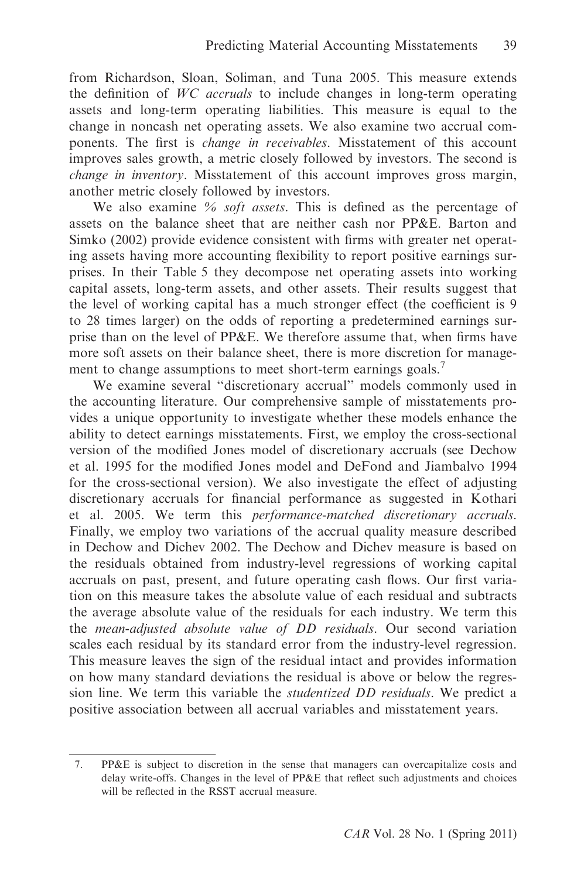from Richardson, Sloan, Soliman, and Tuna 2005. This measure extends the definition of *WC accruals* to include changes in long-term operating assets and long-term operating liabilities. This measure is equal to the change in noncash net operating assets. We also examine two accrual components. The first is *change in receivables*. Misstatement of this account improves sales growth, a metric closely followed by investors. The second is *change in inventory*. Misstatement of this account improves gross margin, another metric closely followed by investors.

We also examine *% soft assets*. This is defined as the percentage of assets on the balance sheet that are neither cash nor PP&E. Barton and Simko (2002) provide evidence consistent with firms with greater net operating assets having more accounting flexibility to report positive earnings surprises. In their Table 5 they decompose net operating assets into working capital assets, long-term assets, and other assets. Their results suggest that the level of working capital has a much stronger effect (the coefficient is 9 to 28 times larger) on the odds of reporting a predetermined earnings surprise than on the level of PP&E. We therefore assume that, when firms have more soft assets on their balance sheet, there is more discretion for management to change assumptions to meet short-term earnings goals.[7]

We examine several "discretionary accrual" models commonly used in the accounting literature. Our comprehensive sample of misstatements provides a unique opportunity to investigate whether these models enhance the ability to detect earnings misstatements. First, we employ the cross-sectional version of the modified Jones model of discretionary accruals (see Dechow et al. 1995 for the modified Jones model and DeFond and Jiambalvo 1994 for the cross-sectional version). We also investigate the effect of adjusting discretionary accruals for financial performance as suggested in Kothari et al. 2005. We term this *performance-matched discretionary accruals*. Finally, we employ two variations of the accrual quality measure described in Dechow and Dichev 2002. The Dechow and Dichev measure is based on the residuals obtained from industry-level regressions of working capital accruals on past, present, and future operating cash flows. Our first variation on this measure takes the absolute value of each residual and subtracts the average absolute value of the residuals for each industry. We term this the *mean-adjusted absolute value of DD residuals*. Our second variation scales each residual by its standard error from the industry-level regression. This measure leaves the sign of the residual intact and provides information on how many standard deviations the residual is above or below the regression line. We term this variable the *studentized DD residuals*. We predict a positive association between all accrual variables and misstatement years.

---

7. PP&E is subject to discretion in the sense that managers can overcapitalize costs and delay write-offs. Changes in the level of PP&E that reflect such adjustments and choices will be reflected in the RSST accrual measure.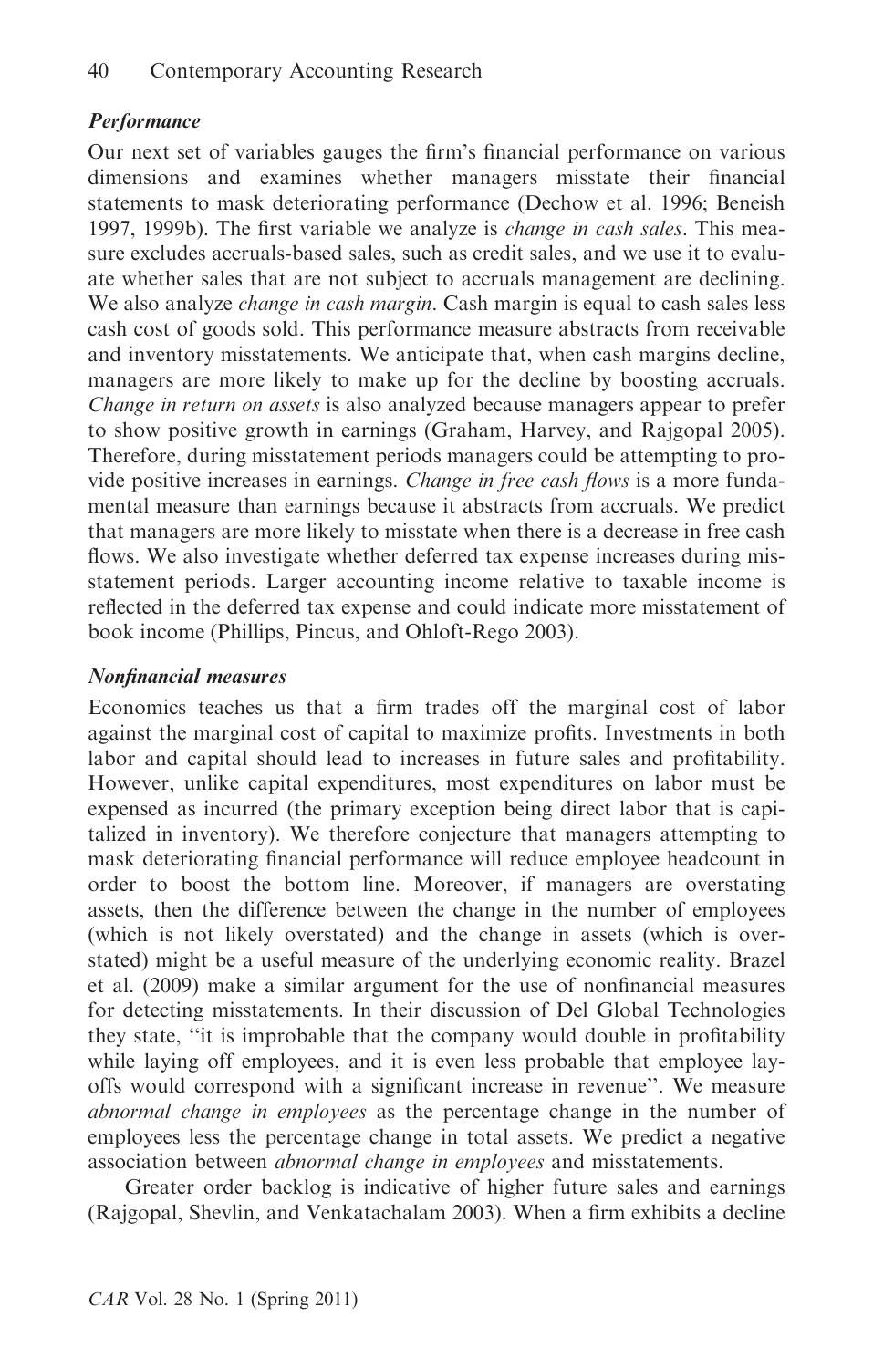### *Performance*

Our next set of variables gauges the firm's financial performance on various dimensions and examines whether managers misstate their financial statements to mask deteriorating performance (Dechow et al. 1996; Beneish 1997, 1999b). The first variable we analyze is *change in cash sales*. This measure excludes accruals-based sales, such as credit sales, and we use it to evaluate whether sales that are not subject to accruals management are declining. We also analyze *change in cash margin*. Cash margin is equal to cash sales less cash cost of goods sold. This performance measure abstracts from receivable and inventory misstatements. We anticipate that, when cash margins decline, managers are more likely to make up for the decline by boosting accruals. *Change in return on assets* is also analyzed because managers appear to prefer to show positive growth in earnings (Graham, Harvey, and Rajgopal 2005). Therefore, during misstatement periods managers could be attempting to provide positive increases in earnings. *Change in free cash flows* is a more fundamental measure than earnings because it abstracts from accruals. We predict that managers are more likely to misstate when there is a decrease in free cash flows. We also investigate whether deferred tax expense increases during misstatement periods. Larger accounting income relative to taxable income is reflected in the deferred tax expense and could indicate more misstatement of book income (Phillips, Pincus, and Ohloft-Rego 2003).

### *Nonfinancial measures*

Economics teaches us that a firm trades off the marginal cost of labor against the marginal cost of capital to maximize profits. Investments in both labor and capital should lead to increases in future sales and profitability. However, unlike capital expenditures, most expenditures on labor must be expensed as incurred (the primary exception being direct labor that is capitalized in inventory). We therefore conjecture that managers attempting to mask deteriorating financial performance will reduce employee headcount in order to boost the bottom line. Moreover, if managers are overstating assets, then the difference between the change in the number of employees (which is not likely overstated) and the change in assets (which is overstated) might be a useful measure of the underlying economic reality. Brazel et al. (2009) make a similar argument for the use of nonfinancial measures for detecting misstatements. In their discussion of Del Global Technologies they state, "it is improbable that the company would double in profitability while laying off employees, and it is even less probable that employee layoffs would correspond with a significant increase in revenue". We measure *abnormal change in employees* as the percentage change in the number of employees less the percentage change in total assets. We predict a negative association between *abnormal change in employees* and misstatements.

Greater order backlog is indicative of higher future sales and earnings (Rajgopal, Shevlin, and Venkatachalam 2003). When a firm exhibits a decline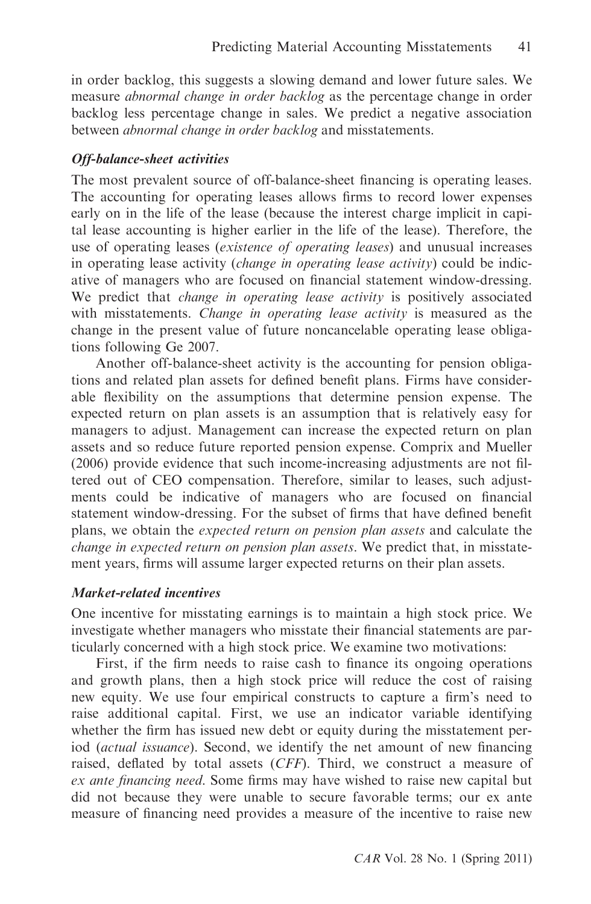in order backlog, this suggests a slowing demand and lower future sales. We measure *abnormal change in order backlog* as the percentage change in order backlog less percentage change in sales. We predict a negative association between *abnormal change in order backlog* and misstatements.

### *Off-balance-sheet activities*

The most prevalent source of off-balance-sheet financing is operating leases. The accounting for operating leases allows firms to record lower expenses early on in the life of the lease (because the interest charge implicit in capital lease accounting is higher earlier in the life of the lease). Therefore, the use of operating leases (*existence of operating leases*) and unusual increases in operating lease activity (*change in operating lease activity*) could be indicative of managers who are focused on financial statement window-dressing. We predict that *change in operating lease activity* is positively associated with misstatements. *Change in operating lease activity* is measured as the change in the present value of future noncancelable operating lease obligations following Ge 2007.

Another off-balance-sheet activity is the accounting for pension obligations and related plan assets for defined benefit plans. Firms have considerable flexibility on the assumptions that determine pension expense. The expected return on plan assets is an assumption that is relatively easy for managers to adjust. Management can increase the expected return on plan assets and so reduce future reported pension expense. Comprix and Mueller (2006) provide evidence that such income-increasing adjustments are not filtered out of CEO compensation. Therefore, similar to leases, such adjustments could be indicative of managers who are focused on financial statement window-dressing. For the subset of firms that have defined benefit plans, we obtain the *expected return on pension plan assets* and calculate the *change in expected return on pension plan assets*. We predict that, in misstatement years, firms will assume larger expected returns on their plan assets.

### *Market-related incentives*

One incentive for misstating earnings is to maintain a high stock price. We investigate whether managers who misstate their financial statements are particularly concerned with a high stock price. We examine two motivations:

First, if the firm needs to raise cash to finance its ongoing operations and growth plans, then a high stock price will reduce the cost of raising new equity. We use four empirical constructs to capture a firm's need to raise additional capital. First, we use an indicator variable identifying whether the firm has issued new debt or equity during the misstatement period (*actual issuance*). Second, we identify the net amount of new financing raised, deflated by total assets (*CFF*). Third, we construct a measure of *ex ante financing need*. Some firms may have wished to raise new capital but did not because they were unable to secure favorable terms; our ex ante measure of financing need provides a measure of the incentive to raise new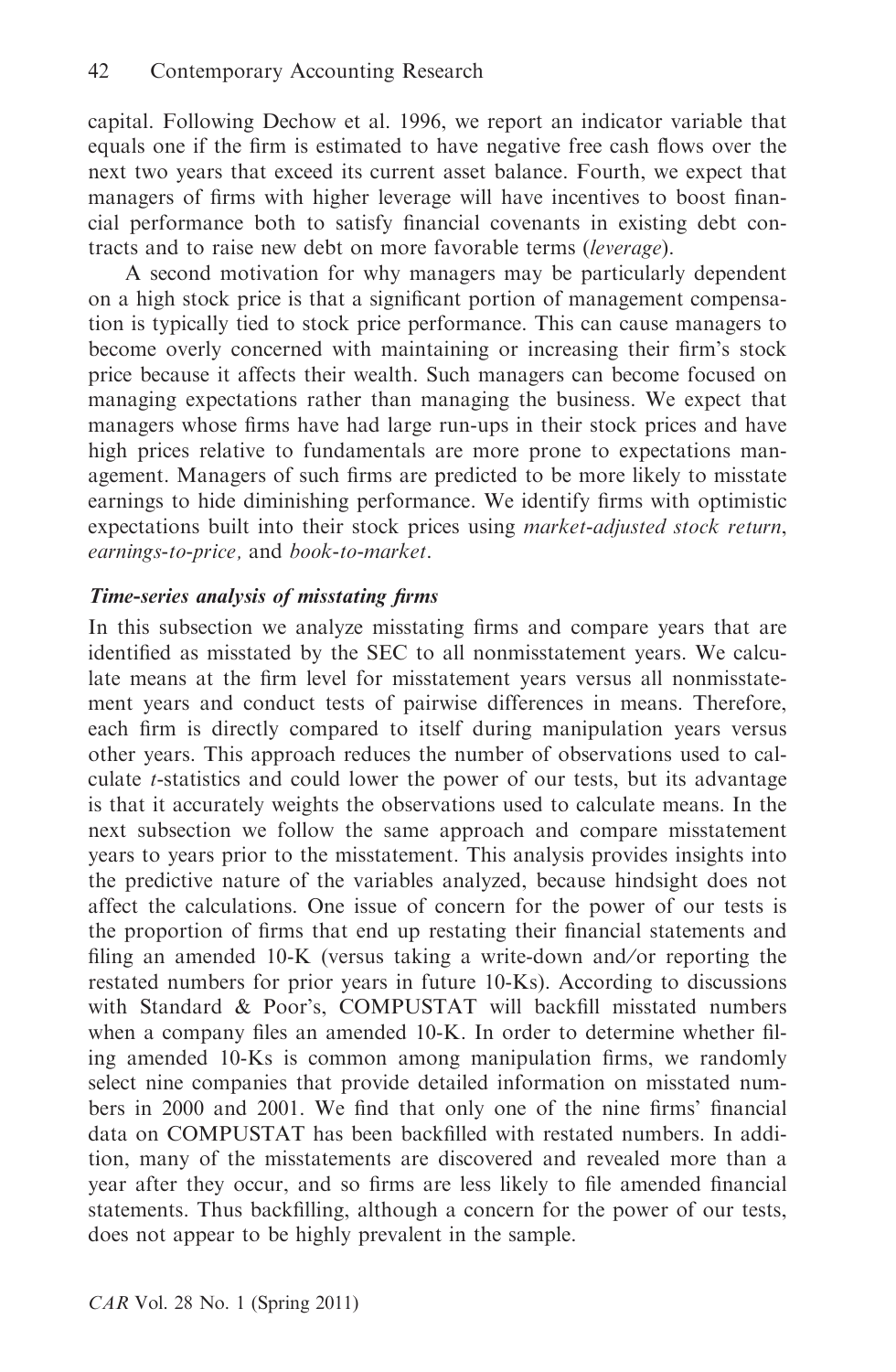capital. Following Dechow et al. 1996, we report an indicator variable that equals one if the firm is estimated to have negative free cash flows over the next two years that exceed its current asset balance. Fourth, we expect that managers of firms with higher leverage will have incentives to boost financial performance both to satisfy financial covenants in existing debt contracts and to raise new debt on more favorable terms (*leverage*).

A second motivation for why managers may be particularly dependent on a high stock price is that a significant portion of management compensation is typically tied to stock price performance. This can cause managers to become overly concerned with maintaining or increasing their firm's stock price because it affects their wealth. Such managers can become focused on managing expectations rather than managing the business. We expect that managers whose firms have had large run-ups in their stock prices and have high prices relative to fundamentals are more prone to expectations management. Managers of such firms are predicted to be more likely to misstate earnings to hide diminishing performance. We identify firms with optimistic expectations built into their stock prices using *market-adjusted stock return*, *earnings-to-price,* and *book-to-market*.

### *Time-series analysis of misstating firms*

In this subsection we analyze misstating firms and compare years that are identified as misstated by the SEC to all nonmisstatement years. We calculate means at the firm level for misstatement years versus all nonmisstatement years and conduct tests of pairwise differences in means. Therefore, each firm is directly compared to itself during manipulation years versus other years. This approach reduces the number of observations used to calculate *t*-statistics and could lower the power of our tests, but its advantage is that it accurately weights the observations used to calculate means. In the next subsection we follow the same approach and compare misstatement years to years prior to the misstatement. This analysis provides insights into the predictive nature of the variables analyzed, because hindsight does not affect the calculations. One issue of concern for the power of our tests is the proportion of firms that end up restating their financial statements and filing an amended 10-K (versus taking a write-down and/or reporting the restated numbers for prior years in future 10-Ks). According to discussions with Standard & Poor's, COMPUSTAT will backfill misstated numbers when a company files an amended 10-K. In order to determine whether filing amended 10-Ks is common among manipulation firms, we randomly select nine companies that provide detailed information on misstated numbers in 2000 and 2001. We find that only one of the nine firms' financial data on COMPUSTAT has been backfilled with restated numbers. In addition, many of the misstatements are discovered and revealed more than a year after they occur, and so firms are less likely to file amended financial statements. Thus backfilling, although a concern for the power of our tests, does not appear to be highly prevalent in the sample.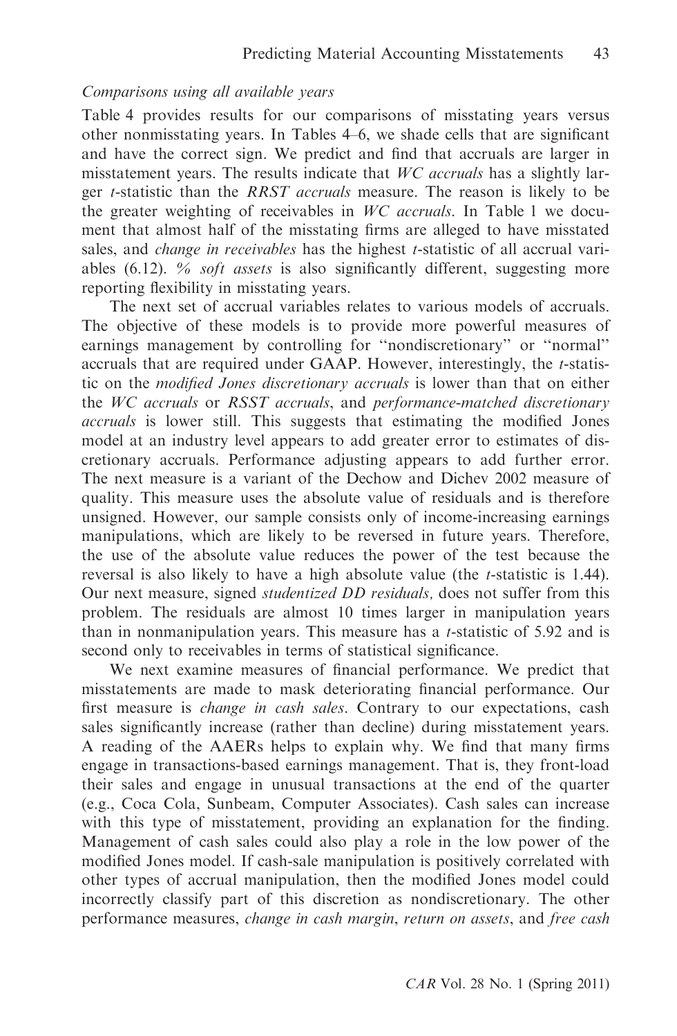*Comparisons using all available years*

Table 4 provides results for our comparisons of misstating years versus other nonmisstating years. In Tables 4–6, we shade cells that are significant and have the correct sign. We predict and find that accruals are larger in misstatement years. The results indicate that *WC accruals* has a slightly larger *t*-statistic than the *RRST accruals* measure. The reason is likely to be the greater weighting of receivables in *WC accruals*. In Table 1 we document that almost half of the misstating firms are alleged to have misstated sales, and *change in receivables* has the highest *t*-statistic of all accrual variables (6.12). *% soft assets* is also significantly different, suggesting more reporting flexibility in misstating years.

The next set of accrual variables relates to various models of accruals. The objective of these models is to provide more powerful measures of earnings management by controlling for ''nondiscretionary'' or ''normal'' accruals that are required under GAAP. However, interestingly, the *t*-statistic on the *modified Jones discretionary accruals* is lower than that on either the *WC accruals* or *RSST accruals*, and *performance-matched discretionary accruals* is lower still. This suggests that estimating the modified Jones model at an industry level appears to add greater error to estimates of discretionary accruals. Performance adjusting appears to add further error. The next measure is a variant of the Dechow and Dichev 2002 measure of quality. This measure uses the absolute value of residuals and is therefore unsigned. However, our sample consists only of income-increasing earnings manipulations, which are likely to be reversed in future years. Therefore, the use of the absolute value reduces the power of the test because the reversal is also likely to have a high absolute value (the *t*-statistic is 1.44). Our next measure, signed *studentized DD residuals,* does not suffer from this problem. The residuals are almost 10 times larger in manipulation years than in nonmanipulation years. This measure has a *t*-statistic of 5.92 and is second only to receivables in terms of statistical significance.

We next examine measures of financial performance. We predict that misstatements are made to mask deteriorating financial performance. Our first measure is *change in cash sales*. Contrary to our expectations, cash sales significantly increase (rather than decline) during misstatement years. A reading of the AAERs helps to explain why. We find that many firms engage in transactions-based earnings management. That is, they front-load their sales and engage in unusual transactions at the end of the quarter (e.g., Coca Cola, Sunbeam, Computer Associates). Cash sales can increase with this type of misstatement, providing an explanation for the finding. Management of cash sales could also play a role in the low power of the modified Jones model. If cash-sale manipulation is positively correlated with other types of accrual manipulation, then the modified Jones model could incorrectly classify part of this discretion as nondiscretionary. The other performance measures, *change in cash margin*, *return on assets*, and *free cash*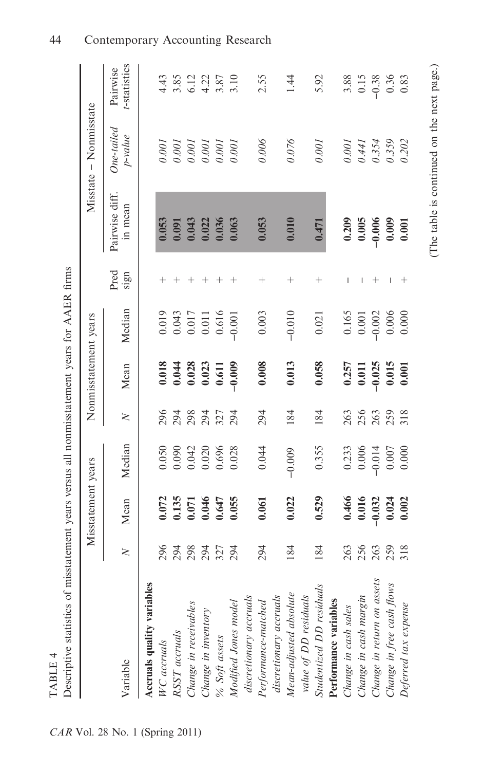TABLE 4

Descriptive statistics of misstatement years versus all nonmisstatement years for AAER firms

| Variable | Misstatement years | | | Nonmisstatement years | | | Pred sign | Misstate − Nonmisstate | | |
|---|---|---|---|---|---|---|---|---|---|---|
| | $N$ | Mean | Median | $N$ | Mean | Median | | Pairwise diff. in mean | *One-tailed p-value* | Pairwise *t*-statistics |
| **Accruals quality variables** | | | | | | | | | | |
| *WC accruals* | 296 | **0.072** | 0.050 | 296 | **0.018** | 0.019 | + | **0.053** | *0.001* | 4.43 |
| *RSST accruals* | 294 | **0.135** | 0.090 | 294 | **0.044** | 0.043 | + | **0.091** | *0.001* | 3.85 |
| *Change in receivables* | 298 | **0.071** | 0.042 | 298 | **0.028** | 0.017 | + | **0.043** | *0.001* | 6.12 |
| *Change in inventory* | 294 | **0.046** | 0.020 | 294 | **0.023** | 0.011 | + | **0.022** | *0.001* | 4.22 |
| *% Soft assets* | 327 | **0.647** | 0.696 | 327 | **0.611** | 0.616 | + | **0.036** | *0.001* | 3.87 |
| *Modified Jones model discretionary accruals* | 294 | **0.055** | 0.028 | 294 | **−0.009** | −0.001 | + | **0.063** | *0.001* | 3.10 |
| *Performance-matched discretionary accruals* | 294 | **0.061** | 0.044 | 294 | **0.008** | 0.003 | + | **0.053** | *0.006* | 2.55 |
| *Mean-adjusted absolute value of DD residuals* | 184 | **0.022** | −0.009 | 184 | **0.013** | −0.010 | + | **0.010** | *0.076* | 1.44 |
| *Studentized DD residuals* | 184 | **0.529** | 0.355 | 184 | **0.058** | 0.021 | + | **0.471** | *0.001* | 5.92 |
| **Performance variables** | | | | | | | | | | |
| *Change in cash sales* | 263 | **0.466** | 0.233 | 263 | **0.257** | 0.165 | − | **0.209** | *0.001* | 3.88 |
| *Change in cash margin* | 256 | **0.016** | 0.006 | 256 | **0.011** | 0.001 | − | **0.005** | *0.441* | 0.15 |
| *Change in return on assets* | 263 | **−0.032** | −0.014 | 263 | **−0.025** | −0.002 | + | **−0.006** | *0.354* | −0.38 |
| *Change in free cash flows* | 259 | **0.024** | 0.007 | 259 | **0.015** | 0.006 | − | **0.009** | *0.359* | 0.36 |
| *Deferred tax expense* | 318 | **0.002** | 0.000 | 318 | **0.001** | 0.000 | + | **0.001** | *0.202* | 0.83 |

(The table is continued on the next page.)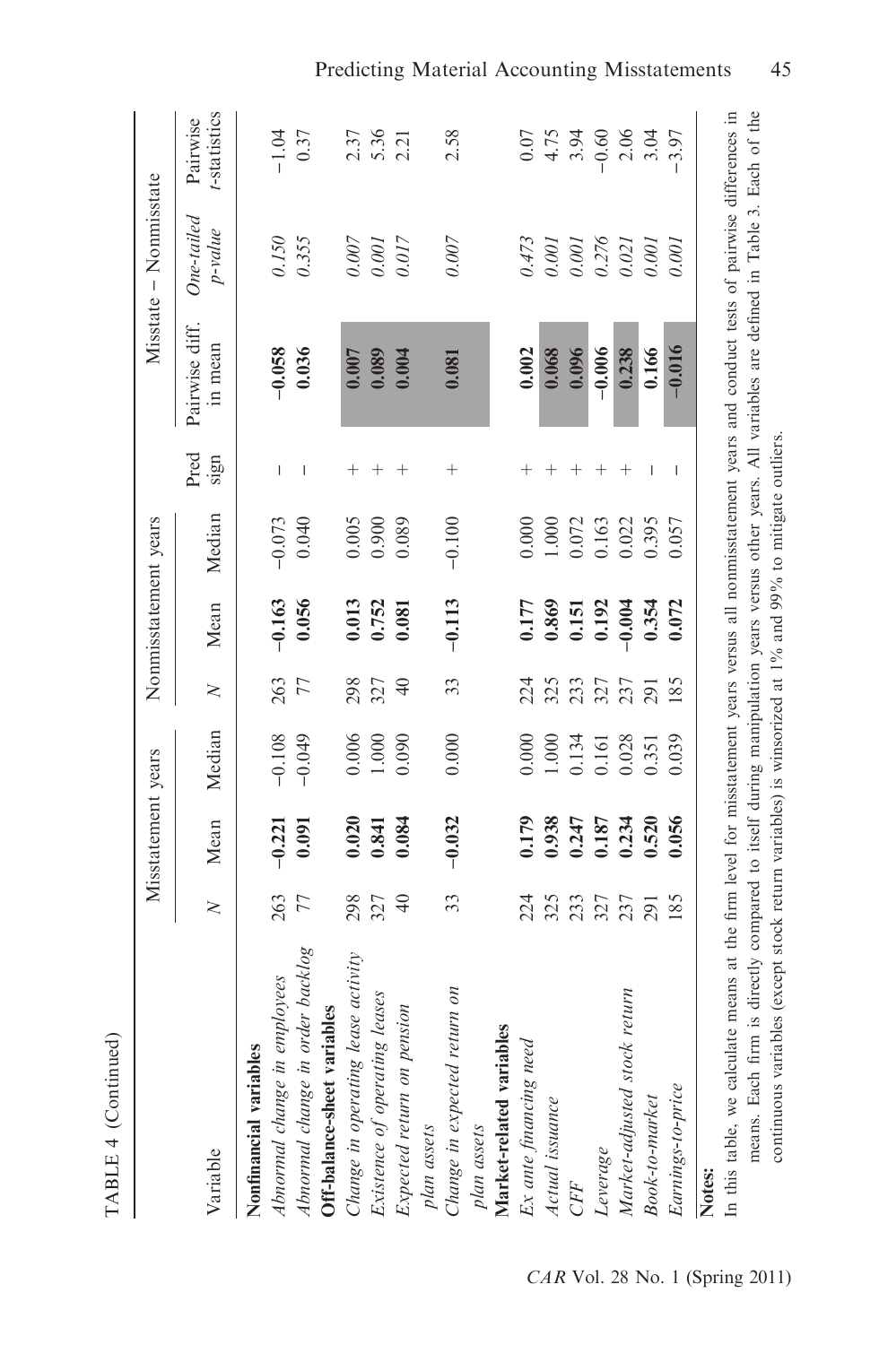TABLE 4 (Continued)

| Variable | Misstatement years | | | Nonmisstatement years | | | Pred sign | Misstate − Nonmisstate | | |
|---|---|---|---|---|---|---|---|---|---|---|
| | *N* | Mean | Median | *N* | Mean | Median | | Pairwise diff. in mean | *One-tailed p-value* | Pairwise *t*-statistics |
| **Nonfinancial variables** | | | | | | | | | | |
| *Abnormal change in employees* | 263 | **−0.221** | −0.108 | 263 | **−0.163** | −0.073 | − | **−0.058** | *0.150* | −1.04 |
| *Abnormal change in order backlog* | 77 | **0.091** | −0.049 | 77 | **0.056** | 0.040 | − | **0.036** | *0.355* | 0.37 |
| **Off-balance-sheet variables** | | | | | | | | | | |
| *Change in operating lease activity* | 298 | **0.020** | 0.006 | 298 | **0.013** | 0.005 | + | **0.007** | *0.007* | 2.37 |
| *Existence of operating leases* | 327 | **0.841** | 1.000 | 327 | **0.752** | 0.900 | + | **0.089** | *0.001* | 5.36 |
| *Expected return on pension plan assets* | 40 | **0.084** | 0.090 | 40 | **0.081** | 0.089 | + | **0.004** | *0.017* | 2.21 |
| *Change in expected return on plan assets* | 33 | **−0.032** | 0.000 | 33 | **−0.113** | −0.100 | + | **0.081** | *0.007* | 2.58 |
| **Market-related variables** | | | | | | | | | | |
| *Ex ante financing need* | 224 | **0.179** | 0.000 | 224 | **0.177** | 0.000 | + | **0.002** | *0.473* | 0.07 |
| *Actual issuance* | 325 | **0.938** | 1.000 | 325 | **0.869** | 1.000 | + | **0.068** | *0.001* | 4.75 |
| *CFF* | 233 | **0.247** | 0.134 | 233 | **0.151** | 0.072 | + | **0.096** | *0.001* | 3.94 |
| *Leverage* | 327 | **0.187** | 0.161 | 327 | **0.192** | 0.163 | + | **−0.006** | *0.276* | −0.60 |
| *Market-adjusted stock return* | 237 | **0.234** | 0.028 | 237 | **−0.004** | 0.022 | + | **0.238** | *0.021* | 2.06 |
| *Book-to-market* | 291 | **0.520** | 0.351 | 291 | **0.354** | 0.395 | − | **0.166** | *0.001* | 3.04 |
| *Earnings-to-price* | 185 | **0.056** | 0.039 | 185 | **0.072** | 0.057 | − | **−0.016** | *0.001* | −3.97 |

**Notes:**

In this table, we calculate means at the firm level for misstatement years versus all nonmisstatement years and conduct tests of pairwise differences in means. Each firm is directly compared to itself during manipulation years versus other years. All variables are defined in Table 3. Each of the continuous variables (except stock return variables) is winsorized at 1% and 99% to mitigate outliers.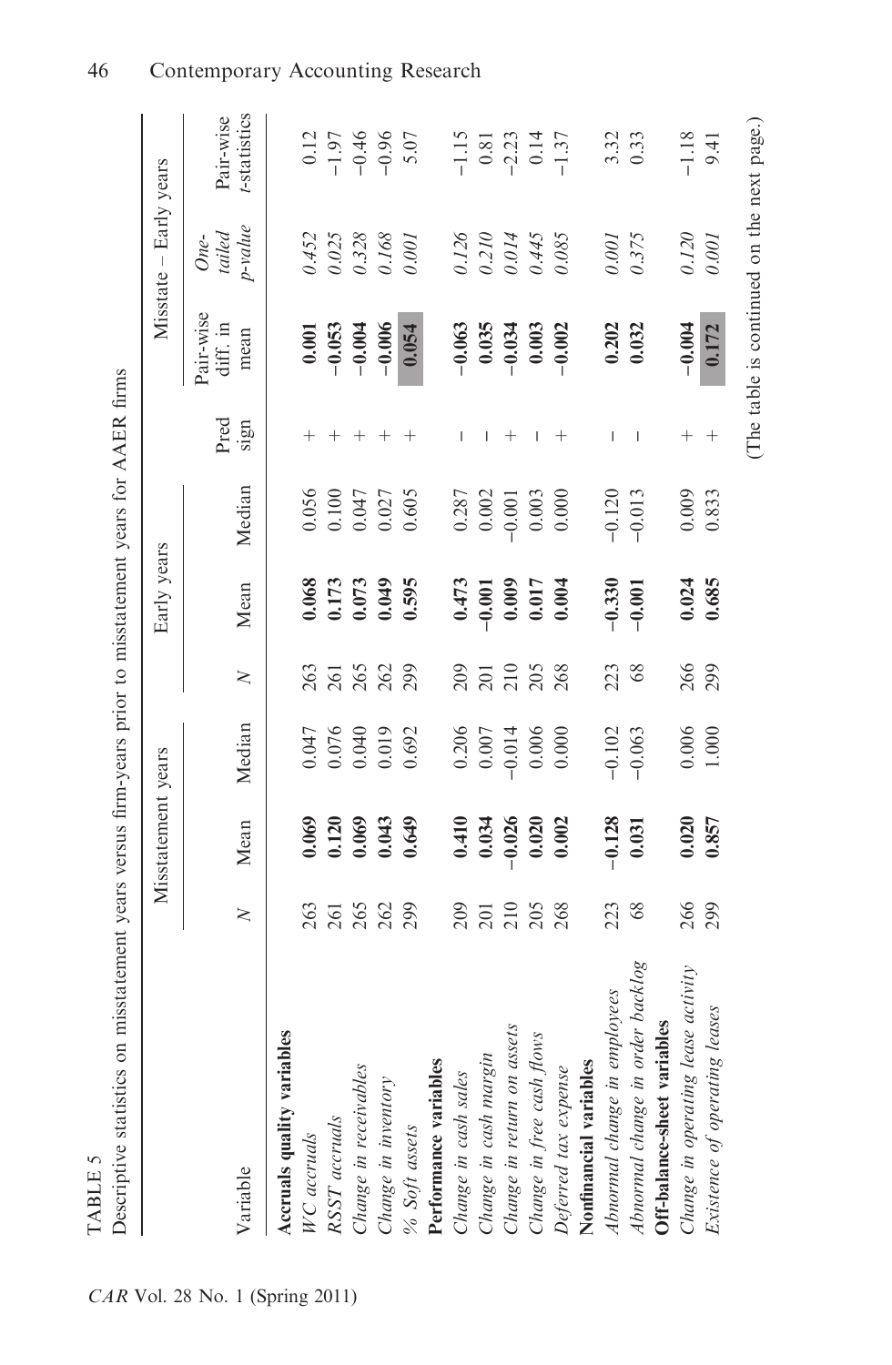TABLE 5

Descriptive statistics on misstatement years versus firm-years prior to misstatement years for AAER firms

| Variable | Misstatement years | | | Early years | | | Pred sign | Misstate – Early years | | |
|---|---|---|---|---|---|---|---|---|---|---|
| | $N$ | Mean | Median | $N$ | Mean | Median | | Pair-wise diff. in mean | One-tailed p-value | Pair-wise t-statistics |
| **Accruals quality variables** | | | | | | | | | | |
| *WC accruals* | 263 | **0.069** | 0.047 | 263 | **0.068** | 0.056 | + | **0.001** | *0.452* | 0.12 |
| *RSST accruals* | 261 | **0.120** | 0.076 | 261 | **0.173** | 0.100 | + | **−0.053** | *0.025* | −1.97 |
| *Change in receivables* | 265 | **0.069** | 0.040 | 265 | **0.073** | 0.047 | + | **−0.004** | *0.328* | −0.46 |
| *Change in inventory* | 262 | **0.043** | 0.019 | 262 | **0.049** | 0.027 | + | **−0.006** | *0.168* | −0.96 |
| *% Soft assets* | 299 | **0.649** | 0.692 | 299 | **0.595** | 0.605 | + | **0.054** | *0.001* | 5.07 |
| **Performance variables** | | | | | | | | | | |
| *Change in cash sales* | 209 | **0.410** | 0.206 | 209 | **0.473** | 0.287 | − | **−0.063** | *0.126* | −1.15 |
| *Change in cash margin* | 201 | **0.034** | 0.007 | 201 | **−0.001** | 0.002 | − | **0.035** | *0.210* | 0.81 |
| *Change in return on assets* | 210 | **−0.026** | −0.014 | 210 | **0.009** | −0.001 | + | **−0.034** | *0.014* | −2.23 |
| *Change in free cash flows* | 205 | **0.020** | 0.006 | 205 | **0.017** | 0.003 | − | **0.003** | *0.445* | 0.14 |
| *Deferred tax expense* | 268 | **0.002** | 0.000 | 268 | **0.004** | 0.000 | + | **−0.002** | *0.085* | −1.37 |
| **Nonfinancial variables** | | | | | | | | | | |
| *Abnormal change in employees* | 223 | **−0.128** | −0.102 | 223 | **−0.330** | −0.120 | − | **0.202** | *0.001* | 3.32 |
| *Abnormal change in order backlog* | 68 | **0.031** | −0.063 | 68 | **−0.001** | −0.013 | − | **0.032** | *0.375* | 0.33 |
| **Off-balance-sheet variables** | | | | | | | | | | |
| *Change in operating lease activity* | 266 | **0.020** | 0.006 | 266 | **0.024** | 0.009 | + | **−0.004** | *0.120* | −1.18 |
| *Existence of operating leases* | 299 | **0.857** | 1.000 | 299 | **0.685** | 0.833 | + | **0.172** | *0.001* | 9.41 |

(The table is continued on the next page.)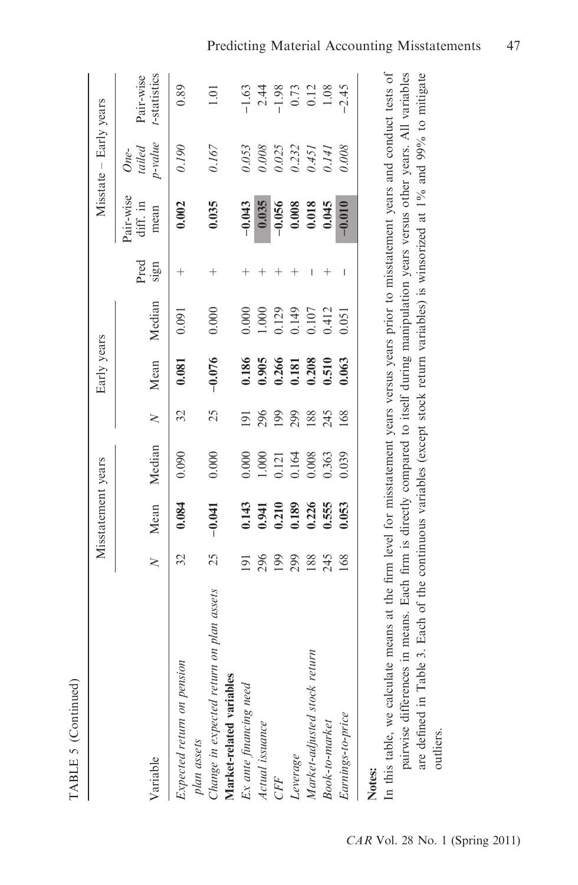TABLE 5 (Continued)

| Variable | Misstatement years | | | Early years | | | Pred sign | Misstate – Early years | | |
|---|---|---|---|---|---|---|---|---|---|---|
| | $N$ | Mean | Median | $N$ | Mean | Median | | Pair-wise diff. in mean | *One-tailed p-value* | Pair-wise *t*-statistics |
| *Expected return on pension plan assets* | 32 | **0.084** | 0.090 | 32 | **0.081** | 0.091 | + | **0.002** | *0.190* | 0.89 |
| *Change in expected return on plan assets* | 25 | **−0.041** | 0.000 | 25 | **−0.076** | 0.000 | + | **0.035** | *0.167* | 1.01 |
| **Market-related variables** | | | | | | | | | | |
| *Ex ante financing need* | 191 | **0.143** | 0.000 | 191 | **0.186** | 0.000 | + | **−0.043** | *0.053* | −1.63 |
| *Actual issuance* | 296 | **0.941** | 1.000 | 296 | **0.905** | 1.000 | + | **0.035** | *0.008* | 2.44 |
| *CFF* | 199 | **0.210** | 0.121 | 199 | **0.266** | 0.129 | + | **−0.056** | *0.025* | −1.98 |
| *Leverage* | 299 | **0.189** | 0.164 | 299 | **0.181** | 0.149 | + | **0.008** | *0.232* | 0.73 |
| *Market-adjusted stock return* | 188 | **0.226** | 0.008 | 188 | **0.208** | 0.107 | − | **0.018** | *0.451* | 0.12 |
| *Book-to-market* | 245 | **0.555** | 0.363 | 245 | **0.510** | 0.412 | + | **0.045** | *0.141* | 1.08 |
| *Earnings-to-price* | 168 | **0.053** | 0.039 | 168 | **0.063** | 0.051 | − | **−0.010** | *0.008* | −2.45 |

**Notes:**

In this table, we calculate means at the firm level for misstatement years versus years prior to misstatement years and conduct tests of pairwise differences in means. Each firm is directly compared to itself during manipulation years versus other years. All variables are defined in Table 3. Each of the continuous variables (except stock return variables) is winsorized at 1% and 99% to mitigate outliers.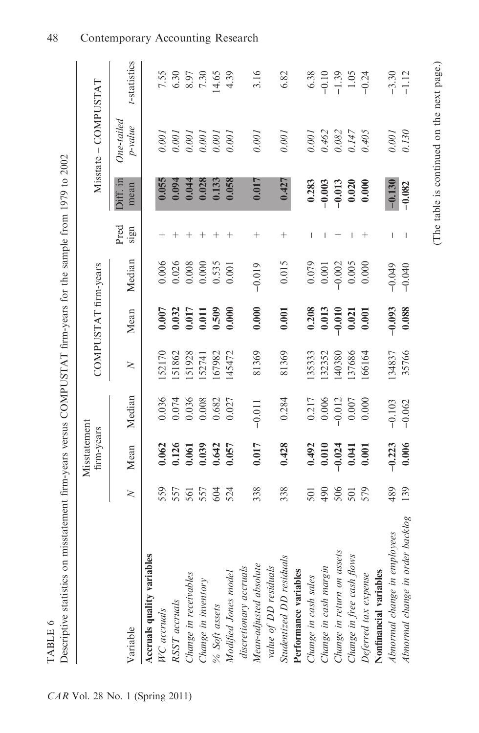TABLE 6

Descriptive statistics on misstatement firm-years versus COMPUSTAT firm-years for the sample from 1979 to 2002

| Variable | Misstatement firm-years | | | COMPUSTAT firm-years | | | | Misstate – COMPUSTAT | | |
|---|---|---|---|---|---|---|---|---|---|---|
| | *N* | Mean | Median | *N* | Mean | Median | Pred sign | Diff. in mean | *One-tailed p-value* | *t-statistics* |
| **Accruals quality variables** | | | | | | | | | | |
| *WC accruals* | 559 | **0.062** | 0.036 | 152170 | **0.007** | 0.006 | + | **0.055** | *0.001* | 7.55 |
| *RSST accruals* | 557 | **0.126** | 0.074 | 151862 | **0.032** | 0.026 | + | **0.094** | *0.001* | 6.30 |
| *Change in receivables* | 561 | **0.061** | 0.036 | 151928 | **0.017** | 0.008 | + | **0.044** | *0.001* | 8.97 |
| *Change in inventory* | 557 | **0.039** | 0.008 | 152741 | **0.011** | 0.000 | + | **0.028** | *0.001* | 7.30 |
| *% Soft assets* | 604 | **0.642** | 0.682 | 167982 | **0.509** | 0.535 | + | **0.133** | *0.001* | 14.65 |
| *Modified Jones model discretionary accruals* | 524 | **0.057** | 0.027 | 145472 | **0.000** | 0.001 | + | **0.058** | *0.001* | 4.39 |
| *Mean-adjusted absolute value of DD residuals* | 338 | **0.017** | −0.011 | 81369 | **0.000** | −0.019 | + | **0.017** | *0.001* | 3.16 |
| *Studentized DD residuals* | 338 | **0.428** | 0.284 | 81369 | **0.001** | 0.015 | + | **0.427** | *0.001* | 6.82 |
| **Performance variables** | | | | | | | | | | |
| *Change in cash sales* | 501 | **0.492** | 0.217 | 135333 | **0.208** | 0.079 | − | **0.283** | *0.001* | 6.38 |
| *Change in cash margin* | 490 | **0.010** | 0.006 | 132352 | **0.013** | 0.001 | − | **−0.003** | *0.462* | −0.10 |
| *Change in return on assets* | 506 | **−0.024** | −0.012 | 140380 | **−0.010** | −0.002 | + | **−0.013** | *0.082* | −1.39 |
| *Change in free cash flows* | 501 | **0.041** | 0.007 | 137686 | **0.021** | 0.005 | − | **0.020** | *0.147* | 1.05 |
| *Deferred tax expense* | 579 | **0.001** | 0.000 | 166164 | **0.001** | 0.000 | + | **0.000** | *0.405* | −0.24 |
| **Nonfinancial variables** | | | | | | | | | | |
| *Abnormal change in employees* | 489 | **−0.223** | −0.103 | 134837 | **−0.093** | −0.049 | − | **−0.130** | *0.001* | −3.30 |
| *Abnormal change in order backlog* | 139 | **0.006** | −0.062 | 35766 | **0.088** | −0.040 | − | **−0.082** | *0.130* | −1.12 |

(The table is continued on the next page.)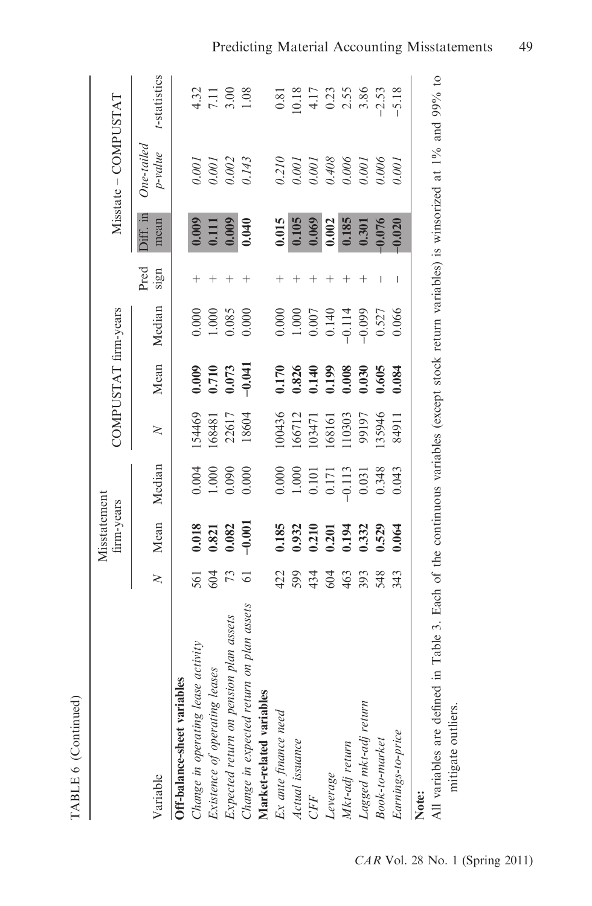TABLE 6 (Continued)

| Variable | Misstatement firm-years | | | COMPUSTAT firm-years | | | Misstate – COMPUSTAT | | | |
|---|---|---|---|---|---|---|---|---|---|---|
| | *N* | Mean | Median | *N* | Mean | Median | Pred sign | Diff. in mean | *One-tailed p-value* | *t*-statistics |
| **Off-balance-sheet variables** | | | | | | | | | | |
| *Change in operating lease activity* | 561 | **0.018** | 0.004 | 154469 | **0.009** | 0.000 | + | **0.009** | *0.001* | 4.32 |
| *Existence of operating leases* | 604 | **0.821** | 1.000 | 168481 | **0.710** | 1.000 | + | **0.111** | *0.001* | 7.11 |
| *Expected return on pension plan assets* | 73 | **0.082** | 0.090 | 22617 | **0.073** | 0.085 | + | **0.009** | *0.002* | 3.00 |
| *Change in expected return on plan assets* | 61 | **−0.001** | 0.000 | 18604 | **−0.041** | 0.000 | + | **0.040** | *0.143* | 1.08 |
| **Market-related variables** | | | | | | | | | | |
| *Ex ante finance need* | 422 | **0.185** | 0.000 | 100436 | **0.170** | 0.000 | + | **0.015** | *0.210* | 0.81 |
| *Actual issuance* | 599 | **0.932** | 1.000 | 166712 | **0.826** | 1.000 | + | **0.105** | *0.001* | 10.18 |
| *CFF* | 434 | **0.210** | 0.101 | 103471 | **0.140** | 0.007 | + | **0.069** | *0.001* | 4.17 |
| *Leverage* | 604 | **0.201** | 0.171 | 168161 | **0.199** | 0.140 | + | **0.002** | *0.408* | 0.23 |
| *Mkt-adj return* | 463 | **0.194** | −0.113 | 110303 | **0.008** | −0.114 | + | **0.185** | *0.006* | 2.55 |
| *Lagged mkt-adj return* | 393 | **0.332** | 0.031 | 99197 | **0.030** | −0.099 | + | **0.301** | *0.001* | 3.86 |
| *Book-to-market* | 548 | **0.529** | 0.348 | 135946 | **0.605** | 0.527 | − | **−0.076** | *0.006* | −2.53 |
| *Earnings-to-price* | 343 | **0.064** | 0.043 | 84911 | **0.084** | 0.066 | − | **−0.020** | *0.001* | −5.18 |

**Note:**

All variables are defined in Table 3. Each of the continuous variables (except stock return variables) is winsorized at 1% and 99% to mitigate outliers.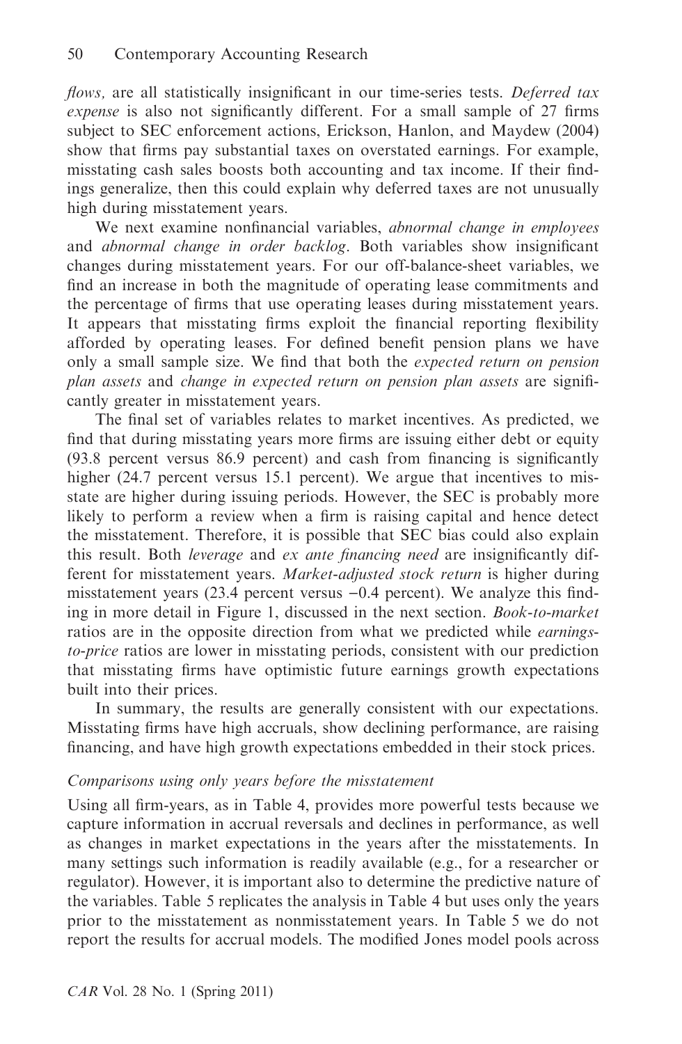*flows,* are all statistically insignificant in our time-series tests. *Deferred tax expense* is also not significantly different. For a small sample of 27 firms subject to SEC enforcement actions, Erickson, Hanlon, and Maydew (2004) show that firms pay substantial taxes on overstated earnings. For example, misstating cash sales boosts both accounting and tax income. If their findings generalize, then this could explain why deferred taxes are not unusually high during misstatement years.

We next examine nonfinancial variables, *abnormal change in employees* and *abnormal change in order backlog*. Both variables show insignificant changes during misstatement years. For our off-balance-sheet variables, we find an increase in both the magnitude of operating lease commitments and the percentage of firms that use operating leases during misstatement years. It appears that misstating firms exploit the financial reporting flexibility afforded by operating leases. For defined benefit pension plans we have only a small sample size. We find that both the *expected return on pension plan assets* and *change in expected return on pension plan assets* are significantly greater in misstatement years.

The final set of variables relates to market incentives. As predicted, we find that during misstating years more firms are issuing either debt or equity (93.8 percent versus 86.9 percent) and cash from financing is significantly higher (24.7 percent versus 15.1 percent). We argue that incentives to misstate are higher during issuing periods. However, the SEC is probably more likely to perform a review when a firm is raising capital and hence detect the misstatement. Therefore, it is possible that SEC bias could also explain this result. Both *leverage* and *ex ante financing need* are insignificantly different for misstatement years. *Market-adjusted stock return* is higher during misstatement years (23.4 percent versus −0.4 percent). We analyze this finding in more detail in Figure 1, discussed in the next section. *Book-to-market* ratios are in the opposite direction from what we predicted while *earnings-to-price* ratios are lower in misstating periods, consistent with our prediction that misstating firms have optimistic future earnings growth expectations built into their prices.

In summary, the results are generally consistent with our expectations. Misstating firms have high accruals, show declining performance, are raising financing, and have high growth expectations embedded in their stock prices.

*Comparisons using only years before the misstatement*

Using all firm-years, as in Table 4, provides more powerful tests because we capture information in accrual reversals and declines in performance, as well as changes in market expectations in the years after the misstatements. In many settings such information is readily available (e.g., for a researcher or regulator). However, it is important also to determine the predictive nature of the variables. Table 5 replicates the analysis in Table 4 but uses only the years prior to the misstatement as nonmisstatement years. In Table 5 we do not report the results for accrual models. The modified Jones model pools across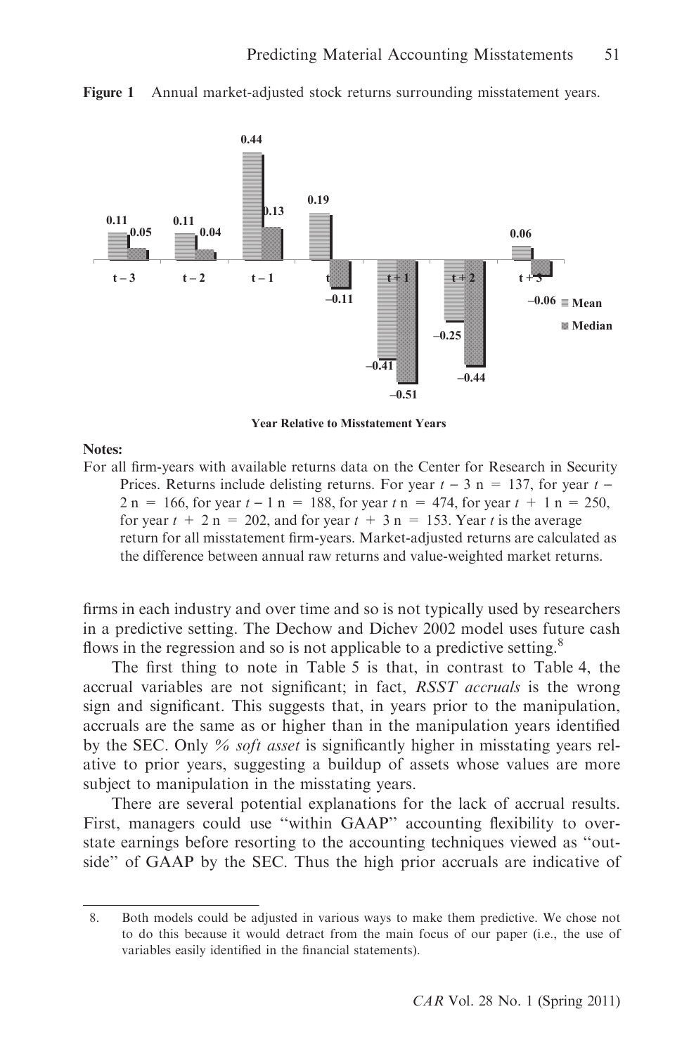**Figure 1** Annual market-adjusted stock returns surrounding misstatement years.

| Year Relative to Misstatement Years | Mean | Median |
|---|---|---|
| t − 3 | 0.11 | 0.05 |
| t − 2 | 0.11 | 0.04 |
| t − 1 | 0.44 | 0.13 |
| t | 0.19 | –0.11 |
| t + 1 | –0.41 | –0.51 |
| t + 2 | –0.25 | –0.44 |
| t + 3 | 0.06 | –0.06 |

**Notes:**

For all firm-years with available returns data on the Center for Research in Security Prices. Returns include delisting returns. For year $t-3$ n = 137, for year $t-2$ n = 166, for year $t-1$ n = 188, for year $t$ n = 474, for year $t+1$ n = 250, for year $t+2$ n = 202, and for year $t+3$ n = 153. Year $t$ is the average return for all misstatement firm-years. Market-adjusted returns are calculated as the difference between annual raw returns and value-weighted market returns.

firms in each industry and over time and so is not typically used by researchers in a predictive setting. The Dechow and Dichev 2002 model uses future cash flows in the regression and so is not applicable to a predictive setting.[8]

The first thing to note in Table 5 is that, in contrast to Table 4, the accrual variables are not significant; in fact, *RSST accruals* is the wrong sign and significant. This suggests that, in years prior to the manipulation, accruals are the same as or higher than in the manipulation years identified by the SEC. Only *% soft asset* is significantly higher in misstating years relative to prior years, suggesting a buildup of assets whose values are more subject to manipulation in the misstating years.

There are several potential explanations for the lack of accrual results. First, managers could use "within GAAP" accounting flexibility to overstate earnings before resorting to the accounting techniques viewed as "outside" of GAAP by the SEC. Thus the high prior accruals are indicative of

8. Both models could be adjusted in various ways to make them predictive. We chose not to do this because it would detract from the main focus of our paper (i.e., the use of variables easily identified in the financial statements).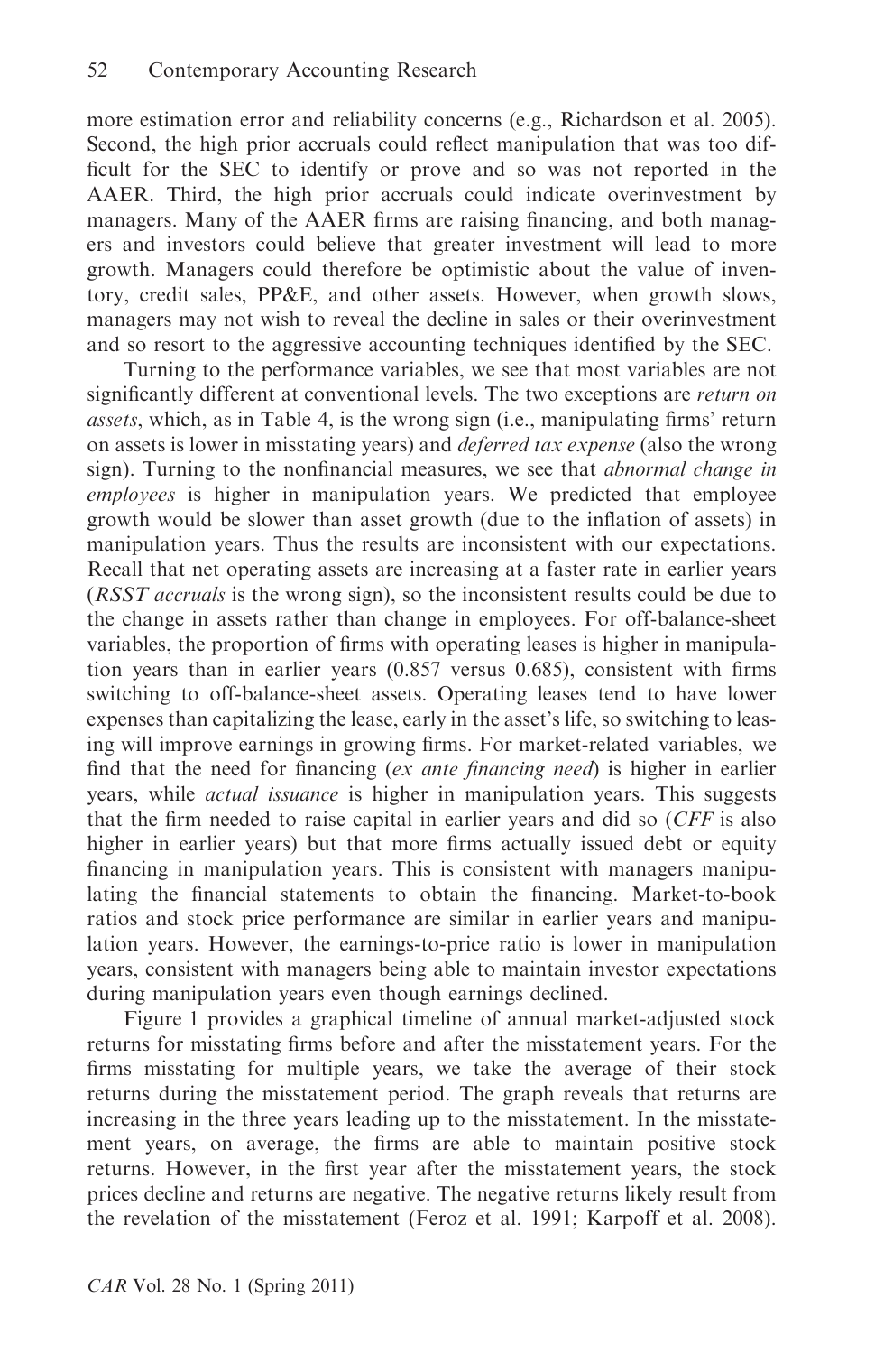more estimation error and reliability concerns (e.g., Richardson et al. 2005). Second, the high prior accruals could reflect manipulation that was too difficult for the SEC to identify or prove and so was not reported in the AAER. Third, the high prior accruals could indicate overinvestment by managers. Many of the AAER firms are raising financing, and both managers and investors could believe that greater investment will lead to more growth. Managers could therefore be optimistic about the value of inventory, credit sales, PP&E, and other assets. However, when growth slows, managers may not wish to reveal the decline in sales or their overinvestment and so resort to the aggressive accounting techniques identified by the SEC.

Turning to the performance variables, we see that most variables are not significantly different at conventional levels. The two exceptions are *return on assets*, which, as in Table 4, is the wrong sign (i.e., manipulating firms' return on assets is lower in misstating years) and *deferred tax expense* (also the wrong sign). Turning to the nonfinancial measures, we see that *abnormal change in employees* is higher in manipulation years. We predicted that employee growth would be slower than asset growth (due to the inflation of assets) in manipulation years. Thus the results are inconsistent with our expectations. Recall that net operating assets are increasing at a faster rate in earlier years (*RSST accruals* is the wrong sign), so the inconsistent results could be due to the change in assets rather than change in employees. For off-balance-sheet variables, the proportion of firms with operating leases is higher in manipulation years than in earlier years (0.857 versus 0.685), consistent with firms switching to off-balance-sheet assets. Operating leases tend to have lower expenses than capitalizing the lease, early in the asset's life, so switching to leasing will improve earnings in growing firms. For market-related variables, we find that the need for financing (*ex ante financing need*) is higher in earlier years, while *actual issuance* is higher in manipulation years. This suggests that the firm needed to raise capital in earlier years and did so (*CFF* is also higher in earlier years) but that more firms actually issued debt or equity financing in manipulation years. This is consistent with managers manipulating the financial statements to obtain the financing. Market-to-book ratios and stock price performance are similar in earlier years and manipulation years. However, the earnings-to-price ratio is lower in manipulation years, consistent with managers being able to maintain investor expectations during manipulation years even though earnings declined.

Figure 1 provides a graphical timeline of annual market-adjusted stock returns for misstating firms before and after the misstatement years. For the firms misstating for multiple years, we take the average of their stock returns during the misstatement period. The graph reveals that returns are increasing in the three years leading up to the misstatement. In the misstatement years, on average, the firms are able to maintain positive stock returns. However, in the first year after the misstatement years, the stock prices decline and returns are negative. The negative returns likely result from the revelation of the misstatement (Feroz et al. 1991; Karpoff et al. 2008).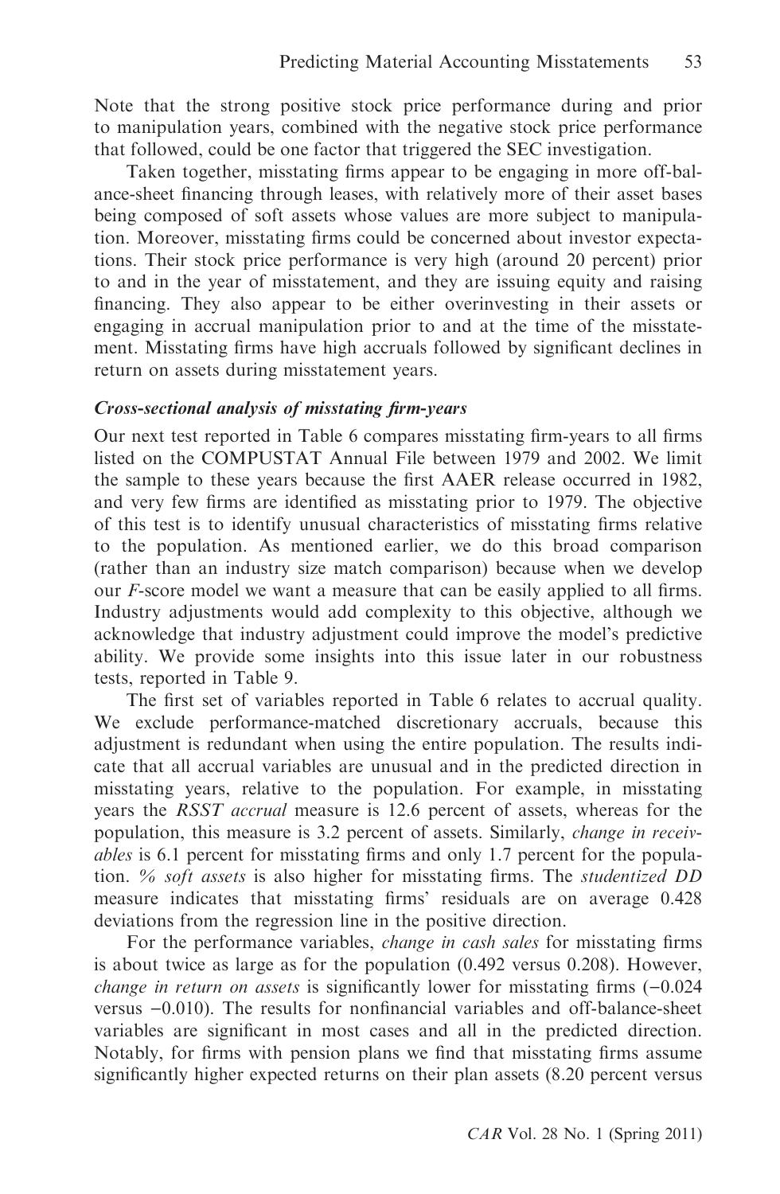Note that the strong positive stock price performance during and prior to manipulation years, combined with the negative stock price performance that followed, could be one factor that triggered the SEC investigation.

Taken together, misstating firms appear to be engaging in more off-balance-sheet financing through leases, with relatively more of their asset bases being composed of soft assets whose values are more subject to manipulation. Moreover, misstating firms could be concerned about investor expectations. Their stock price performance is very high (around 20 percent) prior to and in the year of misstatement, and they are issuing equity and raising financing. They also appear to be either overinvesting in their assets or engaging in accrual manipulation prior to and at the time of the misstatement. Misstating firms have high accruals followed by significant declines in return on assets during misstatement years.

### *Cross-sectional analysis of misstating firm-years*

Our next test reported in Table 6 compares misstating firm-years to all firms listed on the COMPUSTAT Annual File between 1979 and 2002. We limit the sample to these years because the first AAER release occurred in 1982, and very few firms are identified as misstating prior to 1979. The objective of this test is to identify unusual characteristics of misstating firms relative to the population. As mentioned earlier, we do this broad comparison (rather than an industry size match comparison) because when we develop our *F*-score model we want a measure that can be easily applied to all firms. Industry adjustments would add complexity to this objective, although we acknowledge that industry adjustment could improve the model's predictive ability. We provide some insights into this issue later in our robustness tests, reported in Table 9.

The first set of variables reported in Table 6 relates to accrual quality. We exclude performance-matched discretionary accruals, because this adjustment is redundant when using the entire population. The results indicate that all accrual variables are unusual and in the predicted direction in misstating years, relative to the population. For example, in misstating years the *RSST accrual* measure is 12.6 percent of assets, whereas for the population, this measure is 3.2 percent of assets. Similarly, *change in receivables* is 6.1 percent for misstating firms and only 1.7 percent for the population. *% soft assets* is also higher for misstating firms. The *studentized DD* measure indicates that misstating firms' residuals are on average 0.428 deviations from the regression line in the positive direction.

For the performance variables, *change in cash sales* for misstating firms is about twice as large as for the population (0.492 versus 0.208). However, *change in return on assets* is significantly lower for misstating firms (−0.024 versus −0.010). The results for nonfinancial variables and off-balance-sheet variables are significant in most cases and all in the predicted direction. Notably, for firms with pension plans we find that misstating firms assume significantly higher expected returns on their plan assets (8.20 percent versus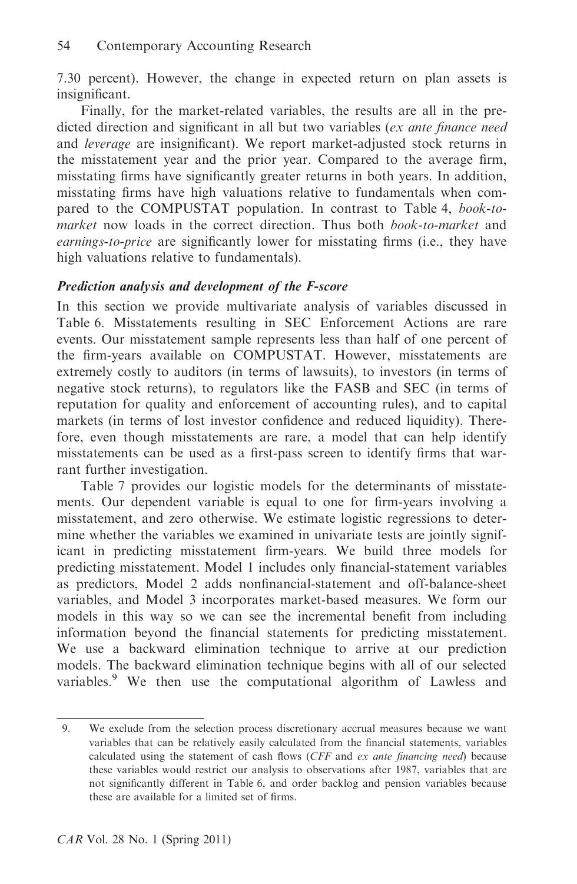7.30 percent). However, the change in expected return on plan assets is insignificant.

Finally, for the market-related variables, the results are all in the predicted direction and significant in all but two variables (*ex ante finance need* and *leverage* are insignificant). We report market-adjusted stock returns in the misstatement year and the prior year. Compared to the average firm, misstating firms have significantly greater returns in both years. In addition, misstating firms have high valuations relative to fundamentals when compared to the COMPUSTAT population. In contrast to Table 4, *book-to-market* now loads in the correct direction. Thus both *book-to-market* and *earnings-to-price* are significantly lower for misstating firms (i.e., they have high valuations relative to fundamentals).

### *Prediction analysis and development of the F-score*

In this section we provide multivariate analysis of variables discussed in Table 6. Misstatements resulting in SEC Enforcement Actions are rare events. Our misstatement sample represents less than half of one percent of the firm-years available on COMPUSTAT. However, misstatements are extremely costly to auditors (in terms of lawsuits), to investors (in terms of negative stock returns), to regulators like the FASB and SEC (in terms of reputation for quality and enforcement of accounting rules), and to capital markets (in terms of lost investor confidence and reduced liquidity). Therefore, even though misstatements are rare, a model that can help identify misstatements can be used as a first-pass screen to identify firms that warrant further investigation.

Table 7 provides our logistic models for the determinants of misstatements. Our dependent variable is equal to one for firm-years involving a misstatement, and zero otherwise. We estimate logistic regressions to determine whether the variables we examined in univariate tests are jointly significant in predicting misstatement firm-years. We build three models for predicting misstatement. Model 1 includes only financial-statement variables as predictors, Model 2 adds nonfinancial-statement and off-balance-sheet variables, and Model 3 incorporates market-based measures. We form our models in this way so we can see the incremental benefit from including information beyond the financial statements for predicting misstatement. We use a backward elimination technique to arrive at our prediction models. The backward elimination technique begins with all of our selected variables.[9] We then use the computational algorithm of Lawless and

9. We exclude from the selection process discretionary accrual measures because we want variables that can be relatively easily calculated from the financial statements, variables calculated using the statement of cash flows (*CFF* and *ex ante financing need*) because these variables would restrict our analysis to observations after 1987, variables that are not significantly different in Table 6, and order backlog and pension variables because these are available for a limited set of firms.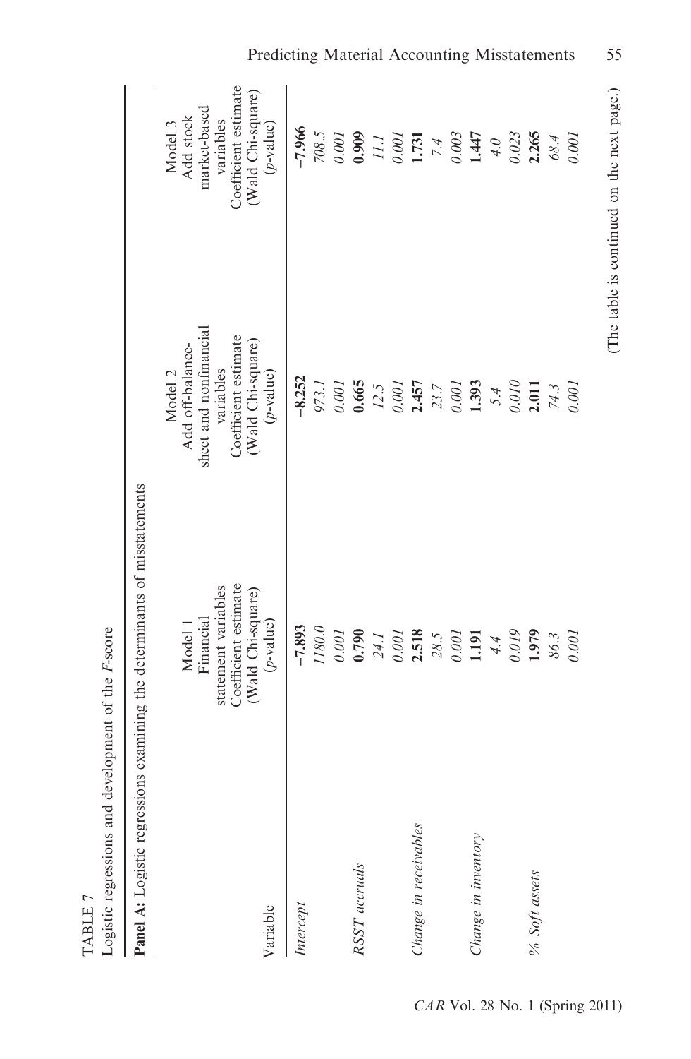TABLE 7

Logistic regressions and development of the *F*-score

**Panel A:** Logistic regressions examining the determinants of misstatements

| Variable | Model 1 Financial statement variables Coefficient estimate (Wald Chi-square) (*p*-value) | Model 2 Add off-balance-sheet and nonfinancial variables Coefficient estimate (Wald Chi-square) (*p*-value) | Model 3 Add stock market-based variables Coefficient estimate (Wald Chi-square) (*p*-value) |
|---|---|---|---|
| *Intercept* | **−7.893** | **−8.252** | **−7.966** |
| | *1180.0* | *973.1* | *708.5* |
| | *0.001* | *0.001* | *0.001* |
| *RSST accruals* | **0.790** | **0.665** | **0.909** |
| | *24.1* | *12.5* | *11.1* |
| | *0.001* | *0.001* | *0.001* |
| *Change in receivables* | **2.518** | **2.457** | **1.731** |
| | *28.5* | *23.7* | *7.4* |
| | *0.001* | *0.001* | *0.003* |
| *Change in inventory* | **1.191** | **1.393** | **1.447** |
| | *4.4* | *5.4* | *4.0* |
| | *0.019* | *0.010* | *0.023* |
| *% Soft assets* | **1.979** | **2.011** | **2.265** |
| | *86.3* | *74.3* | *68.4* |
| | *0.001* | *0.001* | *0.001* |

(The table is continued on the next page.)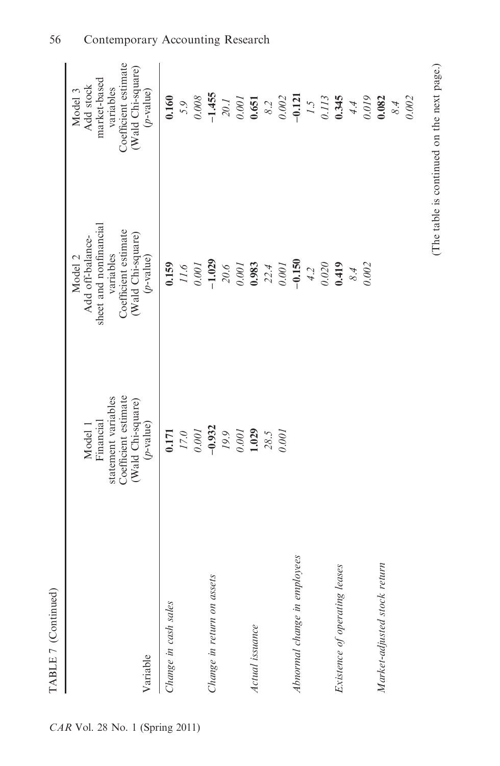TABLE 7 (Continued)

| Variable | Model 1 Financial statement variables Coefficient estimate (Wald Chi-square) (*p*-value) | Model 2 Add off-balance-sheet and nonfinancial variables Coefficient estimate (Wald Chi-square) (*p*-value) | Model 3 Add stock market-based variables Coefficient estimate (Wald Chi-square) (*p*-value) |
|---|---|---|---|
| *Change in cash sales* | **0.171** | **0.159** | **0.160** |
| | *17.0* | *11.6* | *5.9* |
| | *0.001* | *0.001* | *0.008* |
| *Change in return on assets* | **−0.932** | **−1.029** | **−1.455** |
| | *19.9* | *20.6* | *20.1* |
| | *0.001* | *0.001* | *0.001* |
| *Actual issuance* | **1.029** | **0.983** | **0.651** |
| | *28.5* | *22.4* | *8.2* |
| | *0.001* | *0.001* | *0.002* |
| *Abnormal change in employees* | | **−0.150** | **−0.121** |
| | | *4.2* | *1.5* |
| | | *0.020* | *0.113* |
| *Existence of operating leases* | | **0.419** | **0.345** |
| | | *8.4* | *4.4* |
| | | *0.002* | *0.019* |
| *Market-adjusted stock return* | | | **0.082** |
| | | | *8.4* |
| | | | *0.002* |

(The table is continued on the next page.)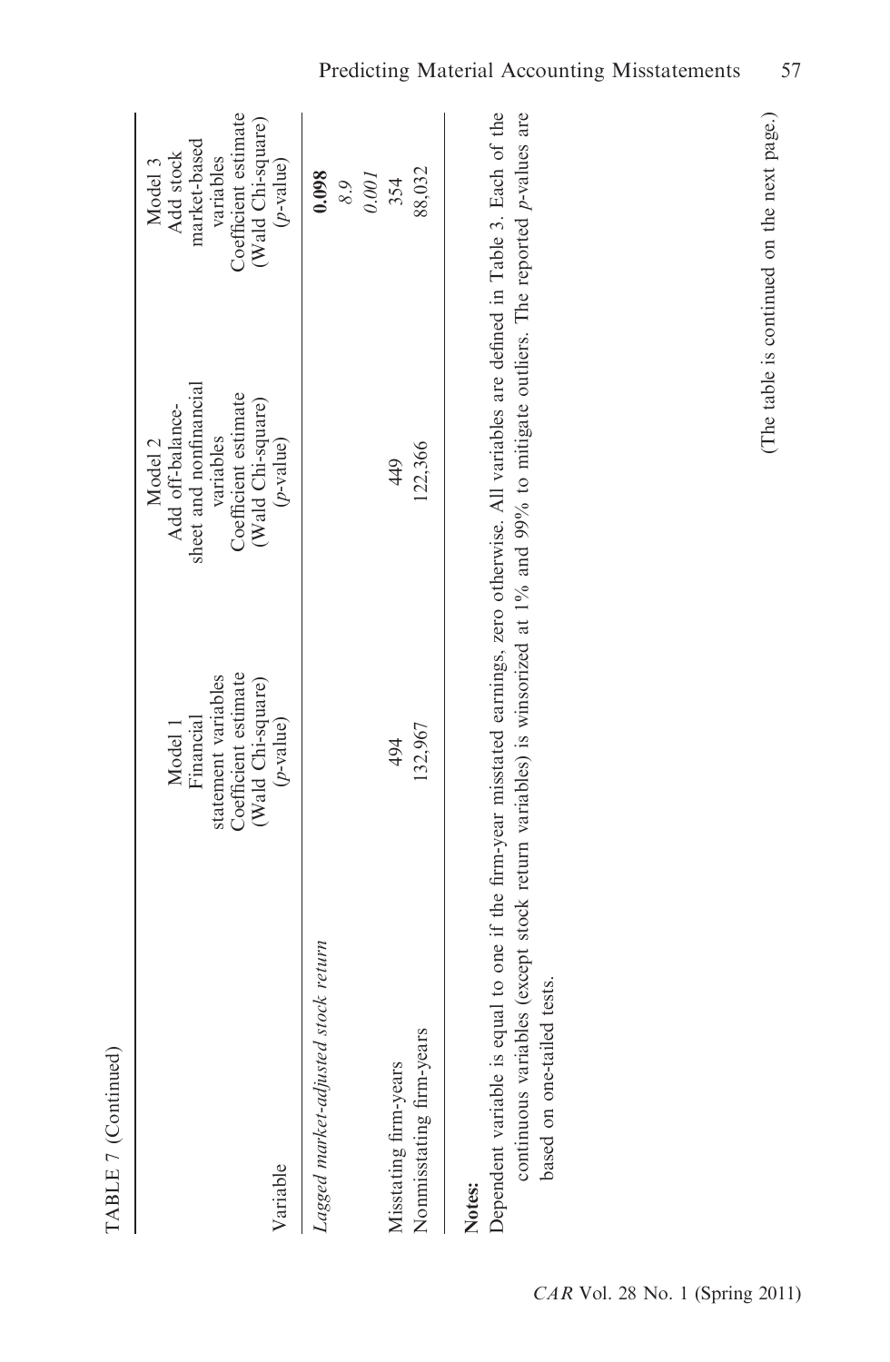TABLE 7 (Continued)

| Variable | Model 1 Financial statement variables Coefficient estimate (Wald Chi-square) (*p*-value) | Model 2 Add off-balance-sheet and nonfinancial variables Coefficient estimate (Wald Chi-square) (*p*-value) | Model 3 Add stock market-based variables Coefficient estimate (Wald Chi-square) (*p*-value) |
|---|---|---|---|
| *Lagged market-adjusted stock return* | | | **0.098** |
| | | | *8.9* |
| | | | *0.001* |
| Misstating firm-years | 494 | 449 | 354 |
| Nonmisstating firm-years | 132,967 | 122,366 | 88,032 |

**Notes:**

Dependent variable is equal to one if the firm-year misstated earnings, zero otherwise. All variables are defined in Table 3. Each of the continuous variables (except stock return variables) is winsorized at 1% and 99% to mitigate outliers. The reported *p*-values are based on one-tailed tests.

(The table is continued on the next page.)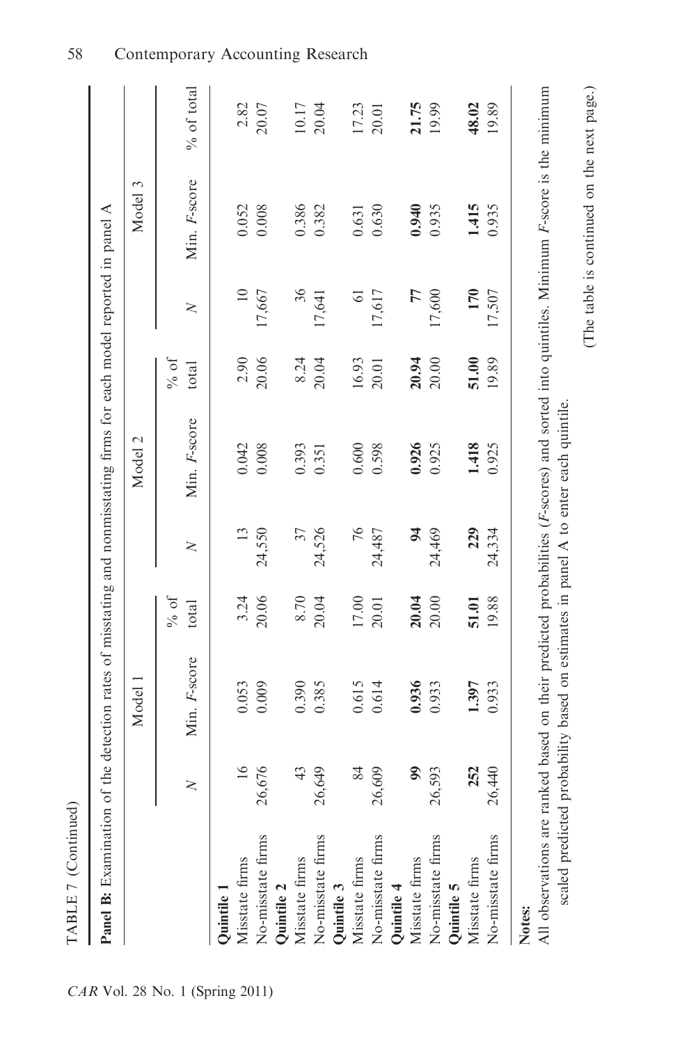TABLE 7 (Continued)

**Panel B:** Examination of the detection rates of misstating and nonmisstating firms for each model reported in panel A

| | Model 1 | | | Model 2 | | | Model 3 | | |
|---|---|---|---|---|---|---|---|---|---|
| | $N$ | Min. $F$-score | % of total | $N$ | Min. $F$-score | % of total | $N$ | Min. $F$-score | % of total |
| **Quintile 1** | | | | | | | | | |
| Misstate firms | 16 | 0.053 | 3.24 | 13 | 0.042 | 2.90 | 10 | 0.052 | 2.82 |
| No-misstate firms | 26,676 | 0.009 | 20.06 | 24,550 | 0.008 | 20.06 | 17,667 | 0.008 | 20.07 |
| **Quintile 2** | | | | | | | | | |
| Misstate firms | 43 | 0.390 | 8.70 | 37 | 0.393 | 8.24 | 36 | 0.386 | 10.17 |
| No-misstate firms | 26,649 | 0.385 | 20.04 | 24,526 | 0.351 | 20.04 | 17,641 | 0.382 | 20.04 |
| **Quintile 3** | | | | | | | | | |
| Misstate firms | 84 | 0.615 | 17.00 | 76 | 0.600 | 16.93 | 61 | 0.631 | 17.23 |
| No-misstate firms | 26,609 | 0.614 | 20.01 | 24,487 | 0.598 | 20.01 | 17,617 | 0.630 | 20.01 |
| **Quintile 4** | | | | | | | | | |
| Misstate firms | **99** | **0.936** | **20.04** | **94** | **0.926** | **20.94** | **77** | **0.940** | **21.75** |
| No-misstate firms | 26,593 | 0.933 | 20.00 | 24,469 | 0.925 | 20.00 | 17,600 | 0.935 | 19.99 |
| **Quintile 5** | | | | | | | | | |
| Misstate firms | **252** | **1.397** | **51.01** | **229** | **1.418** | **51.00** | **170** | **1.415** | **48.02** |
| No-misstate firms | 26,440 | 0.933 | 19.88 | 24,334 | 0.925 | 19.89 | 17,507 | 0.935 | 19.89 |

**Notes:**

All observations are ranked based on their predicted probabilities ($F$-scores) and sorted into quintiles. Minimum $F$-score is the minimum scaled predicted probability based on estimates in panel A to enter each quintile.

(The table is continued on the next page.)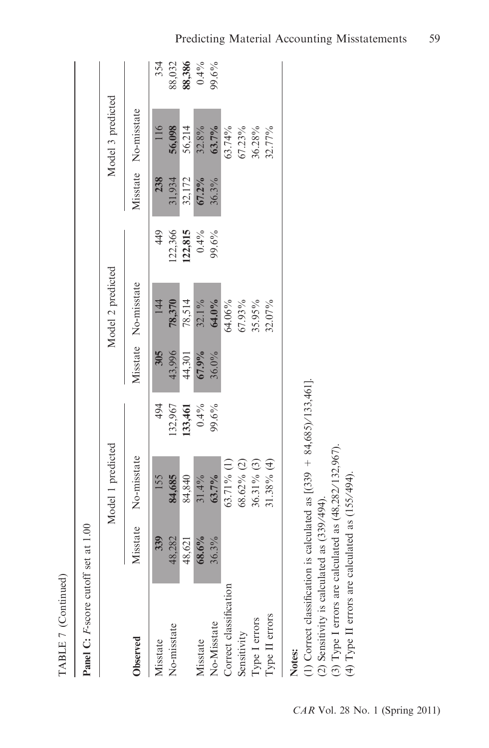TABLE 7 (Continued)

**Panel C:** *F*-score cutoff set at 1.00

| **Observed** | Model 1 predicted | | | Model 2 predicted | | | Model 3 predicted | | |
|---|---|---|---|---|---|---|---|---|---|
| | Misstate | No-misstate | | Misstate | No-misstate | | Misstate | No-misstate | |
| Misstate | **339** | 155 | 494 | **305** | 144 | 449 | **238** | 116 | 354 |
| No-misstate | 48,282 | **84,685** | 132,967 | 43,996 | **78,370** | 122,366 | 31,934 | **56,098** | 88,032 |
| | 48,621 | 84,840 | **133,461** | 44,301 | 78,514 | **122,815** | 32,172 | 56,214 | **88,386** |
| Misstate | **68.6%** | 31.4% | 0.4% | **67.9%** | 32.1% | 0.4% | **67.2%** | 32.8% | 0.4% |
| No-Misstate | 36.3% | **63.7%** | 99.6% | 36.0% | **64.0%** | 99.6% | 36.3% | **63.7%** | 99.6% |
| Correct classification | | 63.71% (1) | | | 64.06% | | | 63.74% | |
| Sensitivity | | 68.62% (2) | | | 67.93% | | | 67.23% | |
| Type I errors | | 36.31% (3) | | | 35.95% | | | 36.28% | |
| Type II errors | | 31.38% (4) | | | 32.07% | | | 32.77% | |

**Notes:**

(1) Correct classification is calculated as [(339 + 84,685)/133,461].

(2) Sensitivity is calculated as (339/494).

(3) Type I errors are calculated as (48,282/132,967).

(4) Type II errors are calculated as (155/494).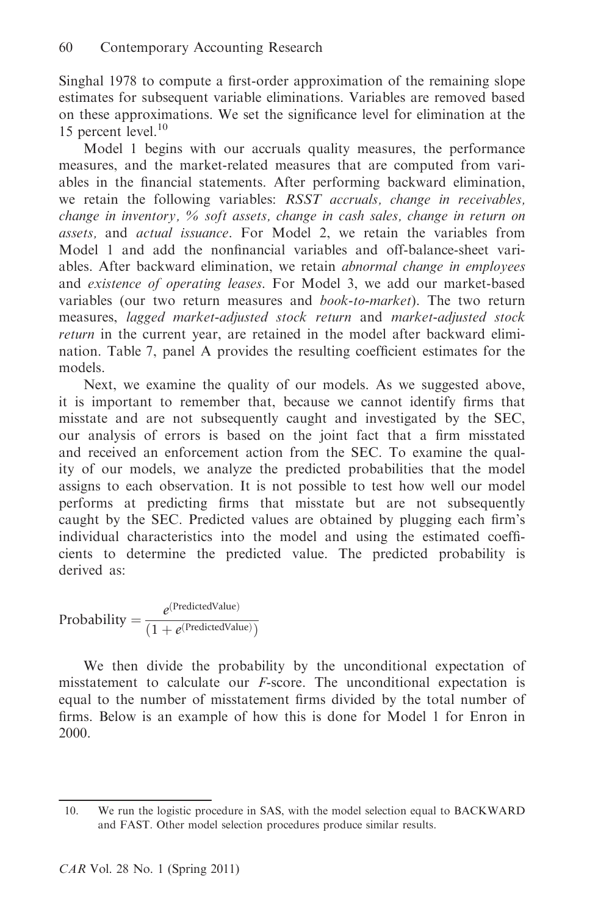Singhal 1978 to compute a first-order approximation of the remaining slope estimates for subsequent variable eliminations. Variables are removed based on these approximations. We set the significance level for elimination at the 15 percent level.[10]

Model 1 begins with our accruals quality measures, the performance measures, and the market-related measures that are computed from variables in the financial statements. After performing backward elimination, we retain the following variables: *RSST accruals, change in receivables, change in inventory, % soft assets, change in cash sales, change in return on assets,* and *actual issuance*. For Model 2, we retain the variables from Model 1 and add the nonfinancial variables and off-balance-sheet variables. After backward elimination, we retain *abnormal change in employees* and *existence of operating leases*. For Model 3, we add our market-based variables (our two return measures and *book-to-market*). The two return measures, *lagged market-adjusted stock return* and *market-adjusted stock return* in the current year, are retained in the model after backward elimination. Table 7, panel A provides the resulting coefficient estimates for the models.

Next, we examine the quality of our models. As we suggested above, it is important to remember that, because we cannot identify firms that misstate and are not subsequently caught and investigated by the SEC, our analysis of errors is based on the joint fact that a firm misstated and received an enforcement action from the SEC. To examine the quality of our models, we analyze the predicted probabilities that the model assigns to each observation. It is not possible to test how well our model performs at predicting firms that misstate but are not subsequently caught by the SEC. Predicted values are obtained by plugging each firm's individual characteristics into the model and using the estimated coefficients to determine the predicted value. The predicted probability is derived as:

$$\text{Probability} = \frac{e^{(\text{PredictedValue})}}{\left(1 + e^{(\text{PredictedValue})}\right)}$$

We then divide the probability by the unconditional expectation of misstatement to calculate our *F*-score. The unconditional expectation is equal to the number of misstatement firms divided by the total number of firms. Below is an example of how this is done for Model 1 for Enron in 2000.

---

10. We run the logistic procedure in SAS, with the model selection equal to BACKWARD and FAST. Other model selection procedures produce similar results.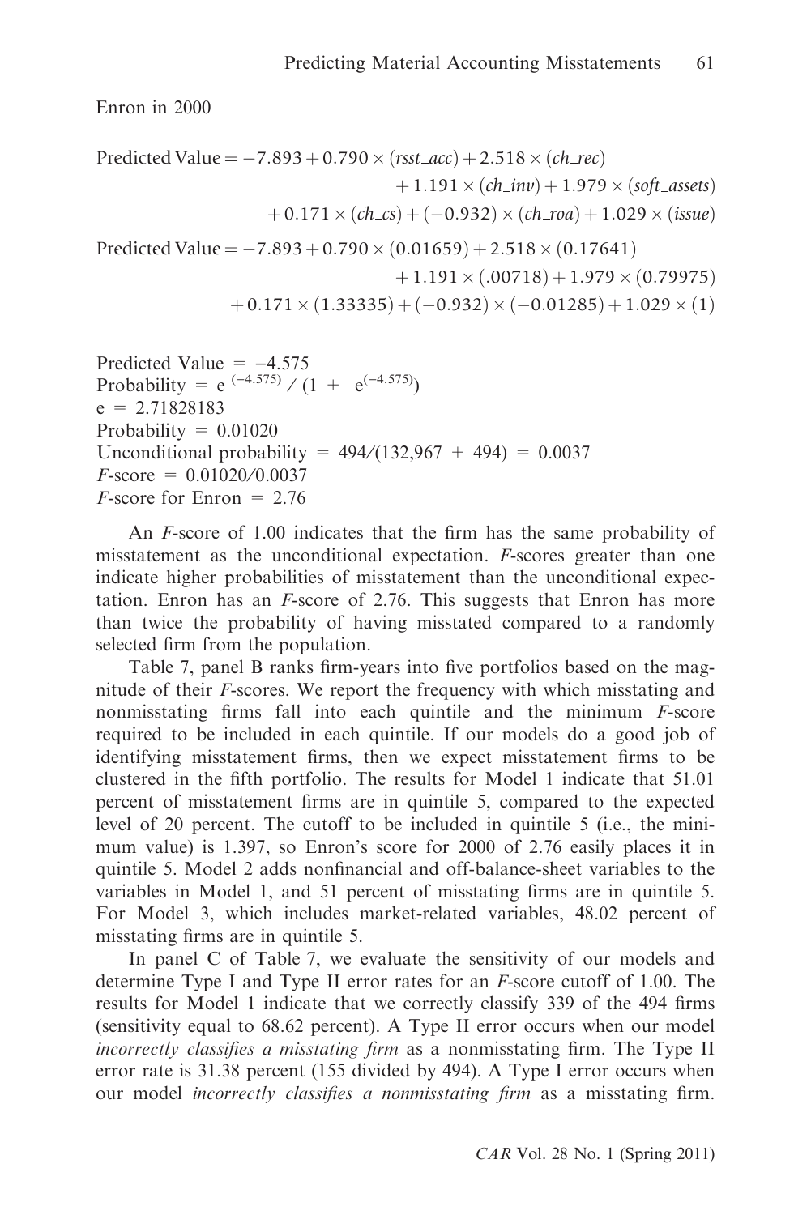Enron in 2000

$$
\begin{aligned}
\text{Predicted Value} = & -7.893 + 0.790 \times (rsst\_acc) + 2.518 \times (ch\_rec) \\
& + 1.191 \times (ch\_inv) + 1.979 \times (soft\_assets) \\
& + 0.171 \times (ch\_cs) + (-0.932) \times (ch\_roa) + 1.029 \times (issue)
\end{aligned}
$$

$$
\begin{aligned}
\text{Predicted Value} = & -7.893 + 0.790 \times (0.01659) + 2.518 \times (0.17641) \\
& + 1.191 \times (.00718) + 1.979 \times (0.79975) \\
& + 0.171 \times (1.33335) + (-0.932) \times (-0.01285) + 1.029 \times (1)
\end{aligned}
$$

Predicted Value = $-4.575$
Probability = $e^{(-4.575)} / (1 + e^{(-4.575)})$
e = 2.71828183
Probability = 0.01020
Unconditional probability = 494/(132,967 + 494) = 0.0037
*F*-score = 0.01020/0.0037
*F*-score for Enron = 2.76

An *F*-score of 1.00 indicates that the firm has the same probability of misstatement as the unconditional expectation. *F*-scores greater than one indicate higher probabilities of misstatement than the unconditional expectation. Enron has an *F*-score of 2.76. This suggests that Enron has more than twice the probability of having misstated compared to a randomly selected firm from the population.

Table 7, panel B ranks firm-years into five portfolios based on the magnitude of their *F*-scores. We report the frequency with which misstating and nonmisstating firms fall into each quintile and the minimum *F*-score required to be included in each quintile. If our models do a good job of identifying misstatement firms, then we expect misstatement firms to be clustered in the fifth portfolio. The results for Model 1 indicate that 51.01 percent of misstatement firms are in quintile 5, compared to the expected level of 20 percent. The cutoff to be included in quintile 5 (i.e., the minimum value) is 1.397, so Enron's score for 2000 of 2.76 easily places it in quintile 5. Model 2 adds nonfinancial and off-balance-sheet variables to the variables in Model 1, and 51 percent of misstating firms are in quintile 5. For Model 3, which includes market-related variables, 48.02 percent of misstating firms are in quintile 5.

In panel C of Table 7, we evaluate the sensitivity of our models and determine Type I and Type II error rates for an *F*-score cutoff of 1.00. The results for Model 1 indicate that we correctly classify 339 of the 494 firms (sensitivity equal to 68.62 percent). A Type II error occurs when our model *incorrectly classifies a misstating firm* as a nonmisstating firm. The Type II error rate is 31.38 percent (155 divided by 494). A Type I error occurs when our model *incorrectly classifies a nonmisstating firm* as a misstating firm.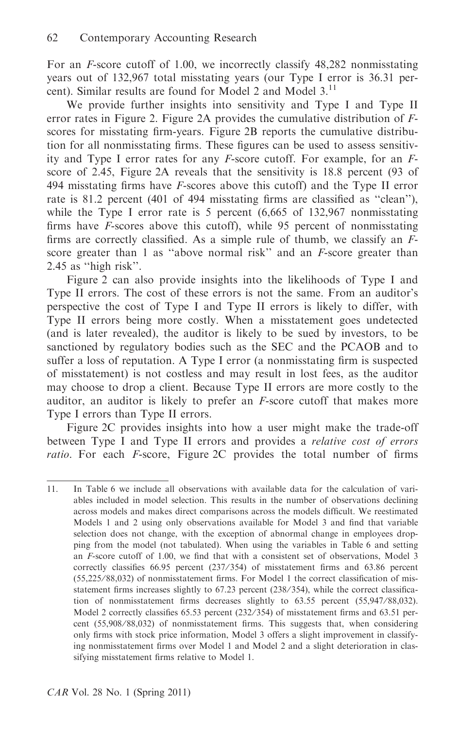For an *F*-score cutoff of 1.00, we incorrectly classify 48,282 nonmisstating years out of 132,967 total misstating years (our Type I error is 36.31 percent). Similar results are found for Model 2 and Model 3.[11]

We provide further insights into sensitivity and Type I and Type II error rates in Figure 2. Figure 2A provides the cumulative distribution of *F*-scores for misstating firm-years. Figure 2B reports the cumulative distribution for all nonmisstating firms. These figures can be used to assess sensitivity and Type I error rates for any *F*-score cutoff. For example, for an *F*-score of 2.45, Figure 2A reveals that the sensitivity is 18.8 percent (93 of 494 misstating firms have *F*-scores above this cutoff) and the Type II error rate is 81.2 percent (401 of 494 misstating firms are classified as ''clean''), while the Type I error rate is 5 percent (6,665 of 132,967 nonmisstating firms have *F*-scores above this cutoff), while 95 percent of nonmisstating firms are correctly classified. As a simple rule of thumb, we classify an *F*-score greater than 1 as ''above normal risk'' and an *F*-score greater than 2.45 as ''high risk''.

Figure 2 can also provide insights into the likelihoods of Type I and Type II errors. The cost of these errors is not the same. From an auditor's perspective the cost of Type I and Type II errors is likely to differ, with Type II errors being more costly. When a misstatement goes undetected (and is later revealed), the auditor is likely to be sued by investors, to be sanctioned by regulatory bodies such as the SEC and the PCAOB and to suffer a loss of reputation. A Type I error (a nonmisstating firm is suspected of misstatement) is not costless and may result in lost fees, as the auditor may choose to drop a client. Because Type II errors are more costly to the auditor, an auditor is likely to prefer an *F*-score cutoff that makes more Type I errors than Type II errors.

Figure 2C provides insights into how a user might make the trade-off between Type I and Type II errors and provides a *relative cost of errors ratio*. For each *F*-score, Figure 2C provides the total number of firms

---

11. In Table 6 we include all observations with available data for the calculation of variables included in model selection. This results in the number of observations declining across models and makes direct comparisons across the models difficult. We reestimated Models 1 and 2 using only observations available for Model 3 and find that variable selection does not change, with the exception of abnormal change in employees dropping from the model (not tabulated). When using the variables in Table 6 and setting an *F*-score cutoff of 1.00, we find that with a consistent set of observations, Model 3 correctly classifies 66.95 percent (237/354) of misstatement firms and 63.86 percent (55,225/88,032) of nonmisstatement firms. For Model 1 the correct classification of misstatement firms increases slightly to 67.23 percent (238/354), while the correct classification of nonmisstatement firms decreases slightly to 63.55 percent (55,947/88,032). Model 2 correctly classifies 65.53 percent (232/354) of misstatement firms and 63.51 percent (55,908/88,032) of nonmisstatement firms. This suggests that, when considering only firms with stock price information, Model 3 offers a slight improvement in classifying nonmisstatement firms over Model 1 and Model 2 and a slight deterioration in classifying misstatement firms relative to Model 1.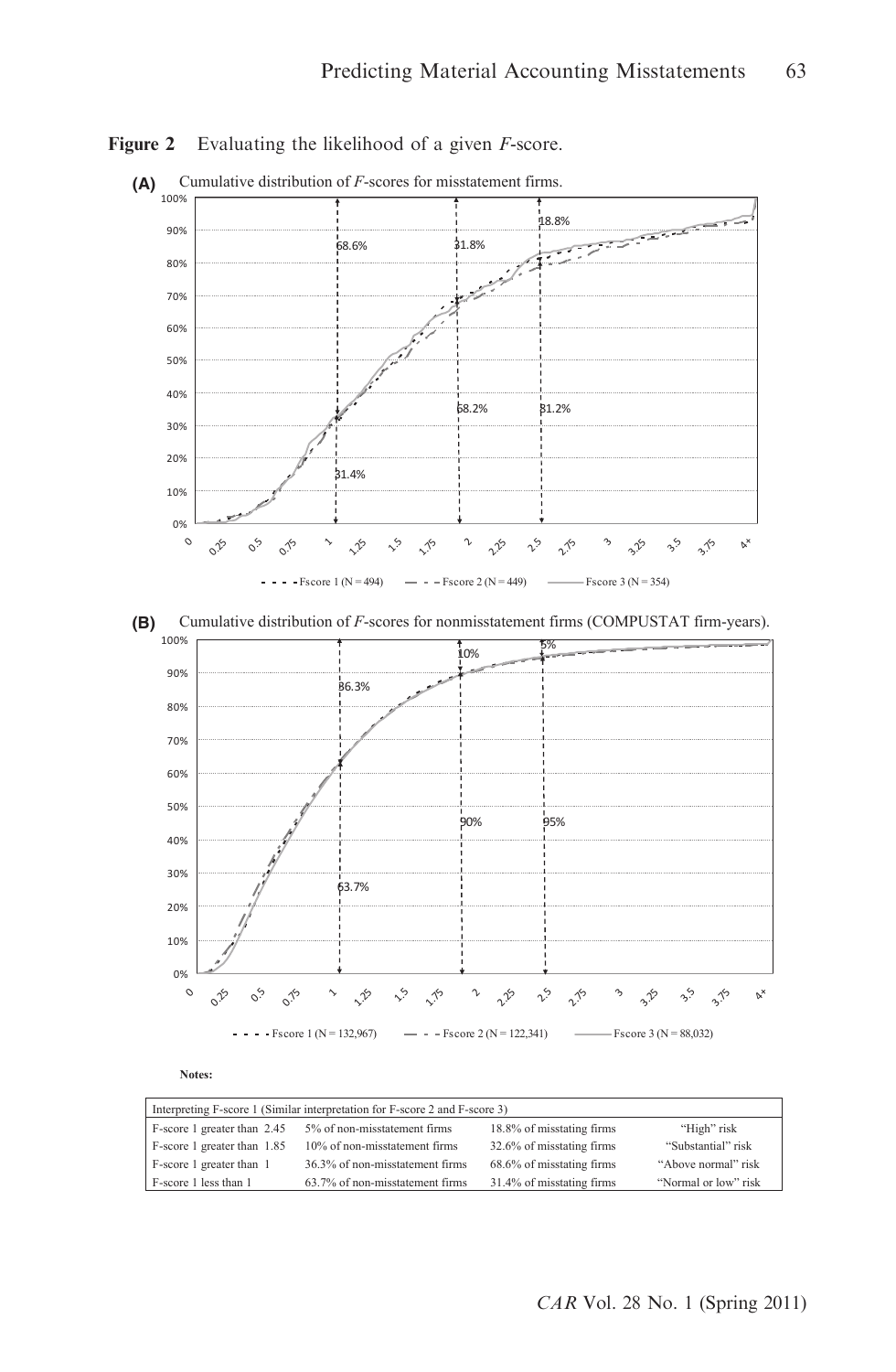**Figure 2** Evaluating the likelihood of a given *F*-score.

**(A)** Cumulative distribution of *F*-scores for misstatement firms.

**(B)** Cumulative distribution of *F*-scores for nonmisstatement firms (COMPUSTAT firm-years).

**Notes:**

| Interpreting F-score 1 (Similar interpretation for F-score 2 and F-score 3) | | | |
|---|---|---|---|
| F-score 1 greater than 2.45 | 5% of non-misstatement firms | 18.8% of misstating firms | "High" risk |
| F-score 1 greater than 1.85 | 10% of non-misstatement firms | 32.6% of misstating firms | "Substantial" risk |
| F-score 1 greater than 1 | 36.3% of non-misstatement firms | 68.6% of misstating firms | "Above normal" risk |
| F-score 1 less than 1 | 63.7% of non-misstatement firms | 31.4% of misstating firms | "Normal or low" risk |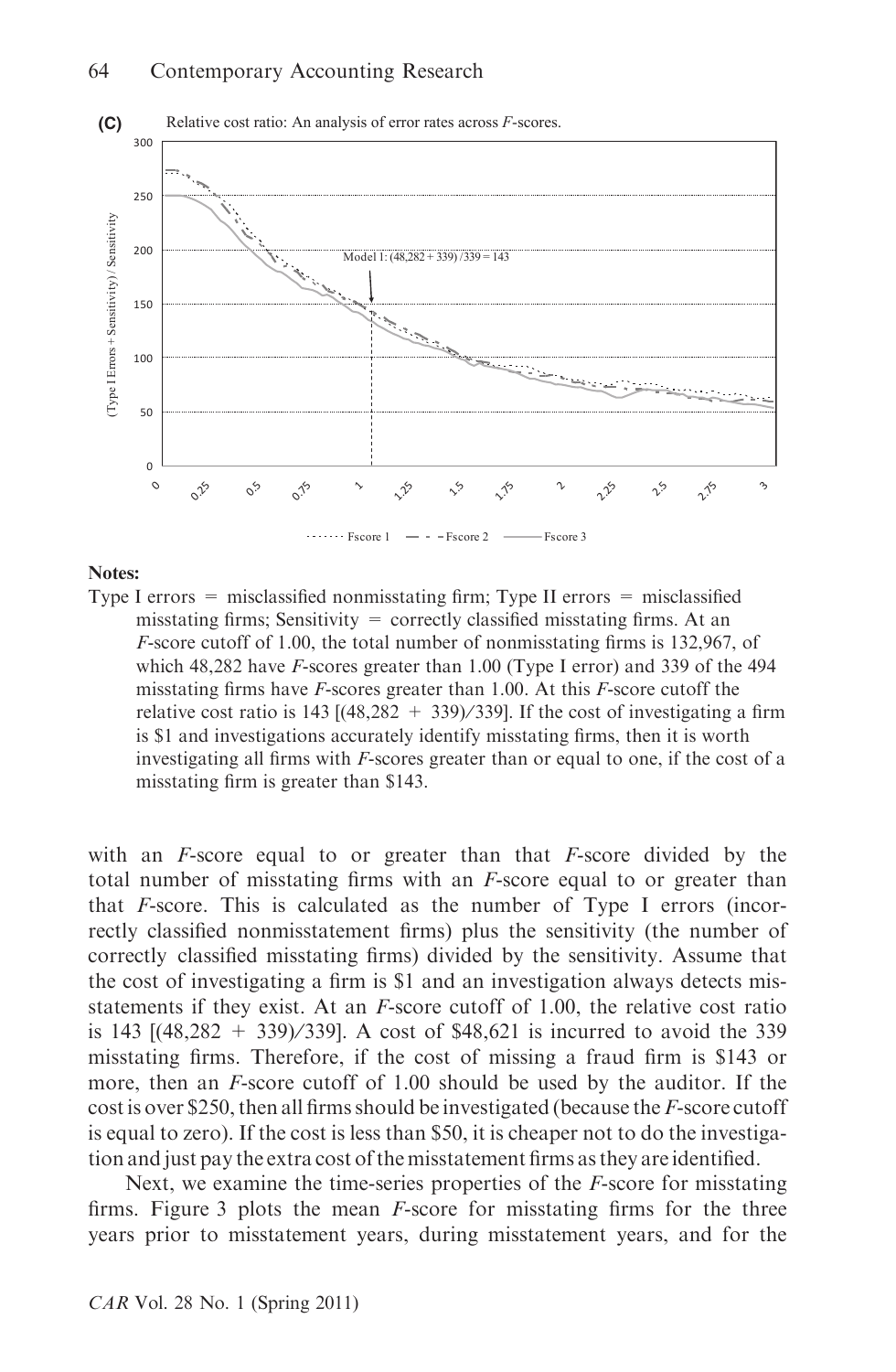**(C)** Relative cost ratio: An analysis of error rates across *F*-scores.

**Notes:**

Type I errors = misclassified nonmisstating firm; Type II errors = misclassified misstating firms; Sensitivity = correctly classified misstating firms. At an *F*-score cutoff of 1.00, the total number of nonmisstating firms is 132,967, of which 48,282 have *F*-scores greater than 1.00 (Type I error) and 339 of the 494 misstating firms have *F*-scores greater than 1.00. At this *F*-score cutoff the relative cost ratio is 143 [(48,282 + 339)/339]. If the cost of investigating a firm is \$1 and investigations accurately identify misstating firms, then it is worth investigating all firms with *F*-scores greater than or equal to one, if the cost of a misstating firm is greater than \$143.

with an *F*-score equal to or greater than that *F*-score divided by the total number of misstating firms with an *F*-score equal to or greater than that *F*-score. This is calculated as the number of Type I errors (incorrectly classified nonmisstatement firms) plus the sensitivity (the number of correctly classified misstating firms) divided by the sensitivity. Assume that the cost of investigating a firm is \$1 and an investigation always detects misstatements if they exist. At an *F*-score cutoff of 1.00, the relative cost ratio is 143 [(48,282 + 339)/339]. A cost of \$48,621 is incurred to avoid the 339 misstating firms. Therefore, if the cost of missing a fraud firm is \$143 or more, then an *F*-score cutoff of 1.00 should be used by the auditor. If the cost is over \$250, then all firms should be investigated (because the *F*-score cutoff is equal to zero). If the cost is less than \$50, it is cheaper not to do the investigation and just pay the extra cost of the misstatement firms as they are identified.

Next, we examine the time-series properties of the *F*-score for misstating firms. Figure 3 plots the mean *F*-score for misstating firms for the three years prior to misstatement years, during misstatement years, and for the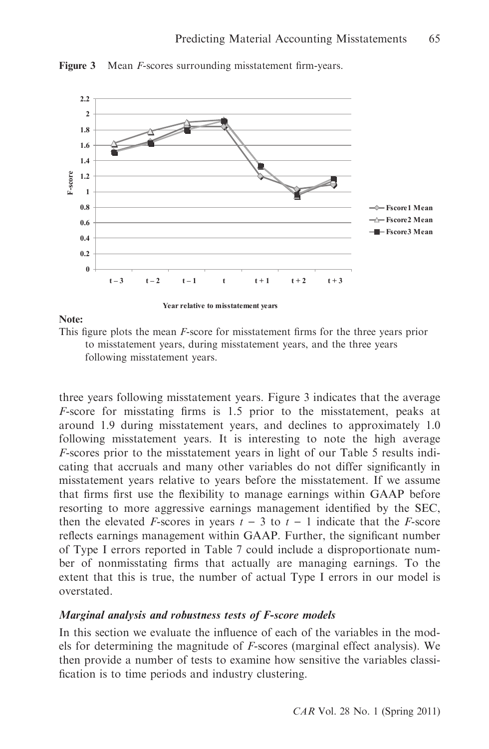**Figure 3** Mean *F*-scores surrounding misstatement firm-years.

**Note:**

This figure plots the mean *F*-score for misstatement firms for the three years prior to misstatement years, during misstatement years, and the three years following misstatement years.

three years following misstatement years. Figure 3 indicates that the average *F*-score for misstating firms is 1.5 prior to the misstatement, peaks at around 1.9 during misstatement years, and declines to approximately 1.0 following misstatement years. It is interesting to note the high average *F*-scores prior to the misstatement years in light of our Table 5 results indicating that accruals and many other variables do not differ significantly in misstatement years relative to years before the misstatement. If we assume that firms first use the flexibility to manage earnings within GAAP before resorting to more aggressive earnings management identified by the SEC, then the elevated *F*-scores in years $t - 3$ to $t - 1$ indicate that the *F*-score reflects earnings management within GAAP. Further, the significant number of Type I errors reported in Table 7 could include a disproportionate number of nonmisstating firms that actually are managing earnings. To the extent that this is true, the number of actual Type I errors in our model is overstated.

### *Marginal analysis and robustness tests of F-score models*

In this section we evaluate the influence of each of the variables in the models for determining the magnitude of *F*-scores (marginal effect analysis). We then provide a number of tests to examine how sensitive the variables classification is to time periods and industry clustering.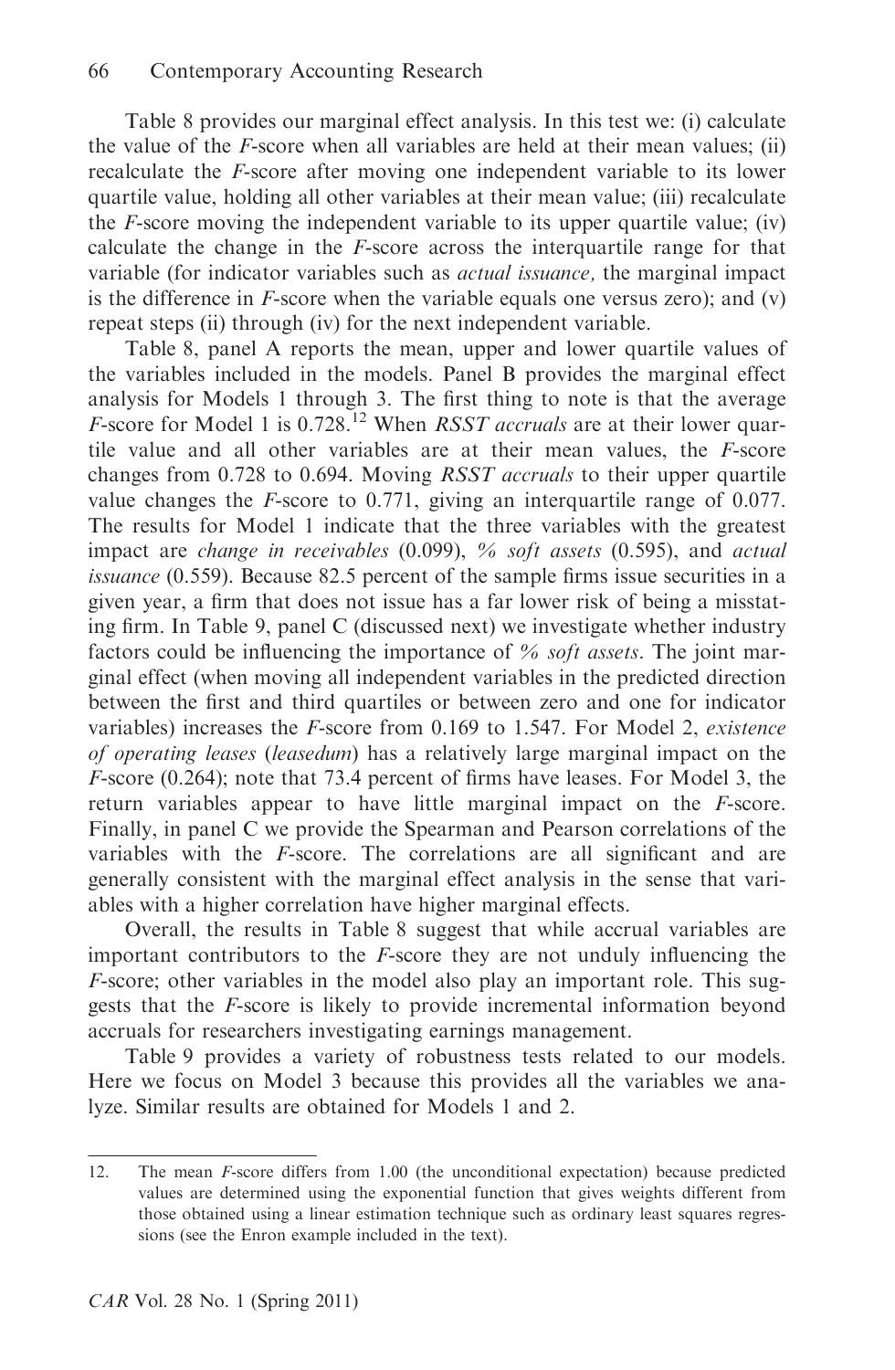Table 8 provides our marginal effect analysis. In this test we: (i) calculate the value of the *F*-score when all variables are held at their mean values; (ii) recalculate the *F*-score after moving one independent variable to its lower quartile value, holding all other variables at their mean value; (iii) recalculate the *F*-score moving the independent variable to its upper quartile value; (iv) calculate the change in the *F*-score across the interquartile range for that variable (for indicator variables such as *actual issuance,* the marginal impact is the difference in *F*-score when the variable equals one versus zero); and (v) repeat steps (ii) through (iv) for the next independent variable.

Table 8, panel A reports the mean, upper and lower quartile values of the variables included in the models. Panel B provides the marginal effect analysis for Models 1 through 3. The first thing to note is that the average *F*-score for Model 1 is 0.728.[12] When *RSST accruals* are at their lower quartile value and all other variables are at their mean values, the *F*-score changes from 0.728 to 0.694. Moving *RSST accruals* to their upper quartile value changes the *F*-score to 0.771, giving an interquartile range of 0.077. The results for Model 1 indicate that the three variables with the greatest impact are *change in receivables* (0.099), *% soft assets* (0.595), and *actual issuance* (0.559). Because 82.5 percent of the sample firms issue securities in a given year, a firm that does not issue has a far lower risk of being a misstating firm. In Table 9, panel C (discussed next) we investigate whether industry factors could be influencing the importance of *% soft assets*. The joint marginal effect (when moving all independent variables in the predicted direction between the first and third quartiles or between zero and one for indicator variables) increases the *F*-score from 0.169 to 1.547. For Model 2, *existence of operating leases* (*leasedum*) has a relatively large marginal impact on the *F*-score (0.264); note that 73.4 percent of firms have leases. For Model 3, the return variables appear to have little marginal impact on the *F*-score. Finally, in panel C we provide the Spearman and Pearson correlations of the variables with the *F*-score. The correlations are all significant and are generally consistent with the marginal effect analysis in the sense that variables with a higher correlation have higher marginal effects.

Overall, the results in Table 8 suggest that while accrual variables are important contributors to the *F*-score they are not unduly influencing the *F*-score; other variables in the model also play an important role. This suggests that the *F*-score is likely to provide incremental information beyond accruals for researchers investigating earnings management.

Table 9 provides a variety of robustness tests related to our models. Here we focus on Model 3 because this provides all the variables we analyze. Similar results are obtained for Models 1 and 2.

---

12. The mean *F*-score differs from 1.00 (the unconditional expectation) because predicted values are determined using the exponential function that gives weights different from those obtained using a linear estimation technique such as ordinary least squares regressions (see the Enron example included in the text).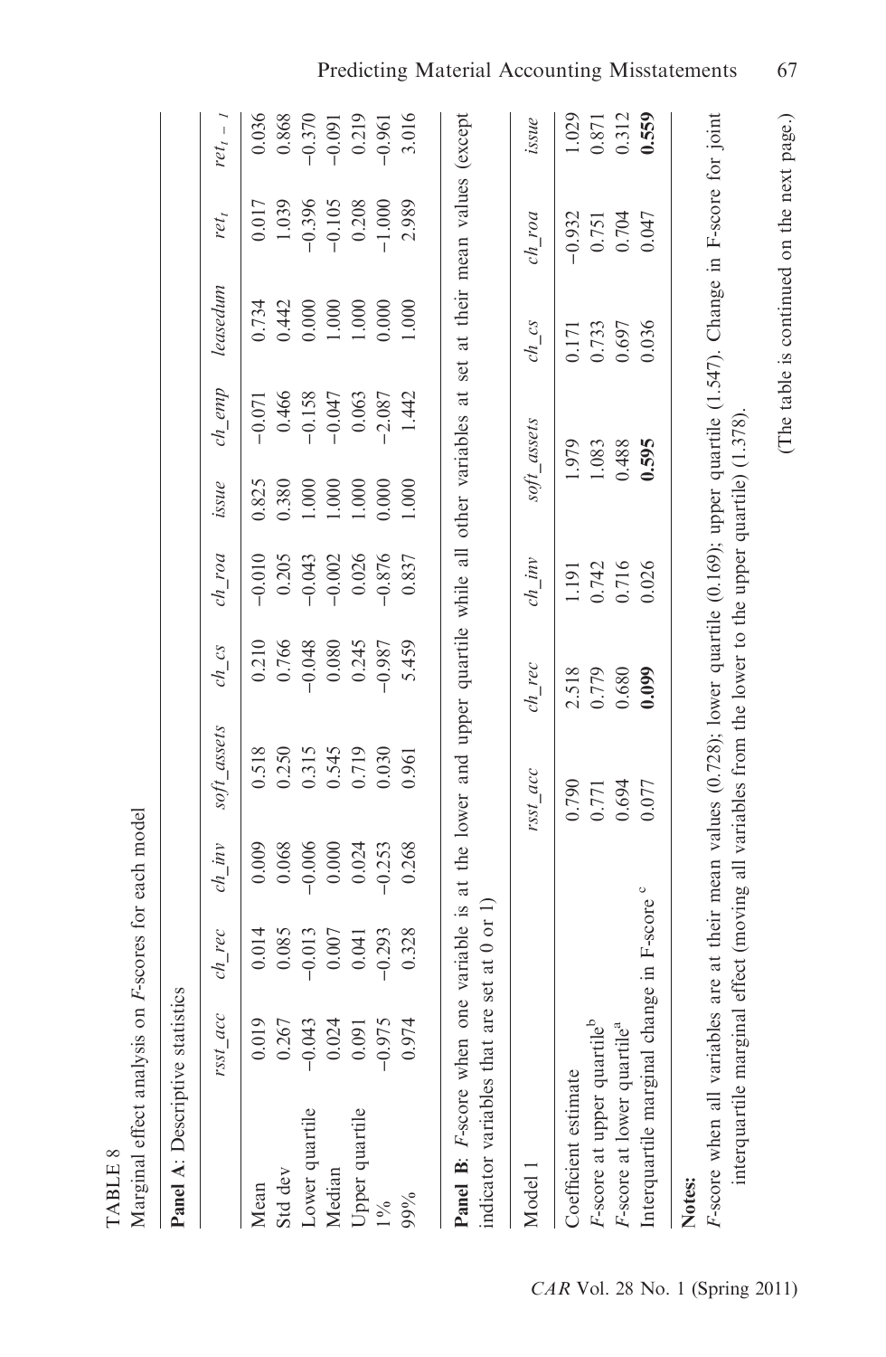TABLE 8

Marginal effect analysis on *F*-scores for each model

**Panel A**: Descriptive statistics

| | *rsst_acc* | *ch_rec* | *ch_inv* | *soft_assets* | *ch_cs* | *ch_roa* | *issue* | *ch_emp* | *leasedum* | $ret_t$ | $ret_{t-1}$ |
|---|---|---|---|---|---|---|---|---|---|---|---|
| Mean | 0.019 | 0.014 | 0.009 | 0.518 | 0.210 | −0.010 | 0.825 | −0.071 | 0.734 | 0.017 | 0.036 |
| Std dev | 0.267 | 0.085 | 0.068 | 0.250 | 0.766 | 0.205 | 0.380 | 0.466 | 0.442 | 1.039 | 0.868 |
| Lower quartile | −0.043 | −0.013 | −0.006 | 0.315 | −0.048 | −0.043 | 1.000 | −0.158 | 0.000 | −0.396 | −0.370 |
| Median | 0.024 | 0.007 | 0.000 | 0.545 | 0.080 | −0.002 | 1.000 | −0.047 | 1.000 | −0.105 | −0.091 |
| Upper quartile | 0.091 | 0.041 | 0.024 | 0.719 | 0.245 | 0.026 | 1.000 | 0.063 | 1.000 | 0.208 | 0.219 |
| 1% | −0.975 | −0.293 | −0.253 | 0.030 | −0.987 | −0.876 | 0.000 | −2.087 | 0.000 | −1.000 | −0.961 |
| 99% | 0.974 | 0.328 | 0.268 | 0.961 | 5.459 | 0.837 | 1.000 | 1.442 | 1.000 | 2.989 | 3.016 |

**Panel B**: *F*-score when one variable is at the lower and upper quartile while all other variables at set at their mean values (except indicator variables that are set at 0 or 1)

| Model 1 | *rsst_acc* | *ch_rec* | *ch_inv* | *soft_assets* | *ch_cs* | *ch_roa* | *issue* |
|---|---|---|---|---|---|---|---|
| Coefficient estimate | 0.790 | 2.518 | 1.191 | 1.979 | 0.171 | −0.932 | 1.029 |
| *F*-score at upper quartile[b] | 0.771 | 0.779 | 0.742 | 1.083 | 0.733 | 0.751 | 0.871 |
| *F*-score at lower quartile[a] | 0.694 | 0.680 | 0.716 | 0.488 | 0.697 | 0.704 | 0.312 |
| Interquartile marginal change in F-score[c] | 0.077 | **0.099** | 0.026 | **0.595** | 0.036 | 0.047 | **0.559** |

**Notes:**

*F*-score when all variables are at their mean values (0.728); lower quartile (0.169); upper quartile (1.547). Change in F-score for joint interquartile marginal effect (moving all variables from the lower to the upper quartile) (1.378).

(The table is continued on the next page.)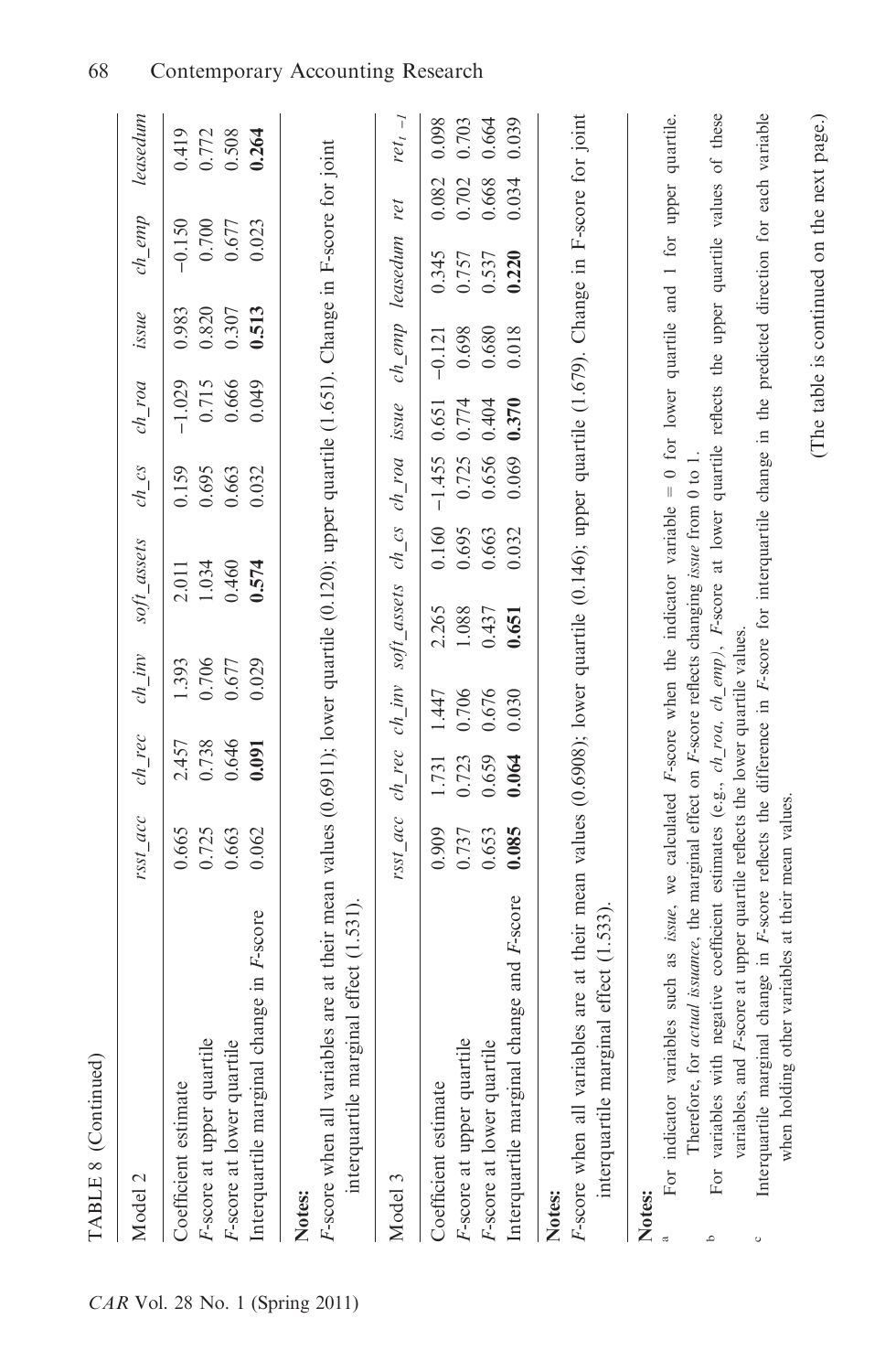TABLE 8 (Continued)

| Model 2 | *rsst_acc* | *ch_rec* | *ch_inv* | *soft_assets* | *ch_cs* | *ch_roa* | *issue* | *ch_emp* | *leasedum* |
|---|---|---|---|---|---|---|---|---|---|
| Coefficient estimate | 0.665 | 2.457 | 1.393 | 2.011 | 0.159 | −1.029 | 0.983 | −0.150 | 0.419 |
| *F*-score at upper quartile | 0.725 | 0.738 | 0.706 | 1.034 | 0.695 | 0.715 | 0.820 | 0.700 | 0.772 |
| *F*-score at lower quartile | 0.663 | 0.646 | 0.677 | 0.460 | 0.663 | 0.666 | 0.307 | 0.677 | 0.508 |
| Interquartile marginal change in *F*-score | 0.062 | **0.091** | 0.029 | **0.574** | 0.032 | 0.049 | **0.513** | 0.023 | **0.264** |

**Notes:**

*F*-score when all variables are at their mean values (0.6911); lower quartile (0.120); upper quartile (1.651). Change in F-score for joint interquartile marginal effect (1.531).

| Model 3 | *rsst_acc* | *ch_rec* | *ch_inv* | *soft_assets* | *ch_cs* | *ch_roa* | *issue* | *ch_emp* | *leasedum* | *ret* | $ret_{t-1}$ |
|---|---|---|---|---|---|---|---|---|---|---|---|
| Coefficient estimate | 0.909 | 1.731 | 1.447 | 2.265 | 0.160 | −1.455 | 0.651 | −0.121 | 0.345 | 0.082 | 0.098 |
| *F*-score at upper quartile | 0.737 | 0.723 | 0.706 | 1.088 | 0.695 | 0.725 | 0.774 | 0.698 | 0.757 | 0.702 | 0.703 |
| *F*-score at lower quartile | 0.653 | 0.659 | 0.676 | 0.437 | 0.663 | 0.656 | 0.404 | 0.680 | 0.537 | 0.668 | 0.664 |
| Interquartile marginal change and *F*-score | **0.085** | **0.064** | 0.030 | **0.651** | 0.032 | 0.069 | **0.370** | 0.018 | **0.220** | 0.034 | 0.039 |

**Notes:**

*F*-score when all variables are at their mean values (0.6908); lower quartile (0.146); upper quartile (1.679). Change in F-score for joint interquartile marginal effect (1.533).

**Notes:**

[a] For indicator variables such as *issue*, we calculated *F*-score when the indicator variable = 0 for lower quartile and 1 for upper quartile. Therefore, for *actual issuance*, the marginal effect on *F*-score reflects changing *issue* from 0 to 1.

[b] For variables with negative coefficient estimates (e.g., *ch_roa*, *ch_emp*), *F*-score at lower quartile reflects the upper quartile values of these variables, and *F*-score at upper quartile reflects the lower quartile values.

[c] Interquartile marginal change in *F*-score reflects the difference in *F*-score for interquartile change in the predicted direction for each variable when holding other variables at their mean values.

(The table is continued on the next page.)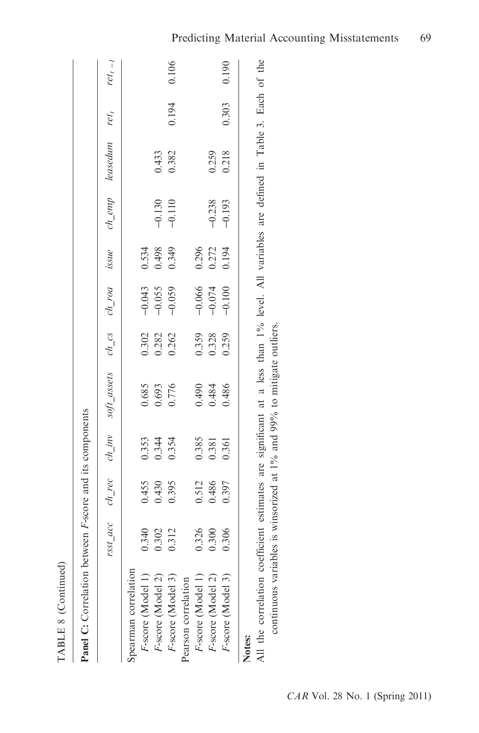TABLE 8 (Continued)

**Panel C:** Correlation between *F*-score and its components

| | *rsst_acc* | *ch_rec* | *ch_inv* | *soft_assets* | *ch_cs* | *ch_roa* | *issue* | *ch_emp* | *leasedum* | $ret_t$ | $ret_{t-1}$ |
|---|---|---|---|---|---|---|---|---|---|---|---|
| Spearman correlation | | | | | | | | | | | |
| *F*-score (Model 1) | 0.340 | 0.455 | 0.353 | 0.685 | 0.302 | −0.043 | 0.534 | | | | |
| *F*-score (Model 2) | 0.302 | 0.430 | 0.344 | 0.693 | 0.282 | −0.055 | 0.498 | −0.130 | 0.433 | | |
| *F*-score (Model 3) | 0.312 | 0.395 | 0.354 | 0.776 | 0.262 | −0.059 | 0.349 | −0.110 | 0.382 | 0.194 | 0.106 |
| Pearson correlation | | | | | | | | | | | |
| *F*-score (Model 1) | 0.326 | 0.512 | 0.385 | 0.490 | 0.359 | −0.066 | 0.296 | | | | |
| *F*-score (Model 2) | 0.300 | 0.486 | 0.381 | 0.484 | 0.328 | −0.074 | 0.272 | −0.238 | 0.259 | | |
| *F*-score (Model 3) | 0.306 | 0.397 | 0.361 | 0.486 | 0.259 | −0.100 | 0.194 | −0.193 | 0.218 | 0.303 | 0.190 |

**Notes:**

All the correlation coefficient estimates are significant at a less than 1% level. All variables are defined in Table 3. Each of the continuous variables is winsorized at 1% and 99% to mitigate outliers.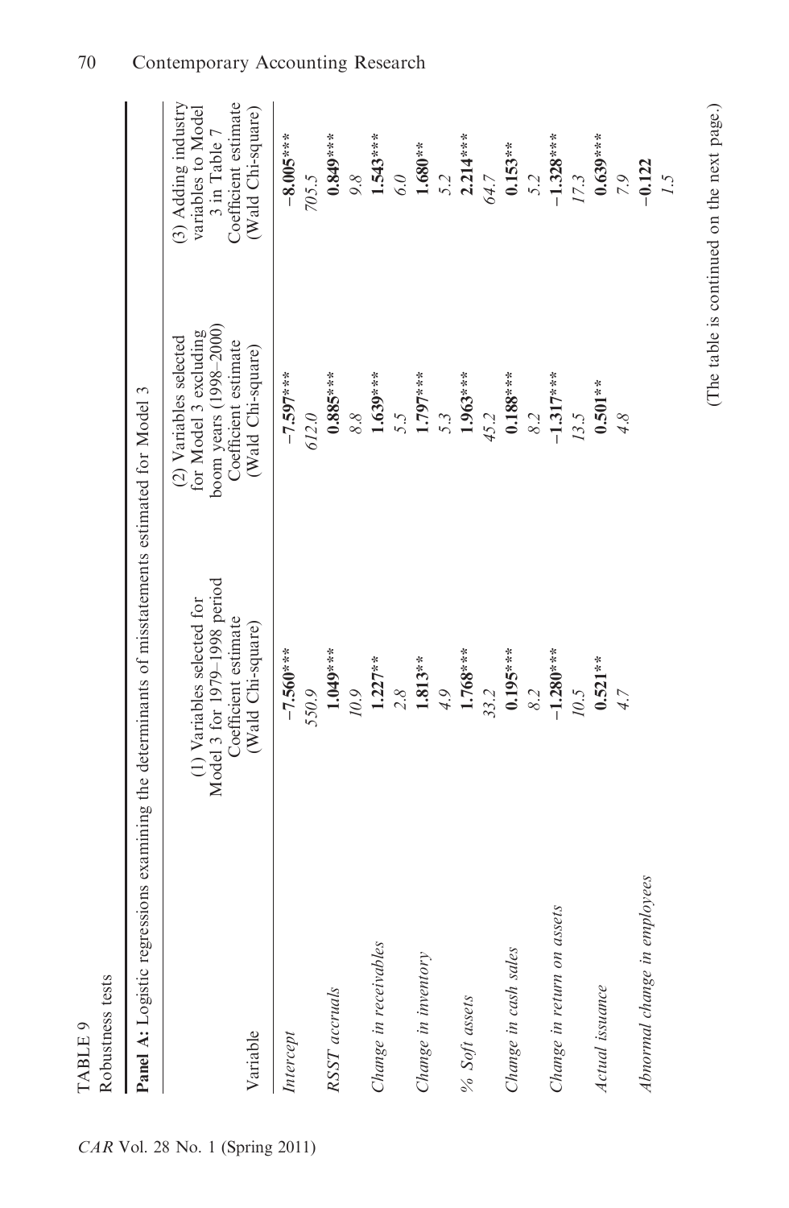TABLE 9

Robustness tests

**Panel A:** Logistic regressions examining the determinants of misstatements estimated for Model 3

| Variable | (1) Variables selected for Model 3 for 1979–1998 period Coefficient estimate (Wald Chi-square) | (2) Variables selected for Model 3 excluding boom years (1998–2000) Coefficient estimate (Wald Chi-square) | (3) Adding industry variables to Model 3 in Table 7 Coefficient estimate (Wald Chi-square) |
|---|---|---|---|
| *Intercept* | **−7.560***** | **−7.597***** | **−8.005***** |
| | *550.9* | *612.0* | *705.5* |
| *RSST accruals* | **1.049***** | **0.885***** | **0.849***** |
| | *10.9* | *8.8* | *9.8* |
| *Change in receivables* | **1.227**** | **1.639***** | **1.543***** |
| | *2.8* | *5.5* | *6.0* |
| *Change in inventory* | **1.813**** | **1.797***** | **1.680**** |
| | *4.9* | *5.3* | *5.2* |
| *% Soft assets* | **1.768***** | **1.963***** | **2.214***** |
| | *33.2* | *45.2* | *64.7* |
| *Change in cash sales* | **0.195***** | **0.188***** | **0.153**** |
| | *8.2* | *8.2* | *5.2* |
| *Change in return on assets* | **−1.280***** | **−1.317***** | **−1.328***** |
| | *10.5* | *13.5* | *17.3* |
| *Actual issuance* | **0.521**** | **0.501**** | **0.639***** |
| | *4.7* | *4.8* | *7.9* |
| *Abnormal change in employees* | | | **−0.122** |
| | | | *1.5* |

(The table is continued on the next page.)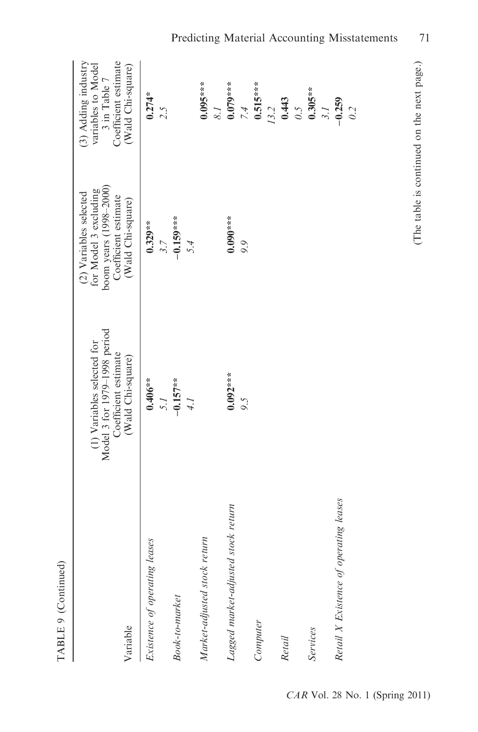TABLE 9 (Continued)

| Variable | (1) Variables selected for Model 3 for 1979–1998 period Coefficient estimate (Wald Chi-square) | (2) Variables selected for Model 3 excluding boom years (1998–2000) Coefficient estimate (Wald Chi-square) | (3) Adding industry variables to Model 3 in Table 7 Coefficient estimate (Wald Chi-square) |
|---|---|---|---|
| *Existence of operating leases* | **0.406**** | **0.329**** | **0.274*** |
| | *5.1* | *3.7* | *2.5* |
| *Book-to-market* | **−0.157**** | **−0.159***** | |
| | *4.1* | *5.4* | |
| *Market-adjusted stock return* | | | **0.095***** |
| | | | *8.1* |
| *Lagged market-adjusted stock return* | **0.092***** | **0.090***** | **0.079***** |
| | *9.5* | *9.9* | *7.4* |
| *Computer* | | | **0.515***** |
| | | | *13.2* |
| *Retail* | | | **0.443** |
| | | | *0.5* |
| *Services* | | | **0.305**** |
| | | | *3.1* |
| *Retail X Existence of operating leases* | | | **−0.259** |
| | | | *0.2* |

(The table is continued on the next page.)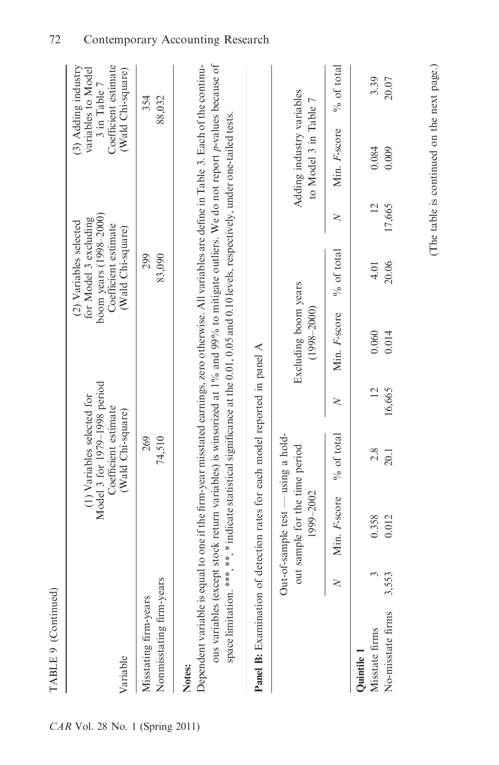TABLE 9 (Continued)

| Variable | (1) Variables selected for Model 3 for 1979–1998 period Coefficient estimate (Wald Chi-square) | (2) Variables selected for Model 3 excluding boom years (1998–2000) Coefficient estimate (Wald Chi-square) | (3) Adding industry variables to Model 3 in Table 7 Coefficient estimate (Wald Chi-square) |
|---|---|---|---|
| Misstating firm-years | 269 | 299 | 354 |
| Nonmisstating firm-years | 74,510 | 83,090 | 88,032 |

**Notes:**

Dependent variable is equal to one if the firm-year misstated earnings, zero otherwise. All variables are define in Table 3. Each of the continuous variables (except stock return variables) is winsorized at 1% and 99% to mitigate outliers. We do not report *p*-values because of space limitation. \*\*\*, \*\*, \* indicate statistical significance at the 0.01, 0.05 and 0.10 levels, respectively, under one-tailed tests.

**Panel B:** Examination of detection rates for each model reported in panel A

| | Out-of-sample test — using a hold-out sample for the time period 1999–2002 | | | Excluding boom years (1998–2000) | | | Adding industry variables to Model 3 in Table 7 | | |
|---|---|---|---|---|---|---|---|---|---|
| | *N* | Min. *F*-score | % of total | *N* | Min. *F*-score | % of total | *N* | Min. *F*-score | % of total |
| **Quintile 1** | | | | | | | | | |
| Misstate firms | 3 | 0.358 | 2.8 | 12 | 0.060 | 4.01 | 12 | 0.084 | 3.39 |
| No-misstate firms | 3,553 | 0.012 | 20.1 | 16,665 | 0.014 | 20.06 | 17,665 | 0.009 | 20.07 |

(The table is continued on the next page.)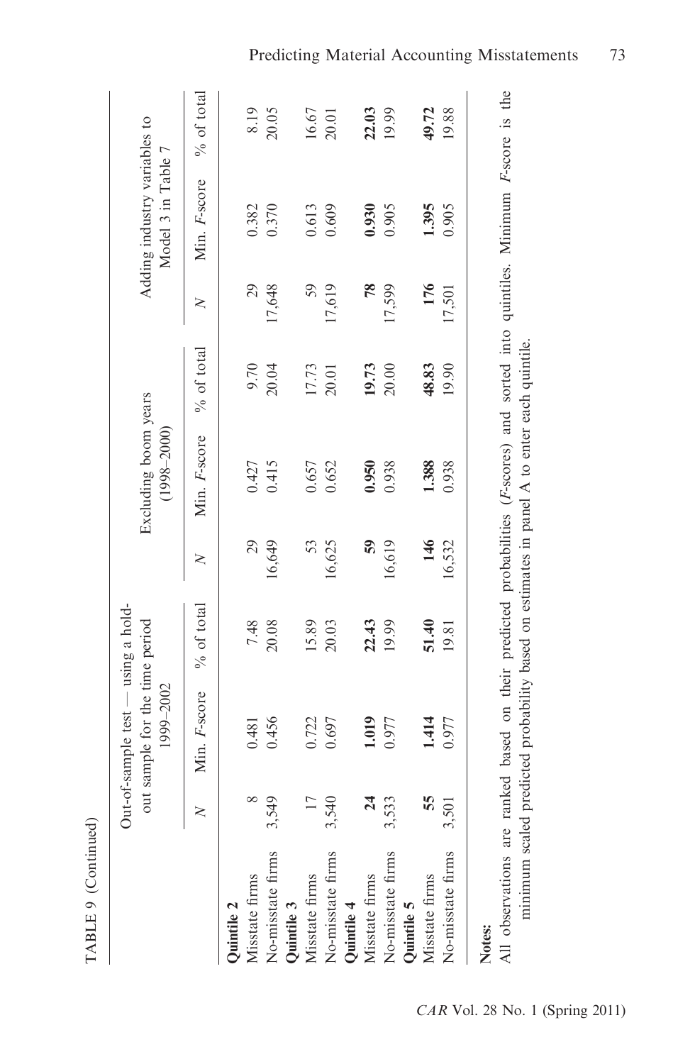TABLE 9 (Continued)

| | Out-of-sample test — using a hold-out sample for the time period 1999–2002 | | | Excluding boom years (1998–2000) | | | Adding industry variables to Model 3 in Table 7 | | |
|---|---|---|---|---|---|---|---|---|---|
| | $N$ | Min. $F$-score | % of total | $N$ | Min. $F$-score | % of total | $N$ | Min. $F$-score | % of total |
| **Quintile 2** | | | | | | | | | |
| Misstate firms | 8 | 0.481 | 7.48 | 29 | 0.427 | 9.70 | 29 | 0.382 | 8.19 |
| No-misstate firms | 3,549 | 0.456 | 20.08 | 16,649 | 0.415 | 20.04 | 17,648 | 0.370 | 20.05 |
| **Quintile 3** | | | | | | | | | |
| Misstate firms | 17 | 0.722 | 15.89 | 53 | 0.657 | 17.73 | 59 | 0.613 | 16.67 |
| No-misstate firms | 3,540 | 0.697 | 20.03 | 16,625 | 0.652 | 20.01 | 17,619 | 0.609 | 20.01 |
| **Quintile 4** | | | | | | | | | |
| Misstate firms | **24** | **1.019** | **22.43** | **59** | **0.950** | **19.73** | **78** | **0.930** | **22.03** |
| No-misstate firms | 3,533 | 0.977 | 19.99 | 16,619 | 0.938 | 20.00 | 17,599 | 0.905 | 19.99 |
| **Quintile 5** | | | | | | | | | |
| Misstate firms | **55** | **1.414** | **51.40** | **146** | **1.388** | **48.83** | **176** | **1.395** | **49.72** |
| No-misstate firms | 3,501 | 0.977 | 19.81 | 16,532 | 0.938 | 19.90 | 17,501 | 0.905 | 19.88 |

**Notes:**

All observations are ranked based on their predicted probabilities ($F$-scores) and sorted into quintiles. Minimum $F$-score is the minimum scaled predicted probability based on estimates in panel A to enter each quintile.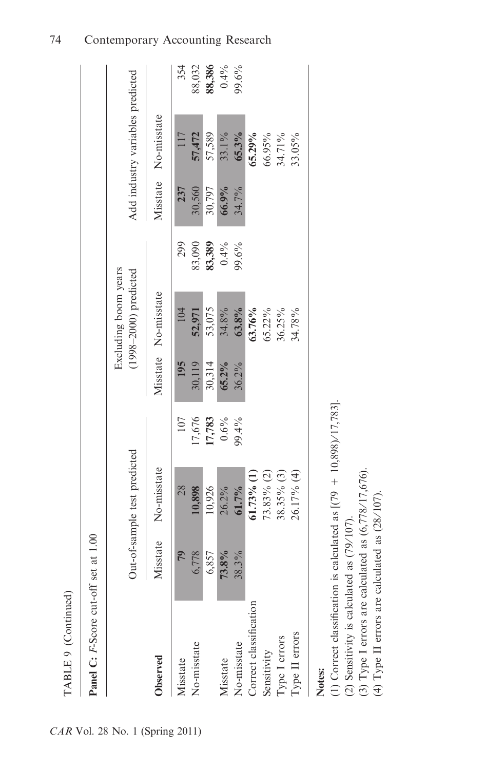TABLE 9 (Continued)

**Panel C:** *F*-Score cut-off set at 1.00

| **Observed** | Out-of-sample test predicted | | | Excluding boom years (1998–2000) predicted | | | Add industry variables predicted | | |
|---|---|---|---|---|---|---|---|---|---|
| | Misstate | No-misstate | | Misstate | No-misstate | | Misstate | No-misstate | |
| Misstate | **79** | 28 | 107 | **195** | 104 | 299 | **237** | 117 | 354 |
| No-misstate | 6,778 | **10,898** | 17,676 | 30,119 | **52,971** | 83,090 | 30,560 | **57,472** | 88,032 |
| | 6,857 | 10,926 | **17,783** | 30,314 | 53,075 | **83,389** | 30,797 | 57,589 | **88,386** |
| Misstate | **73.8%** | 26.2% | 0.6% | **65.2%** | 34.8% | 0.4% | **66.9%** | 33.1% | 0.4% |
| No-misstate | 38.3% | **61.7%** | 99.4% | 36.2% | **63.8%** | 99.6% | 34.7% | **65.3%** | 99.6% |
| Correct classification | | **61.73% (1)** | | | **63.76%** | | | **65.29%** | |
| Sensitivity | | 73.83% (2) | | | 65.22% | | | 66.95% | |
| Type I errors | | 38.35% (3) | | | 36.25% | | | 34.71% | |
| Type II errors | | 26.17% (4) | | | 34.78% | | | 33.05% | |

**Notes:**

(1) Correct classification is calculated as [(79 + 10,898)/17,783].

(2) Sensitivity is calculated as (79/107).

(3) Type I errors are calculated as (6,778/17,676).

(4) Type II errors are calculated as (28/107).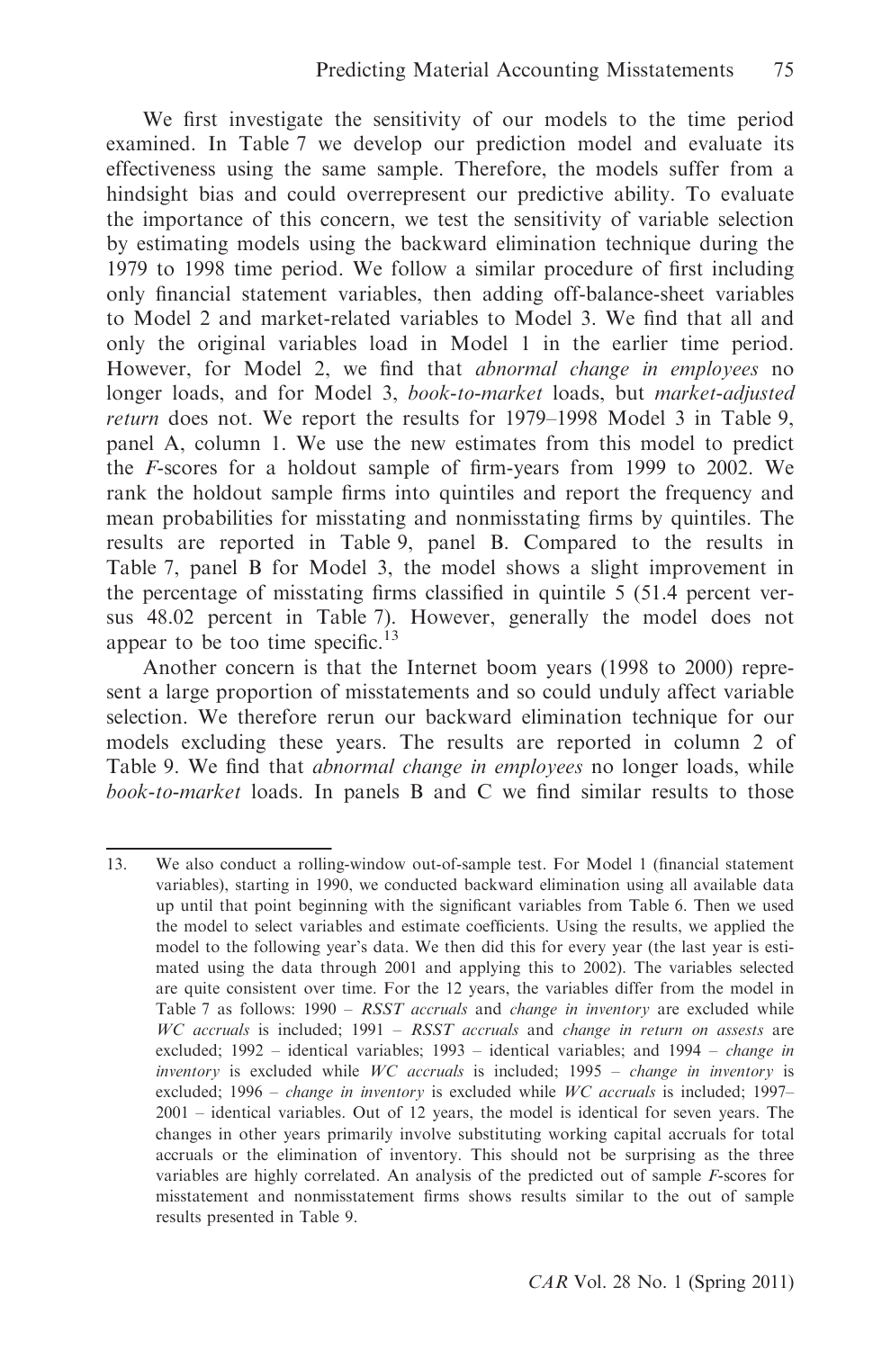We first investigate the sensitivity of our models to the time period examined. In Table 7 we develop our prediction model and evaluate its effectiveness using the same sample. Therefore, the models suffer from a hindsight bias and could overrepresent our predictive ability. To evaluate the importance of this concern, we test the sensitivity of variable selection by estimating models using the backward elimination technique during the 1979 to 1998 time period. We follow a similar procedure of first including only financial statement variables, then adding off-balance-sheet variables to Model 2 and market-related variables to Model 3. We find that all and only the original variables load in Model 1 in the earlier time period. However, for Model 2, we find that *abnormal change in employees* no longer loads, and for Model 3, *book-to-market* loads, but *market-adjusted return* does not. We report the results for 1979–1998 Model 3 in Table 9, panel A, column 1. We use the new estimates from this model to predict the *F*-scores for a holdout sample of firm-years from 1999 to 2002. We rank the holdout sample firms into quintiles and report the frequency and mean probabilities for misstating and nonmisstating firms by quintiles. The results are reported in Table 9, panel B. Compared to the results in Table 7, panel B for Model 3, the model shows a slight improvement in the percentage of misstating firms classified in quintile 5 (51.4 percent versus 48.02 percent in Table 7). However, generally the model does not appear to be too time specific.[13]

Another concern is that the Internet boom years (1998 to 2000) represent a large proportion of misstatements and so could unduly affect variable selection. We therefore rerun our backward elimination technique for our models excluding these years. The results are reported in column 2 of Table 9. We find that *abnormal change in employees* no longer loads, while *book-to-market* loads. In panels B and C we find similar results to those

---

13. We also conduct a rolling-window out-of-sample test. For Model 1 (financial statement variables), starting in 1990, we conducted backward elimination using all available data up until that point beginning with the significant variables from Table 6. Then we used the model to select variables and estimate coefficients. Using the results, we applied the model to the following year's data. We then did this for every year (the last year is estimated using the data through 2001 and applying this to 2002). The variables selected are quite consistent over time. For the 12 years, the variables differ from the model in Table 7 as follows: 1990 – *RSST accruals* and *change in inventory* are excluded while *WC accruals* is included; 1991 – *RSST accruals* and *change in return on assests* are excluded; 1992 – identical variables; 1993 – identical variables; and 1994 – *change in inventory* is excluded while *WC accruals* is included; 1995 – *change in inventory* is excluded; 1996 – *change in inventory* is excluded while *WC accruals* is included; 1997–2001 – identical variables. Out of 12 years, the model is identical for seven years. The changes in other years primarily involve substituting working capital accruals for total accruals or the elimination of inventory. This should not be surprising as the three variables are highly correlated. An analysis of the predicted out of sample *F*-scores for misstatement and nonmisstatement firms shows results similar to the out of sample results presented in Table 9.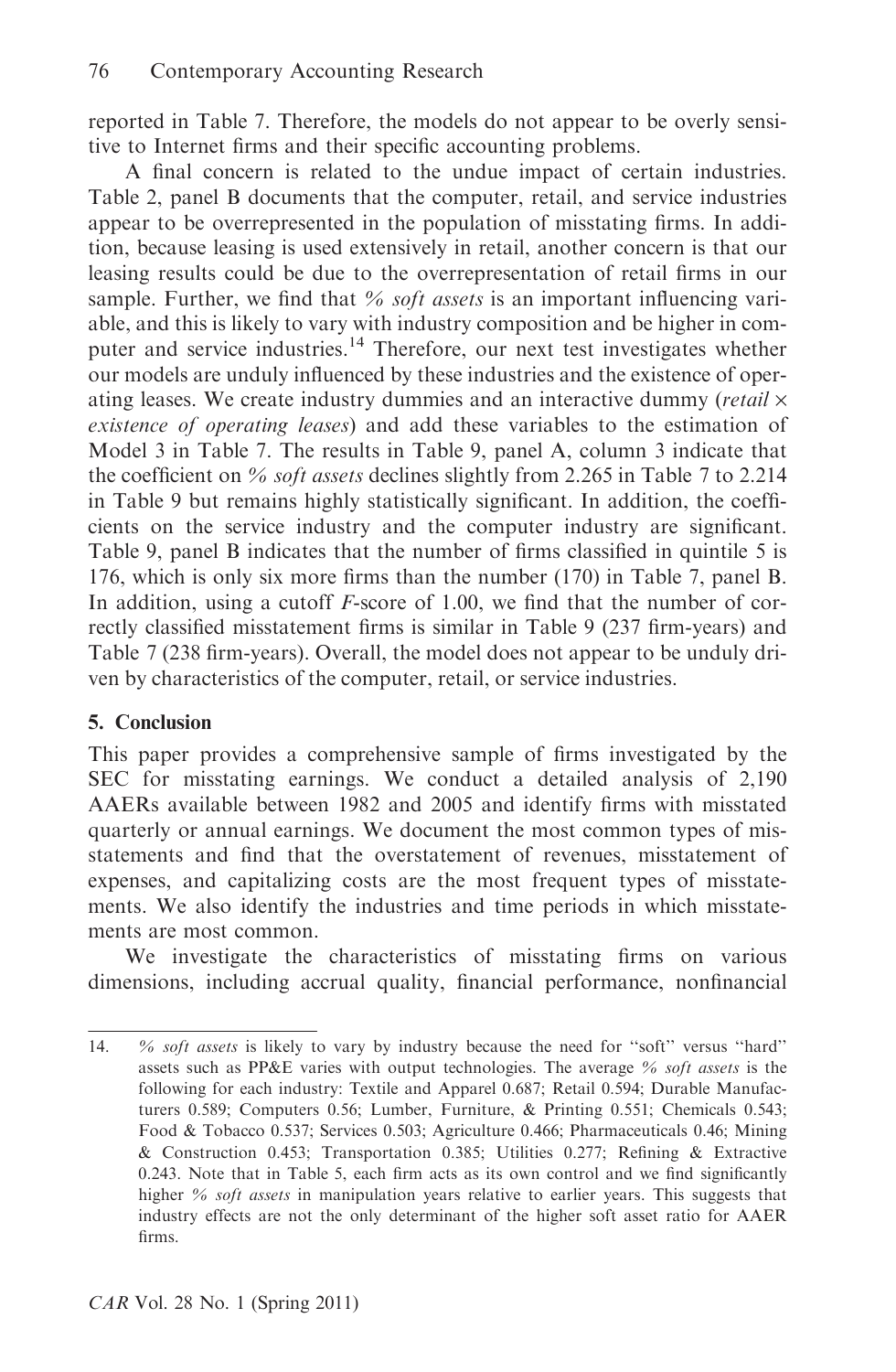reported in Table 7. Therefore, the models do not appear to be overly sensitive to Internet firms and their specific accounting problems.

A final concern is related to the undue impact of certain industries. Table 2, panel B documents that the computer, retail, and service industries appear to be overrepresented in the population of misstating firms. In addition, because leasing is used extensively in retail, another concern is that our leasing results could be due to the overrepresentation of retail firms in our sample. Further, we find that *% soft assets* is an important influencing variable, and this is likely to vary with industry composition and be higher in computer and service industries.[14] Therefore, our next test investigates whether our models are unduly influenced by these industries and the existence of operating leases. We create industry dummies and an interactive dummy (*retail × existence of operating leases*) and add these variables to the estimation of Model 3 in Table 7. The results in Table 9, panel A, column 3 indicate that the coefficient on *% soft assets* declines slightly from 2.265 in Table 7 to 2.214 in Table 9 but remains highly statistically significant. In addition, the coefficients on the service industry and the computer industry are significant. Table 9, panel B indicates that the number of firms classified in quintile 5 is 176, which is only six more firms than the number (170) in Table 7, panel B. In addition, using a cutoff *F*-score of 1.00, we find that the number of correctly classified misstatement firms is similar in Table 9 (237 firm-years) and Table 7 (238 firm-years). Overall, the model does not appear to be unduly driven by characteristics of the computer, retail, or service industries.

## 5. Conclusion

This paper provides a comprehensive sample of firms investigated by the SEC for misstating earnings. We conduct a detailed analysis of 2,190 AAERs available between 1982 and 2005 and identify firms with misstated quarterly or annual earnings. We document the most common types of misstatements and find that the overstatement of revenues, misstatement of expenses, and capitalizing costs are the most frequent types of misstatements. We also identify the industries and time periods in which misstatements are most common.

We investigate the characteristics of misstating firms on various dimensions, including accrual quality, financial performance, nonfinancial

---

14. *% soft assets* is likely to vary by industry because the need for "soft" versus "hard" assets such as PP&E varies with output technologies. The average *% soft assets* is the following for each industry: Textile and Apparel 0.687; Retail 0.594; Durable Manufacturers 0.589; Computers 0.56; Lumber, Furniture, & Printing 0.551; Chemicals 0.543; Food & Tobacco 0.537; Services 0.503; Agriculture 0.466; Pharmaceuticals 0.46; Mining & Construction 0.453; Transportation 0.385; Utilities 0.277; Refining & Extractive 0.243. Note that in Table 5, each firm acts as its own control and we find significantly higher *% soft assets* in manipulation years relative to earlier years. This suggests that industry effects are not the only determinant of the higher soft asset ratio for AAER firms.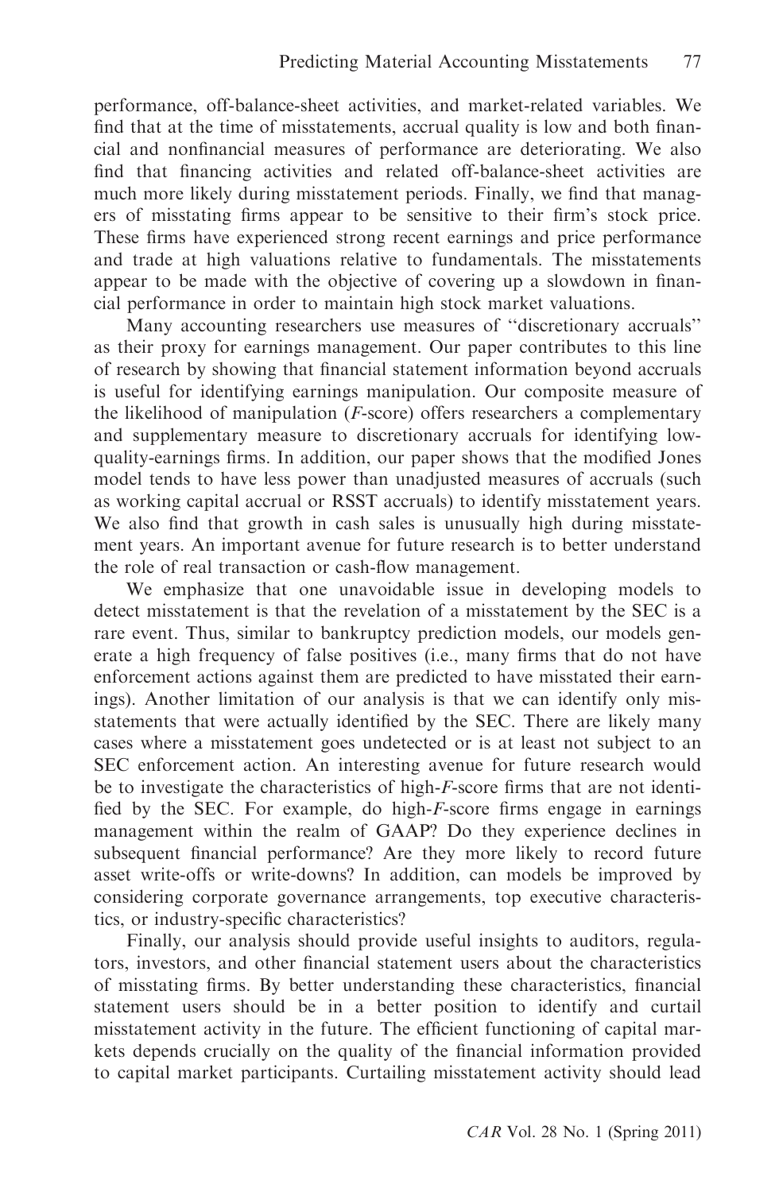performance, off-balance-sheet activities, and market-related variables. We find that at the time of misstatements, accrual quality is low and both financial and nonfinancial measures of performance are deteriorating. We also find that financing activities and related off-balance-sheet activities are much more likely during misstatement periods. Finally, we find that managers of misstating firms appear to be sensitive to their firm's stock price. These firms have experienced strong recent earnings and price performance and trade at high valuations relative to fundamentals. The misstatements appear to be made with the objective of covering up a slowdown in financial performance in order to maintain high stock market valuations.

Many accounting researchers use measures of "discretionary accruals" as their proxy for earnings management. Our paper contributes to this line of research by showing that financial statement information beyond accruals is useful for identifying earnings manipulation. Our composite measure of the likelihood of manipulation (*F*-score) offers researchers a complementary and supplementary measure to discretionary accruals for identifying low-quality-earnings firms. In addition, our paper shows that the modified Jones model tends to have less power than unadjusted measures of accruals (such as working capital accrual or RSST accruals) to identify misstatement years. We also find that growth in cash sales is unusually high during misstatement years. An important avenue for future research is to better understand the role of real transaction or cash-flow management.

We emphasize that one unavoidable issue in developing models to detect misstatement is that the revelation of a misstatement by the SEC is a rare event. Thus, similar to bankruptcy prediction models, our models generate a high frequency of false positives (i.e., many firms that do not have enforcement actions against them are predicted to have misstated their earnings). Another limitation of our analysis is that we can identify only misstatements that were actually identified by the SEC. There are likely many cases where a misstatement goes undetected or is at least not subject to an SEC enforcement action. An interesting avenue for future research would be to investigate the characteristics of high-*F*-score firms that are not identified by the SEC. For example, do high-*F*-score firms engage in earnings management within the realm of GAAP? Do they experience declines in subsequent financial performance? Are they more likely to record future asset write-offs or write-downs? In addition, can models be improved by considering corporate governance arrangements, top executive characteristics, or industry-specific characteristics?

Finally, our analysis should provide useful insights to auditors, regulators, investors, and other financial statement users about the characteristics of misstating firms. By better understanding these characteristics, financial statement users should be in a better position to identify and curtail misstatement activity in the future. The efficient functioning of capital markets depends crucially on the quality of the financial information provided to capital market participants. Curtailing misstatement activity should lead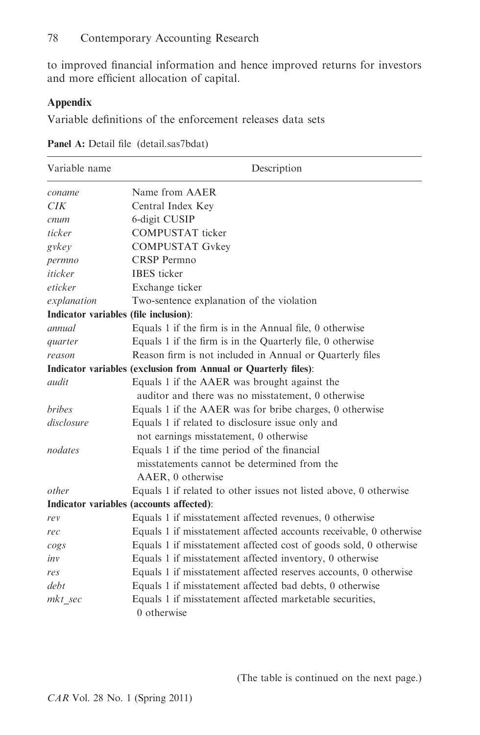to improved financial information and hence improved returns for investors and more efficient allocation of capital.

## Appendix

Variable definitions of the enforcement releases data sets

**Panel A:** Detail file (detail.sas7bdat)

| Variable name | Description |
|---|---|
| *coname* | Name from AAER |
| *CIK* | Central Index Key |
| *cnum* | 6-digit CUSIP |
| *ticker* | COMPUSTAT ticker |
| *gvkey* | COMPUSTAT Gvkey |
| *permno* | CRSP Permno |
| *iticker* | IBES ticker |
| *eticker* | Exchange ticker |
| *explanation* | Two-sentence explanation of the violation |
| **Indicator variables (file inclusion)**: | |
| *annual* | Equals 1 if the firm is in the Annual file, 0 otherwise |
| *quarter* | Equals 1 if the firm is in the Quarterly file, 0 otherwise |
| *reason* | Reason firm is not included in Annual or Quarterly files |
| **Indicator variables (exclusion from Annual or Quarterly files)**: | |
| *audit* | Equals 1 if the AAER was brought against the auditor and there was no misstatement, 0 otherwise |
| *bribes* | Equals 1 if the AAER was for bribe charges, 0 otherwise |
| *disclosure* | Equals 1 if related to disclosure issue only and not earnings misstatement, 0 otherwise |
| *nodates* | Equals 1 if the time period of the financial misstatements cannot be determined from the AAER, 0 otherwise |
| *other* | Equals 1 if related to other issues not listed above, 0 otherwise |
| **Indicator variables (accounts affected)**: | |
| *rev* | Equals 1 if misstatement affected revenues, 0 otherwise |
| *rec* | Equals 1 if misstatement affected accounts receivable, 0 otherwise |
| *cogs* | Equals 1 if misstatement affected cost of goods sold, 0 otherwise |
| *inv* | Equals 1 if misstatement affected inventory, 0 otherwise |
| *res* | Equals 1 if misstatement affected reserves accounts, 0 otherwise |
| *debt* | Equals 1 if misstatement affected bad debts, 0 otherwise |
| *mkt_sec* | Equals 1 if misstatement affected marketable securities, 0 otherwise |

(The table is continued on the next page.)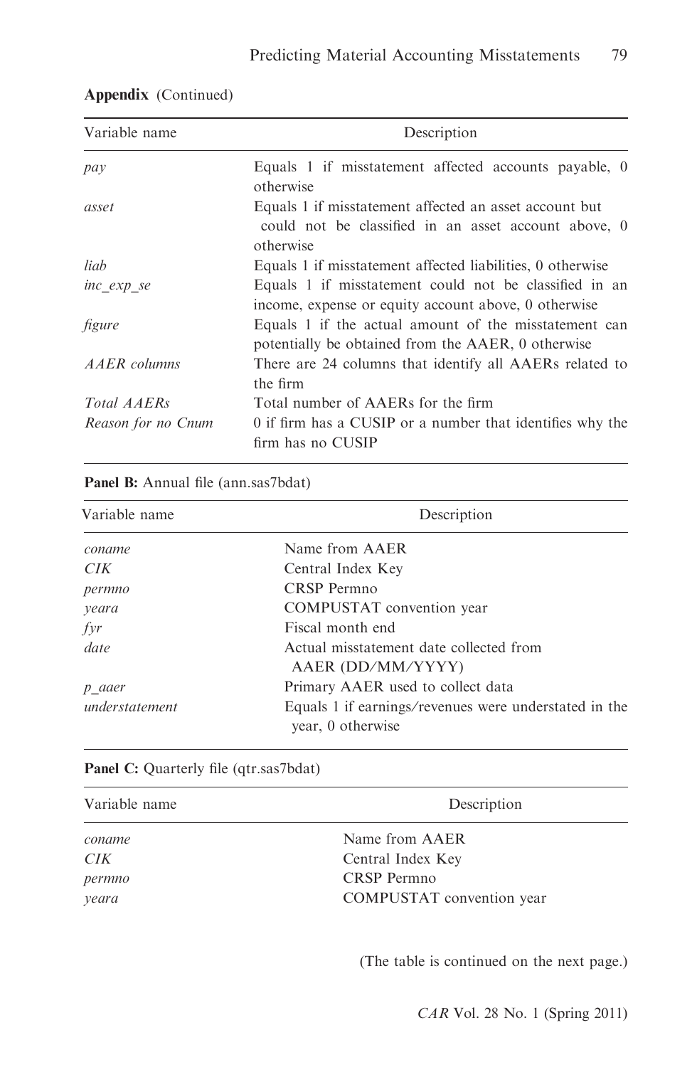**Appendix** (Continued)

| Variable name | Description |
|---|---|
| *pay* | Equals 1 if misstatement affected accounts payable, 0 otherwise |
| *asset* | Equals 1 if misstatement affected an asset account but could not be classified in an asset account above, 0 otherwise |
| *liab* | Equals 1 if misstatement affected liabilities, 0 otherwise |
| *inc_exp_se* | Equals 1 if misstatement could not be classified in an income, expense or equity account above, 0 otherwise |
| *figure* | Equals 1 if the actual amount of the misstatement can potentially be obtained from the AAER, 0 otherwise |
| *AAER columns* | There are 24 columns that identify all AAERs related to the firm |
| *Total AAERs* | Total number of AAERs for the firm |
| *Reason for no Cnum* | 0 if firm has a CUSIP or a number that identifies why the firm has no CUSIP |

**Panel B:** Annual file (ann.sas7bdat)

| Variable name | Description |
|---|---|
| *coname* | Name from AAER |
| *CIK* | Central Index Key |
| *permno* | CRSP Permno |
| *yeara* | COMPUSTAT convention year |
| *fyr* | Fiscal month end |
| *date* | Actual misstatement date collected from AAER (DD/MM/YYYY) |
| *p_aaer* | Primary AAER used to collect data |
| *understatement* | Equals 1 if earnings/revenues were understated in the year, 0 otherwise |

**Panel C:** Quarterly file (qtr.sas7bdat)

| Variable name | Description |
|---|---|
| *coname* | Name from AAER |
| *CIK* | Central Index Key |
| *permno* | CRSP Permno |
| *yeara* | COMPUSTAT convention year |

(The table is continued on the next page.)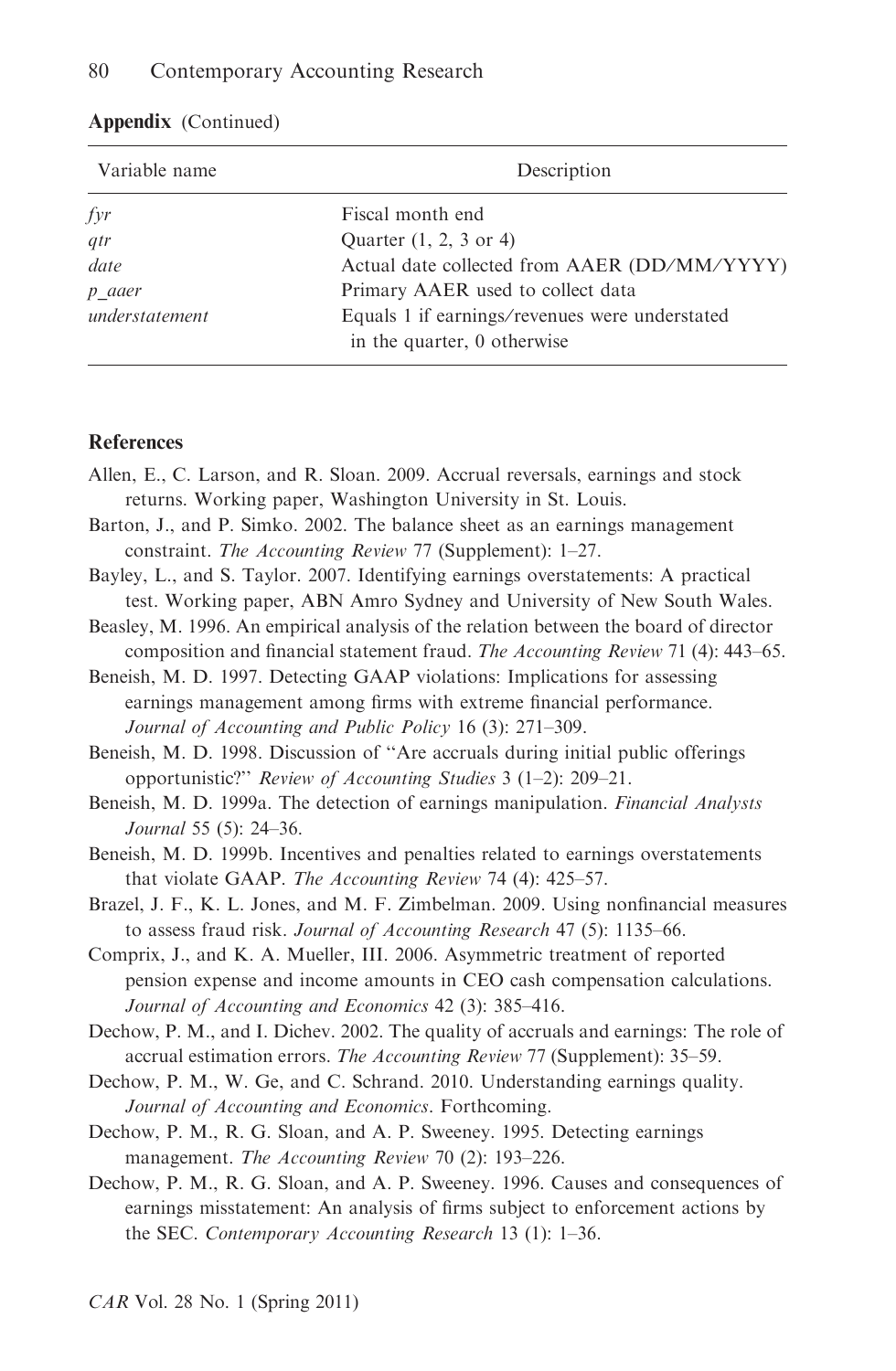**Appendix** (Continued)

| Variable name | Description |
|---|---|
| *fyr* | Fiscal month end |
| *qtr* | Quarter (1, 2, 3 or 4) |
| *date* | Actual date collected from AAER (DD/MM/YYYY) |
| *p_aaer* | Primary AAER used to collect data |
| *understatement* | Equals 1 if earnings/revenues were understated in the quarter, 0 otherwise |

## References

Allen, E., C. Larson, and R. Sloan. 2009. Accrual reversals, earnings and stock returns. Working paper, Washington University in St. Louis.

Barton, J., and P. Simko. 2002. The balance sheet as an earnings management constraint. *The Accounting Review* 77 (Supplement): 1–27.

Bayley, L., and S. Taylor. 2007. Identifying earnings overstatements: A practical test. Working paper, ABN Amro Sydney and University of New South Wales.

Beasley, M. 1996. An empirical analysis of the relation between the board of director composition and financial statement fraud. *The Accounting Review* 71 (4): 443–65.

Beneish, M. D. 1997. Detecting GAAP violations: Implications for assessing earnings management among firms with extreme financial performance. *Journal of Accounting and Public Policy* 16 (3): 271–309.

Beneish, M. D. 1998. Discussion of "Are accruals during initial public offerings opportunistic?" *Review of Accounting Studies* 3 (1–2): 209–21.

Beneish, M. D. 1999a. The detection of earnings manipulation. *Financial Analysts Journal* 55 (5): 24–36.

Beneish, M. D. 1999b. Incentives and penalties related to earnings overstatements that violate GAAP. *The Accounting Review* 74 (4): 425–57.

Brazel, J. F., K. L. Jones, and M. F. Zimbelman. 2009. Using nonfinancial measures to assess fraud risk. *Journal of Accounting Research* 47 (5): 1135–66.

Comprix, J., and K. A. Mueller, III. 2006. Asymmetric treatment of reported pension expense and income amounts in CEO cash compensation calculations. *Journal of Accounting and Economics* 42 (3): 385–416.

Dechow, P. M., and I. Dichev. 2002. The quality of accruals and earnings: The role of accrual estimation errors. *The Accounting Review* 77 (Supplement): 35–59.

Dechow, P. M., W. Ge, and C. Schrand. 2010. Understanding earnings quality. *Journal of Accounting and Economics*. Forthcoming.

Dechow, P. M., R. G. Sloan, and A. P. Sweeney. 1995. Detecting earnings management. *The Accounting Review* 70 (2): 193–226.

Dechow, P. M., R. G. Sloan, and A. P. Sweeney. 1996. Causes and consequences of earnings misstatement: An analysis of firms subject to enforcement actions by the SEC. *Contemporary Accounting Research* 13 (1): 1–36.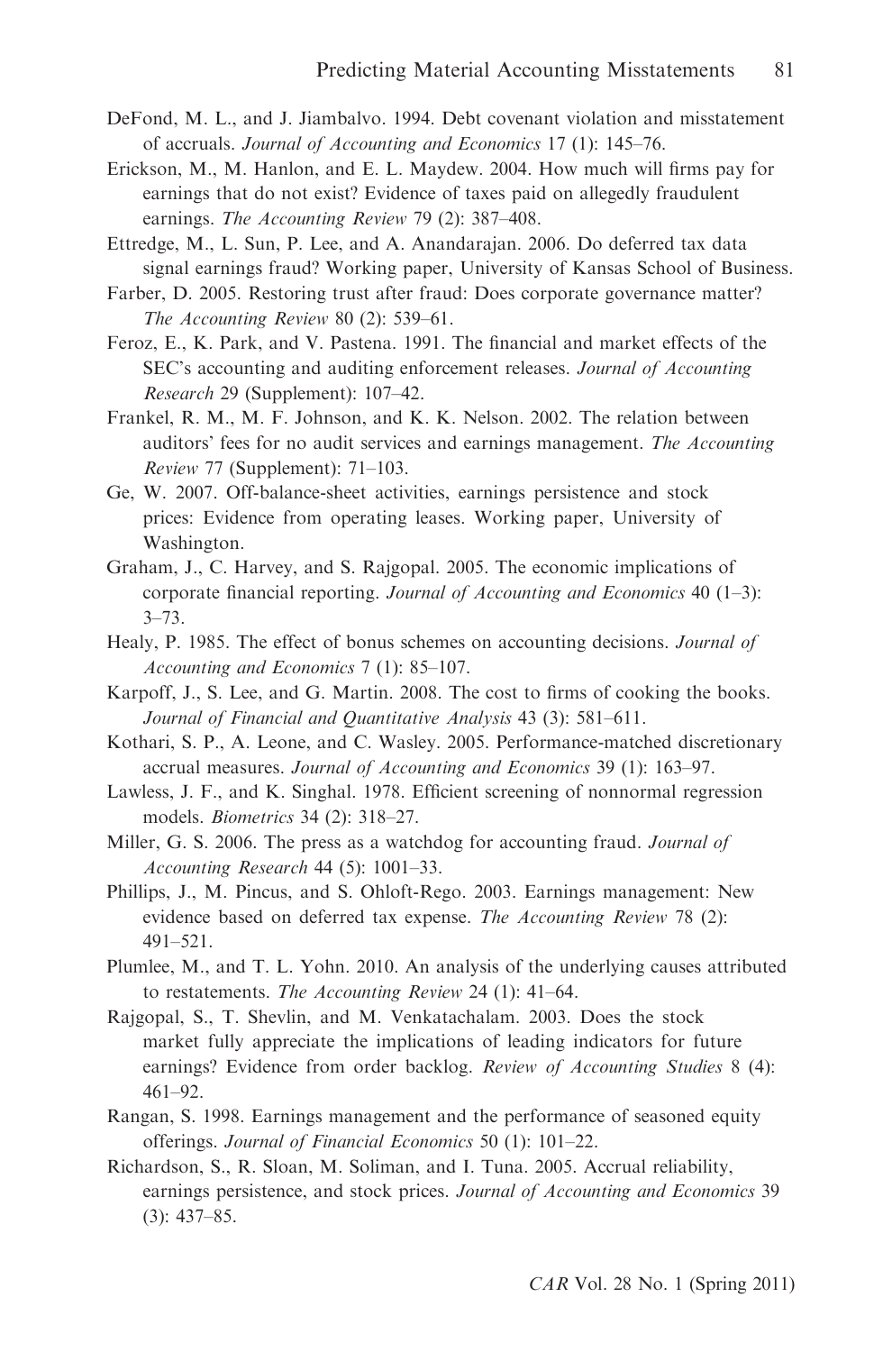DeFond, M. L., and J. Jiambalvo. 1994. Debt covenant violation and misstatement of accruals. *Journal of Accounting and Economics* 17 (1): 145–76.

Erickson, M., M. Hanlon, and E. L. Maydew. 2004. How much will firms pay for earnings that do not exist? Evidence of taxes paid on allegedly fraudulent earnings. *The Accounting Review* 79 (2): 387–408.

Ettredge, M., L. Sun, P. Lee, and A. Anandarajan. 2006. Do deferred tax data signal earnings fraud? Working paper, University of Kansas School of Business.

Farber, D. 2005. Restoring trust after fraud: Does corporate governance matter? *The Accounting Review* 80 (2): 539–61.

Feroz, E., K. Park, and V. Pastena. 1991. The financial and market effects of the SEC's accounting and auditing enforcement releases. *Journal of Accounting Research* 29 (Supplement): 107–42.

Frankel, R. M., M. F. Johnson, and K. K. Nelson. 2002. The relation between auditors' fees for no audit services and earnings management. *The Accounting Review* 77 (Supplement): 71–103.

Ge, W. 2007. Off-balance-sheet activities, earnings persistence and stock prices: Evidence from operating leases. Working paper, University of Washington.

Graham, J., C. Harvey, and S. Rajgopal. 2005. The economic implications of corporate financial reporting. *Journal of Accounting and Economics* 40 (1–3): 3–73.

Healy, P. 1985. The effect of bonus schemes on accounting decisions. *Journal of Accounting and Economics* 7 (1): 85–107.

Karpoff, J., S. Lee, and G. Martin. 2008. The cost to firms of cooking the books. *Journal of Financial and Quantitative Analysis* 43 (3): 581–611.

Kothari, S. P., A. Leone, and C. Wasley. 2005. Performance-matched discretionary accrual measures. *Journal of Accounting and Economics* 39 (1): 163–97.

Lawless, J. F., and K. Singhal. 1978. Efficient screening of nonnormal regression models. *Biometrics* 34 (2): 318–27.

Miller, G. S. 2006. The press as a watchdog for accounting fraud. *Journal of Accounting Research* 44 (5): 1001–33.

Phillips, J., M. Pincus, and S. Ohloft-Rego. 2003. Earnings management: New evidence based on deferred tax expense. *The Accounting Review* 78 (2): 491–521.

Plumlee, M., and T. L. Yohn. 2010. An analysis of the underlying causes attributed to restatements. *The Accounting Review* 24 (1): 41–64.

Rajgopal, S., T. Shevlin, and M. Venkatachalam. 2003. Does the stock market fully appreciate the implications of leading indicators for future earnings? Evidence from order backlog. *Review of Accounting Studies* 8 (4): 461–92.

Rangan, S. 1998. Earnings management and the performance of seasoned equity offerings. *Journal of Financial Economics* 50 (1): 101–22.

Richardson, S., R. Sloan, M. Soliman, and I. Tuna. 2005. Accrual reliability, earnings persistence, and stock prices. *Journal of Accounting and Economics* 39 (3): 437–85.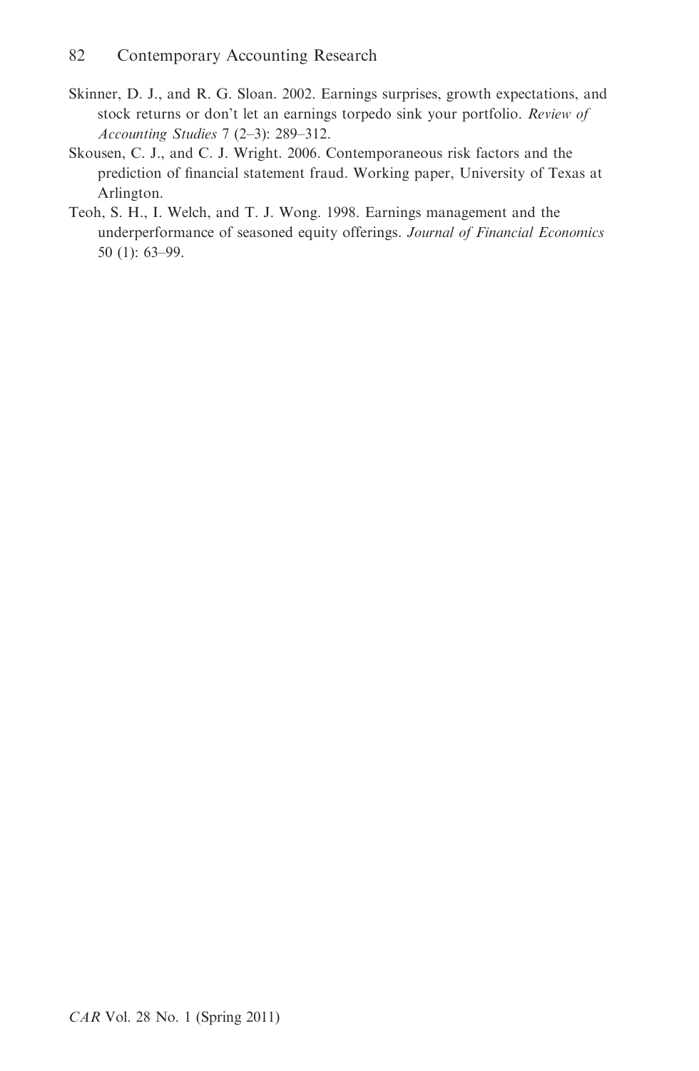Skinner, D. J., and R. G. Sloan. 2002. Earnings surprises, growth expectations, and stock returns or don't let an earnings torpedo sink your portfolio. *Review of Accounting Studies* 7 (2–3): 289–312.

Skousen, C. J., and C. J. Wright. 2006. Contemporaneous risk factors and the prediction of financial statement fraud. Working paper, University of Texas at Arlington.

Teoh, S. H., I. Welch, and T. J. Wong. 1998. Earnings management and the underperformance of seasoned equity offerings. *Journal of Financial Economics* 50 (1): 63–99.